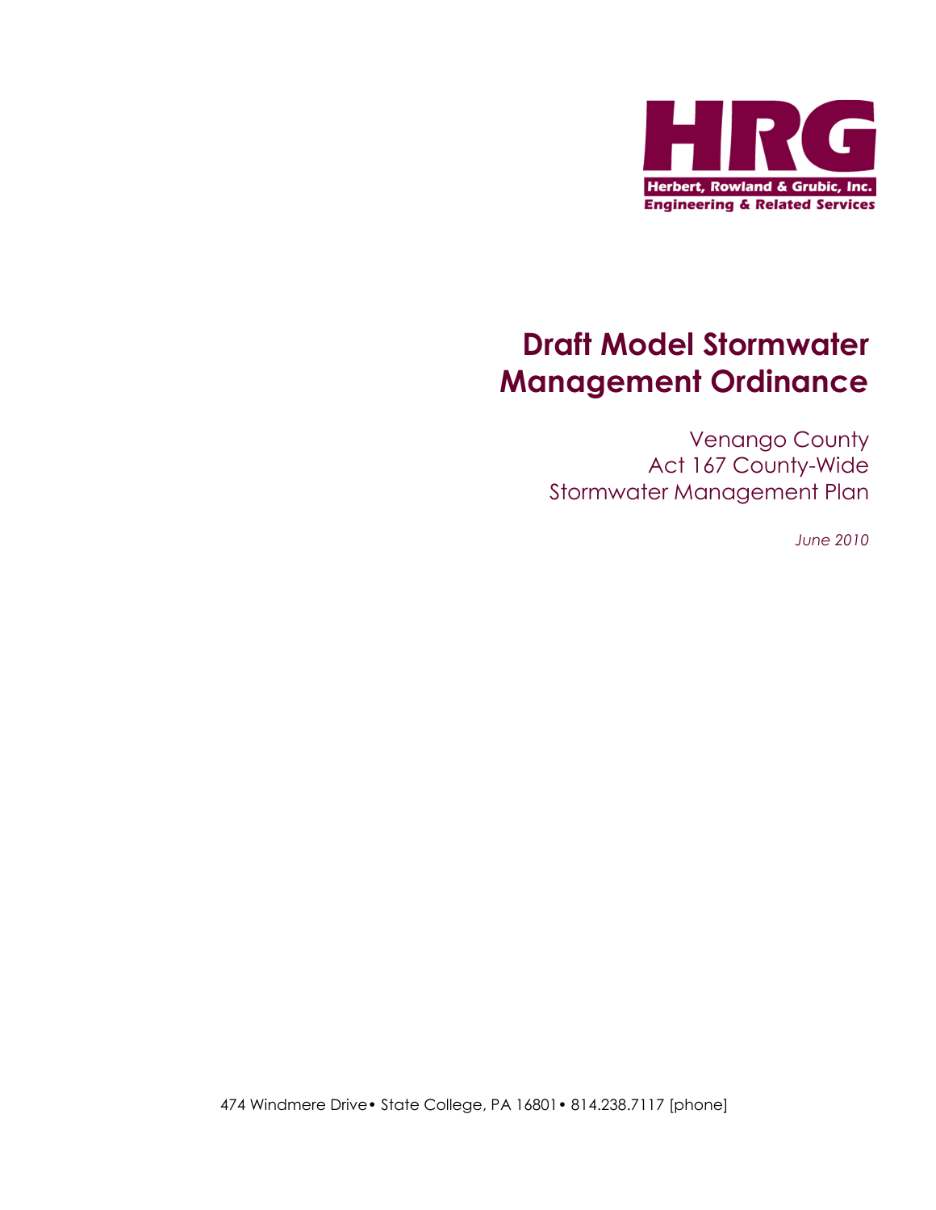HRG

Herbert, Rowland & Grubic, Inc.
Engineering & Related Services

# Draft Model Stormwater Management Ordinance

Venango County
Act 167 County-Wide
Stormwater Management Plan

*June 2010*

474 Windmere Drive• State College, PA 16801• 814.238.7117 [phone]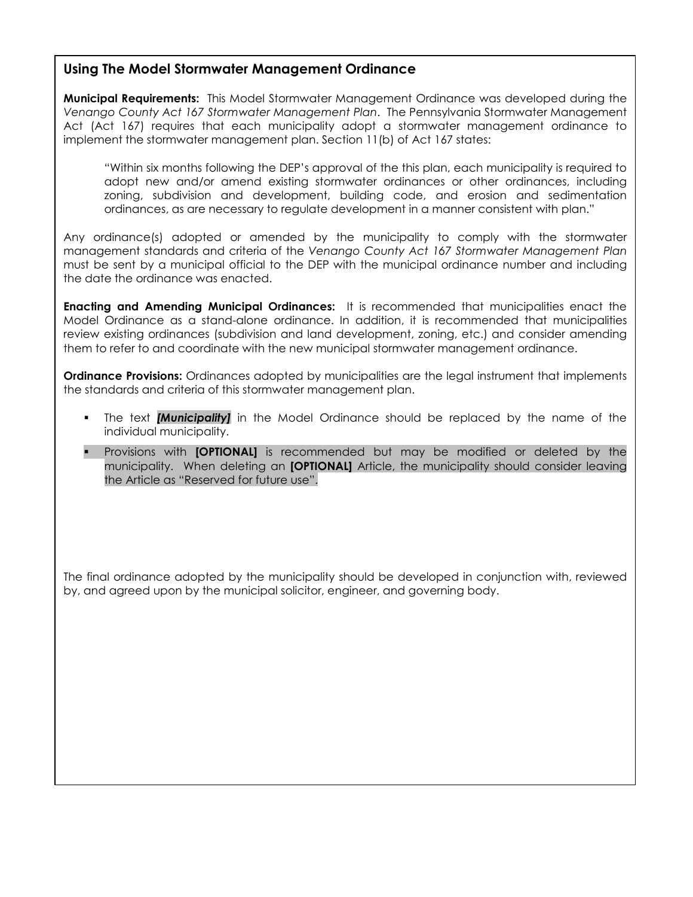## Using The Model Stormwater Management Ordinance

**Municipal Requirements:** This Model Stormwater Management Ordinance was developed during the *Venango County Act 167 Stormwater Management Plan*. The Pennsylvania Stormwater Management Act (Act 167) requires that each municipality adopt a stormwater management ordinance to implement the stormwater management plan. Section 11(b) of Act 167 states:

> "Within six months following the DEP's approval of the this plan, each municipality is required to adopt new and/or amend existing stormwater ordinances or other ordinances, including zoning, subdivision and development, building code, and erosion and sedimentation ordinances, as are necessary to regulate development in a manner consistent with plan."

Any ordinance(s) adopted or amended by the municipality to comply with the stormwater management standards and criteria of the *Venango County Act 167 Stormwater Management Plan* must be sent by a municipal official to the DEP with the municipal ordinance number and including the date the ordinance was enacted.

**Enacting and Amending Municipal Ordinances:** It is recommended that municipalities enact the Model Ordinance as a stand-alone ordinance. In addition, it is recommended that municipalities review existing ordinances (subdivision and land development, zoning, etc.) and consider amending them to refer to and coordinate with the new municipal stormwater management ordinance.

**Ordinance Provisions:** Ordinances adopted by municipalities are the legal instrument that implements the standards and criteria of this stormwater management plan.

- The text ***[Municipality]*** in the Model Ordinance should be replaced by the name of the individual municipality.
- Provisions with **[OPTIONAL]** is recommended but may be modified or deleted by the municipality. When deleting an **[OPTIONAL]** Article, the municipality should consider leaving the Article as "Reserved for future use".

The final ordinance adopted by the municipality should be developed in conjunction with, reviewed by, and agreed upon by the municipal solicitor, engineer, and governing body.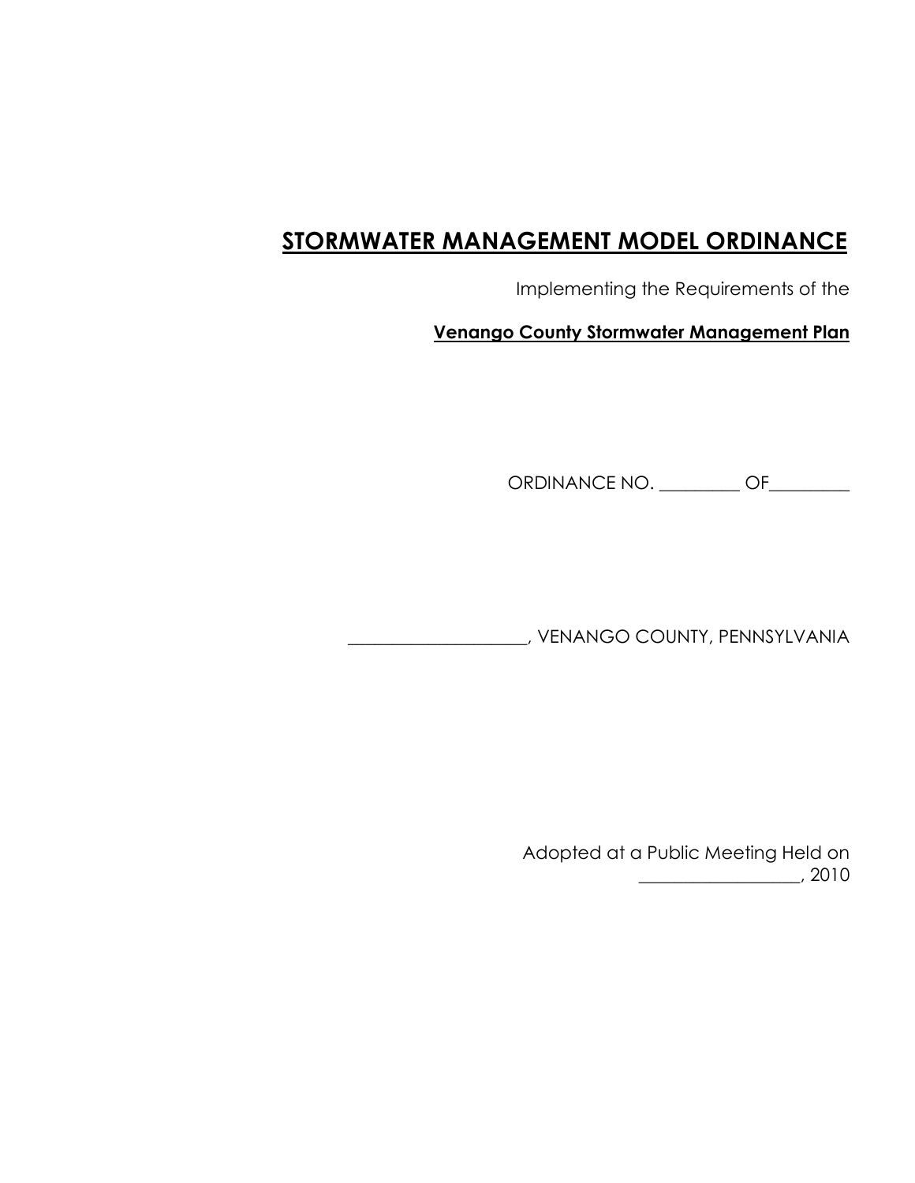# STORMWATER MANAGEMENT MODEL ORDINANCE

Implementing the Requirements of the

**Venango County Stormwater Management Plan**

ORDINANCE NO. _________ OF_________

____________________, VENANGO COUNTY, PENNSYLVANIA

Adopted at a Public Meeting Held on
__________________, 2010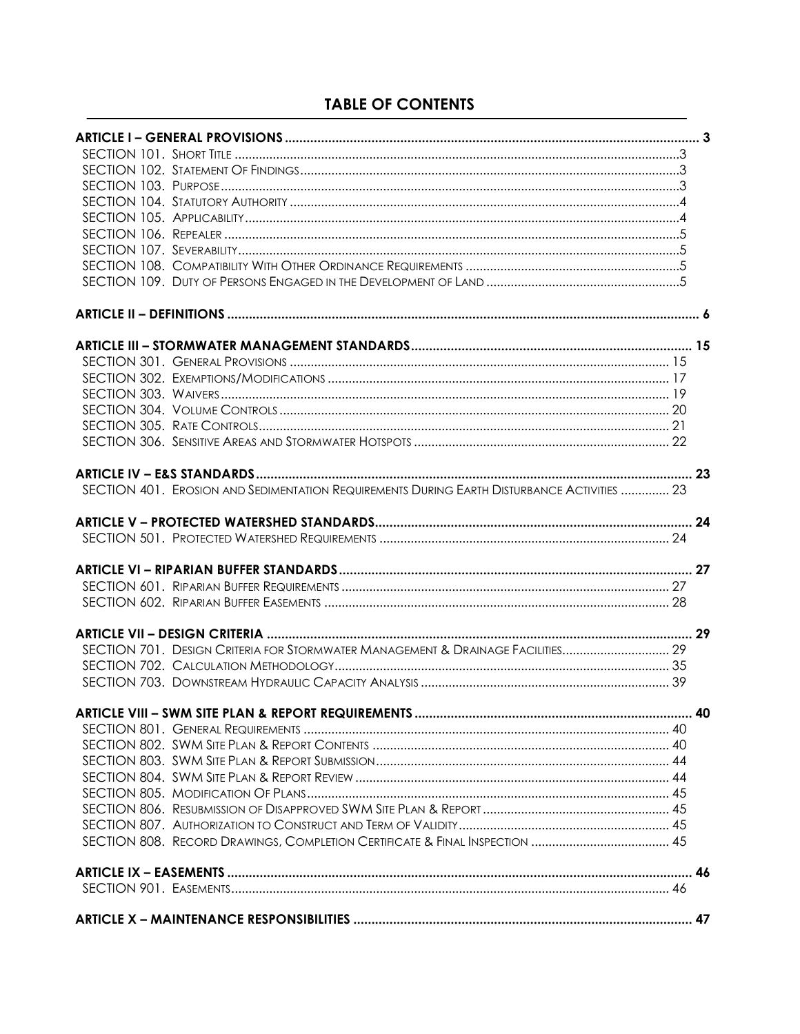## TABLE OF CONTENTS

**ARTICLE I – GENERAL PROVISIONS** ..... 3
- SECTION 101. SHORT TITLE ..... 3
- SECTION 102. STATEMENT OF FINDINGS ..... 3
- SECTION 103. PURPOSE ..... 3
- SECTION 104. STATUTORY AUTHORITY ..... 4
- SECTION 105. APPLICABILITY ..... 4
- SECTION 106. REPEALER ..... 5
- SECTION 107. SEVERABILITY ..... 5
- SECTION 108. COMPATIBILITY WITH OTHER ORDINANCE REQUIREMENTS ..... 5
- SECTION 109. DUTY OF PERSONS ENGAGED IN THE DEVELOPMENT OF LAND ..... 5

**ARTICLE II – DEFINITIONS** ..... 6

**ARTICLE III – STORMWATER MANAGEMENT STANDARDS** ..... 15
- SECTION 301. GENERAL PROVISIONS ..... 15
- SECTION 302. EXEMPTIONS/MODIFICATIONS ..... 17
- SECTION 303. WAIVERS ..... 19
- SECTION 304. VOLUME CONTROLS ..... 20
- SECTION 305. RATE CONTROLS ..... 21
- SECTION 306. SENSITIVE AREAS AND STORMWATER HOTSPOTS ..... 22

**ARTICLE IV – E&S STANDARDS** ..... 23
- SECTION 401. EROSION AND SEDIMENTATION REQUIREMENTS DURING EARTH DISTURBANCE ACTIVITIES ..... 23

**ARTICLE V – PROTECTED WATERSHED STANDARDS** ..... 24
- SECTION 501. PROTECTED WATERSHED REQUIREMENTS ..... 24

**ARTICLE VI – RIPARIAN BUFFER STANDARDS** ..... 27
- SECTION 601. RIPARIAN BUFFER REQUIREMENTS ..... 27
- SECTION 602. RIPARIAN BUFFER EASEMENTS ..... 28

**ARTICLE VII – DESIGN CRITERIA** ..... 29
- SECTION 701. DESIGN CRITERIA FOR STORMWATER MANAGEMENT & DRAINAGE FACILITIES ..... 29
- SECTION 702. CALCULATION METHODOLOGY ..... 35
- SECTION 703. DOWNSTREAM HYDRAULIC CAPACITY ANALYSIS ..... 39

**ARTICLE VIII – SWM SITE PLAN & REPORT REQUIREMENTS** ..... 40
- SECTION 801. GENERAL REQUIREMENTS ..... 40
- SECTION 802. SWM SITE PLAN & REPORT CONTENTS ..... 40
- SECTION 803. SWM SITE PLAN & REPORT SUBMISSION ..... 44
- SECTION 804. SWM SITE PLAN & REPORT REVIEW ..... 44
- SECTION 805. MODIFICATION OF PLANS ..... 45
- SECTION 806. RESUBMISSION OF DISAPPROVED SWM SITE PLAN & REPORT ..... 45
- SECTION 807. AUTHORIZATION TO CONSTRUCT AND TERM OF VALIDITY ..... 45
- SECTION 808. RECORD DRAWINGS, COMPLETION CERTIFICATE & FINAL INSPECTION ..... 45

**ARTICLE IX – EASEMENTS** ..... 46
- SECTION 901. EASEMENTS ..... 46

**ARTICLE X – MAINTENANCE RESPONSIBILITIES** ..... 47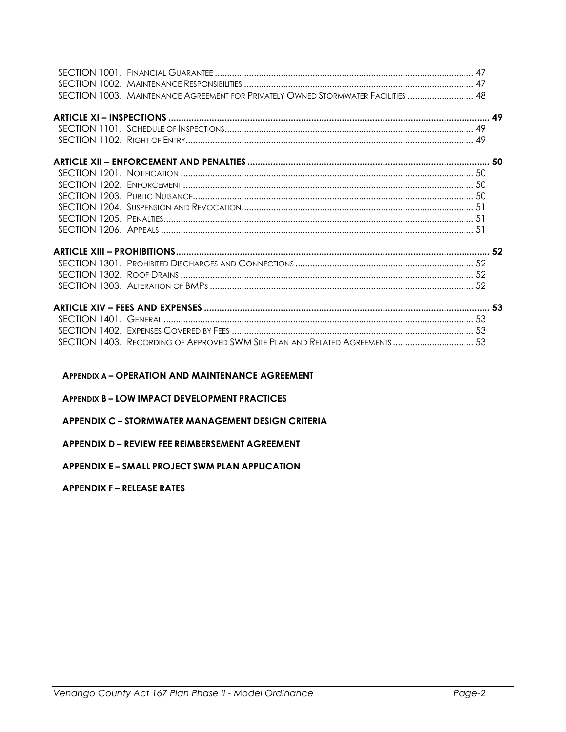SECTION 1001. FINANCIAL GUARANTEE ........................................................................................................ 47
SECTION 1002. MAINTENANCE RESPONSIBILITIES ........................................................................................... 47
SECTION 1003. MAINTENANCE AGREEMENT FOR PRIVATELY OWNED STORMWATER FACILITIES ............................ 48

**ARTICLE XI – INSPECTIONS ............................................................................................................................ 49**
SECTION 1101. SCHEDULE OF INSPECTIONS.................................................................................................... 49
SECTION 1102. RIGHT OF ENTRY..................................................................................................................... 49

**ARTICLE XII – ENFORCEMENT AND PENALTIES ............................................................................................... 50**
SECTION 1201. NOTIFICATION ........................................................................................................................ 50
SECTION 1202. ENFORCEMENT ....................................................................................................................... 50
SECTION 1203. PUBLIC NUISANCE.................................................................................................................... 50
SECTION 1204. SUSPENSION AND REVOCATION............................................................................................... 51
SECTION 1205. PENALTIES................................................................................................................................ 51
SECTION 1206. APPEALS ................................................................................................................................. 51

**ARTICLE XIII – PROHIBITIONS........................................................................................................................... 52**
SECTION 1301. PROHIBITED DISCHARGES AND CONNECTIONS ......................................................................... 52
SECTION 1302. ROOF DRAINS ......................................................................................................................... 52
SECTION 1303. ALTERATION OF BMPS ............................................................................................................. 52

**ARTICLE XIV – FEES AND EXPENSES ................................................................................................................ 53**
SECTION 1401. GENERAL ................................................................................................................................. 53
SECTION 1402. EXPENSES COVERED BY FEES .................................................................................................... 53
SECTION 1403. RECORDING OF APPROVED SWM SITE PLAN AND RELATED AGREEMENTS ................................. 53

**APPENDIX A – OPERATION AND MAINTENANCE AGREEMENT**

**APPENDIX B – LOW IMPACT DEVELOPMENT PRACTICES**

**APPENDIX C – STORMWATER MANAGEMENT DESIGN CRITERIA**

**APPENDIX D – REVIEW FEE REIMBERSEMENT AGREEMENT**

**APPENDIX E – SMALL PROJECT SWM PLAN APPLICATION**

**APPENDIX F – RELEASE RATES**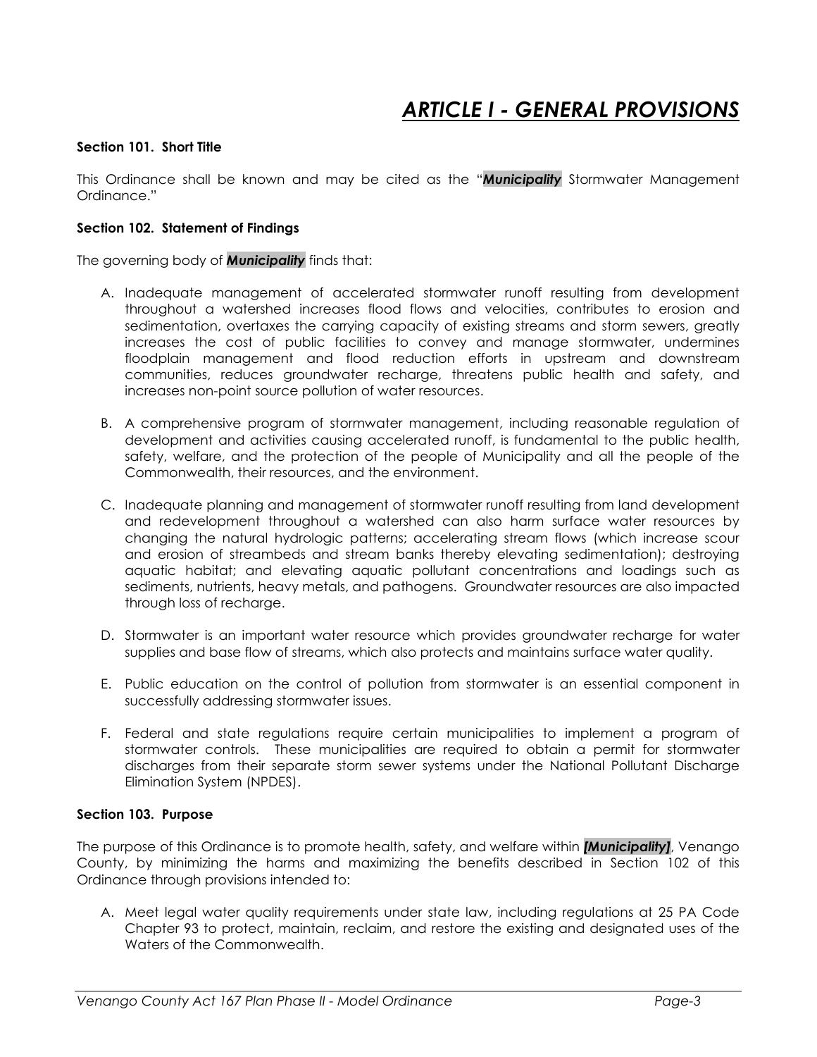# *ARTICLE I - GENERAL PROVISIONS*

**Section 101. Short Title**

This Ordinance shall be known and may be cited as the "***Municipality*** Stormwater Management Ordinance."

**Section 102. Statement of Findings**

The governing body of ***Municipality*** finds that:

A. Inadequate management of accelerated stormwater runoff resulting from development throughout a watershed increases flood flows and velocities, contributes to erosion and sedimentation, overtaxes the carrying capacity of existing streams and storm sewers, greatly increases the cost of public facilities to convey and manage stormwater, undermines floodplain management and flood reduction efforts in upstream and downstream communities, reduces groundwater recharge, threatens public health and safety, and increases non-point source pollution of water resources.

B. A comprehensive program of stormwater management, including reasonable regulation of development and activities causing accelerated runoff, is fundamental to the public health, safety, welfare, and the protection of the people of Municipality and all the people of the Commonwealth, their resources, and the environment.

C. Inadequate planning and management of stormwater runoff resulting from land development and redevelopment throughout a watershed can also harm surface water resources by changing the natural hydrologic patterns; accelerating stream flows (which increase scour and erosion of streambeds and stream banks thereby elevating sedimentation); destroying aquatic habitat; and elevating aquatic pollutant concentrations and loadings such as sediments, nutrients, heavy metals, and pathogens. Groundwater resources are also impacted through loss of recharge.

D. Stormwater is an important water resource which provides groundwater recharge for water supplies and base flow of streams, which also protects and maintains surface water quality.

E. Public education on the control of pollution from stormwater is an essential component in successfully addressing stormwater issues.

F. Federal and state regulations require certain municipalities to implement a program of stormwater controls. These municipalities are required to obtain a permit for stormwater discharges from their separate storm sewer systems under the National Pollutant Discharge Elimination System (NPDES).

**Section 103. Purpose**

The purpose of this Ordinance is to promote health, safety, and welfare within ***[Municipality]***, Venango County, by minimizing the harms and maximizing the benefits described in Section 102 of this Ordinance through provisions intended to:

A. Meet legal water quality requirements under state law, including regulations at 25 PA Code Chapter 93 to protect, maintain, reclaim, and restore the existing and designated uses of the Waters of the Commonwealth.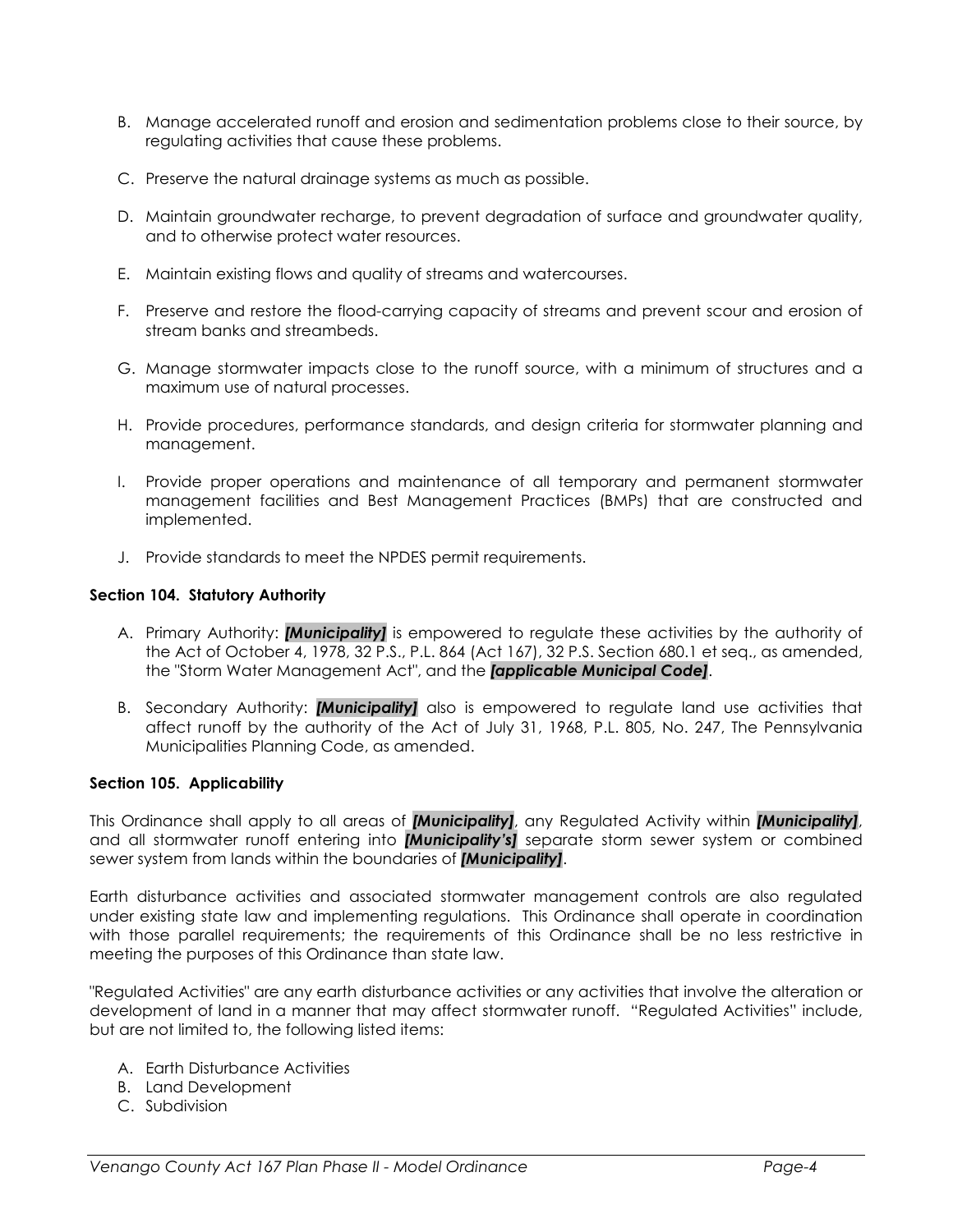B. Manage accelerated runoff and erosion and sedimentation problems close to their source, by regulating activities that cause these problems.

C. Preserve the natural drainage systems as much as possible.

D. Maintain groundwater recharge, to prevent degradation of surface and groundwater quality, and to otherwise protect water resources.

E. Maintain existing flows and quality of streams and watercourses.

F. Preserve and restore the flood-carrying capacity of streams and prevent scour and erosion of stream banks and streambeds.

G. Manage stormwater impacts close to the runoff source, with a minimum of structures and a maximum use of natural processes.

H. Provide procedures, performance standards, and design criteria for stormwater planning and management.

I. Provide proper operations and maintenance of all temporary and permanent stormwater management facilities and Best Management Practices (BMPs) that are constructed and implemented.

J. Provide standards to meet the NPDES permit requirements.

**Section 104. Statutory Authority**

A. Primary Authority: ***[Municipality]*** is empowered to regulate these activities by the authority of the Act of October 4, 1978, 32 P.S., P.L. 864 (Act 167), 32 P.S. Section 680.1 et seq., as amended, the "Storm Water Management Act", and the ***[applicable Municipal Code]***.

B. Secondary Authority: ***[Municipality]*** also is empowered to regulate land use activities that affect runoff by the authority of the Act of July 31, 1968, P.L. 805, No. 247, The Pennsylvania Municipalities Planning Code, as amended.

**Section 105. Applicability**

This Ordinance shall apply to all areas of ***[Municipality]***, any Regulated Activity within ***[Municipality]***, and all stormwater runoff entering into ***[Municipality's]*** separate storm sewer system or combined sewer system from lands within the boundaries of ***[Municipality]***.

Earth disturbance activities and associated stormwater management controls are also regulated under existing state law and implementing regulations. This Ordinance shall operate in coordination with those parallel requirements; the requirements of this Ordinance shall be no less restrictive in meeting the purposes of this Ordinance than state law.

"Regulated Activities" are any earth disturbance activities or any activities that involve the alteration or development of land in a manner that may affect stormwater runoff. "Regulated Activities" include, but are not limited to, the following listed items:

A. Earth Disturbance Activities
B. Land Development
C. Subdivision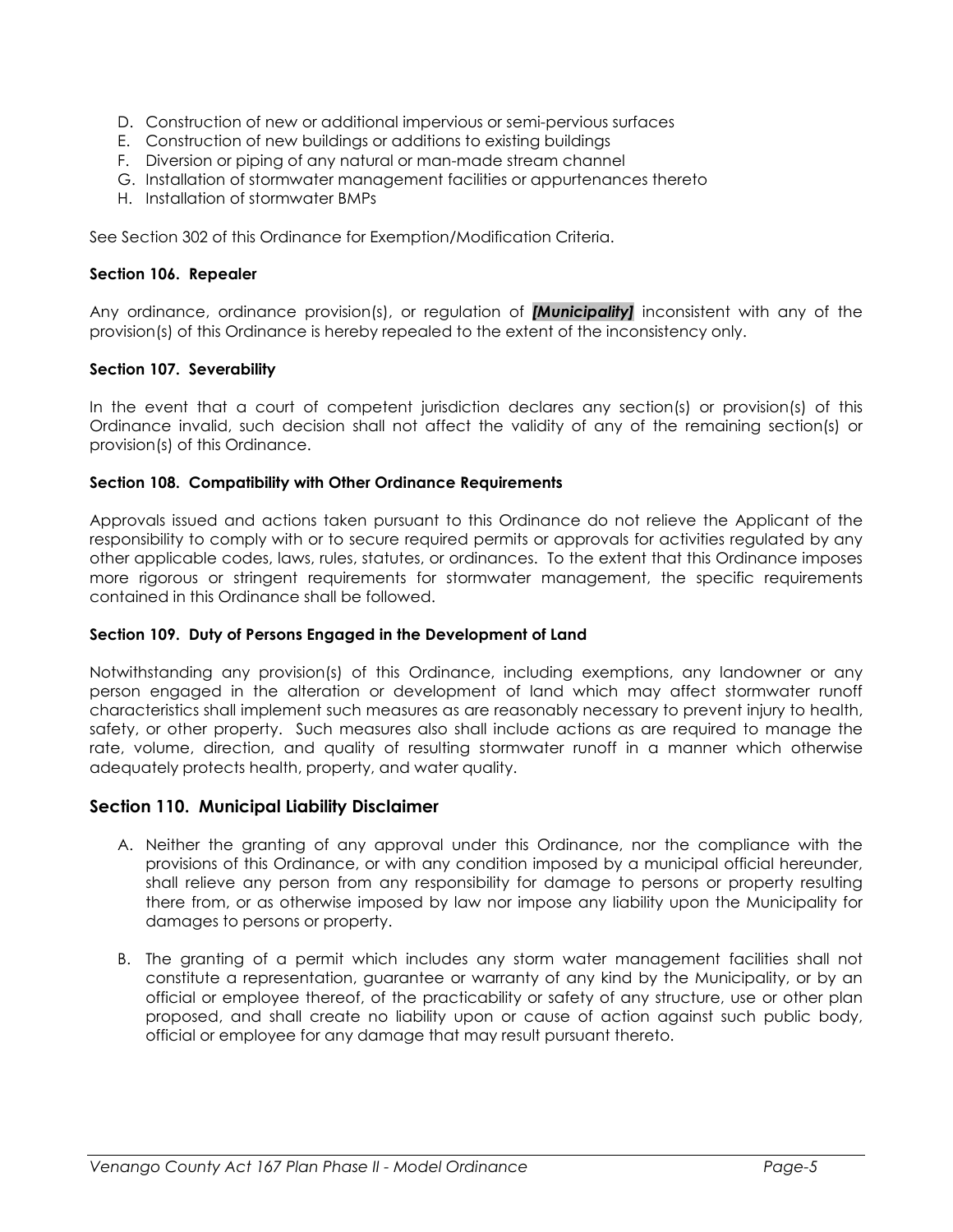D. Construction of new or additional impervious or semi-pervious surfaces
E. Construction of new buildings or additions to existing buildings
F. Diversion or piping of any natural or man-made stream channel
G. Installation of stormwater management facilities or appurtenances thereto
H. Installation of stormwater BMPs

See Section 302 of this Ordinance for Exemption/Modification Criteria.

**Section 106. Repealer**

Any ordinance, ordinance provision(s), or regulation of ***[Municipality]*** inconsistent with any of the provision(s) of this Ordinance is hereby repealed to the extent of the inconsistency only.

**Section 107. Severability**

In the event that a court of competent jurisdiction declares any section(s) or provision(s) of this Ordinance invalid, such decision shall not affect the validity of any of the remaining section(s) or provision(s) of this Ordinance.

**Section 108. Compatibility with Other Ordinance Requirements**

Approvals issued and actions taken pursuant to this Ordinance do not relieve the Applicant of the responsibility to comply with or to secure required permits or approvals for activities regulated by any other applicable codes, laws, rules, statutes, or ordinances. To the extent that this Ordinance imposes more rigorous or stringent requirements for stormwater management, the specific requirements contained in this Ordinance shall be followed.

**Section 109. Duty of Persons Engaged in the Development of Land**

Notwithstanding any provision(s) of this Ordinance, including exemptions, any landowner or any person engaged in the alteration or development of land which may affect stormwater runoff characteristics shall implement such measures as are reasonably necessary to prevent injury to health, safety, or other property. Such measures also shall include actions as are required to manage the rate, volume, direction, and quality of resulting stormwater runoff in a manner which otherwise adequately protects health, property, and water quality.

## Section 110. Municipal Liability Disclaimer

A. Neither the granting of any approval under this Ordinance, nor the compliance with the provisions of this Ordinance, or with any condition imposed by a municipal official hereunder, shall relieve any person from any responsibility for damage to persons or property resulting there from, or as otherwise imposed by law nor impose any liability upon the Municipality for damages to persons or property.

B. The granting of a permit which includes any storm water management facilities shall not constitute a representation, guarantee or warranty of any kind by the Municipality, or by an official or employee thereof, of the practicability or safety of any structure, use or other plan proposed, and shall create no liability upon or cause of action against such public body, official or employee for any damage that may result pursuant thereto.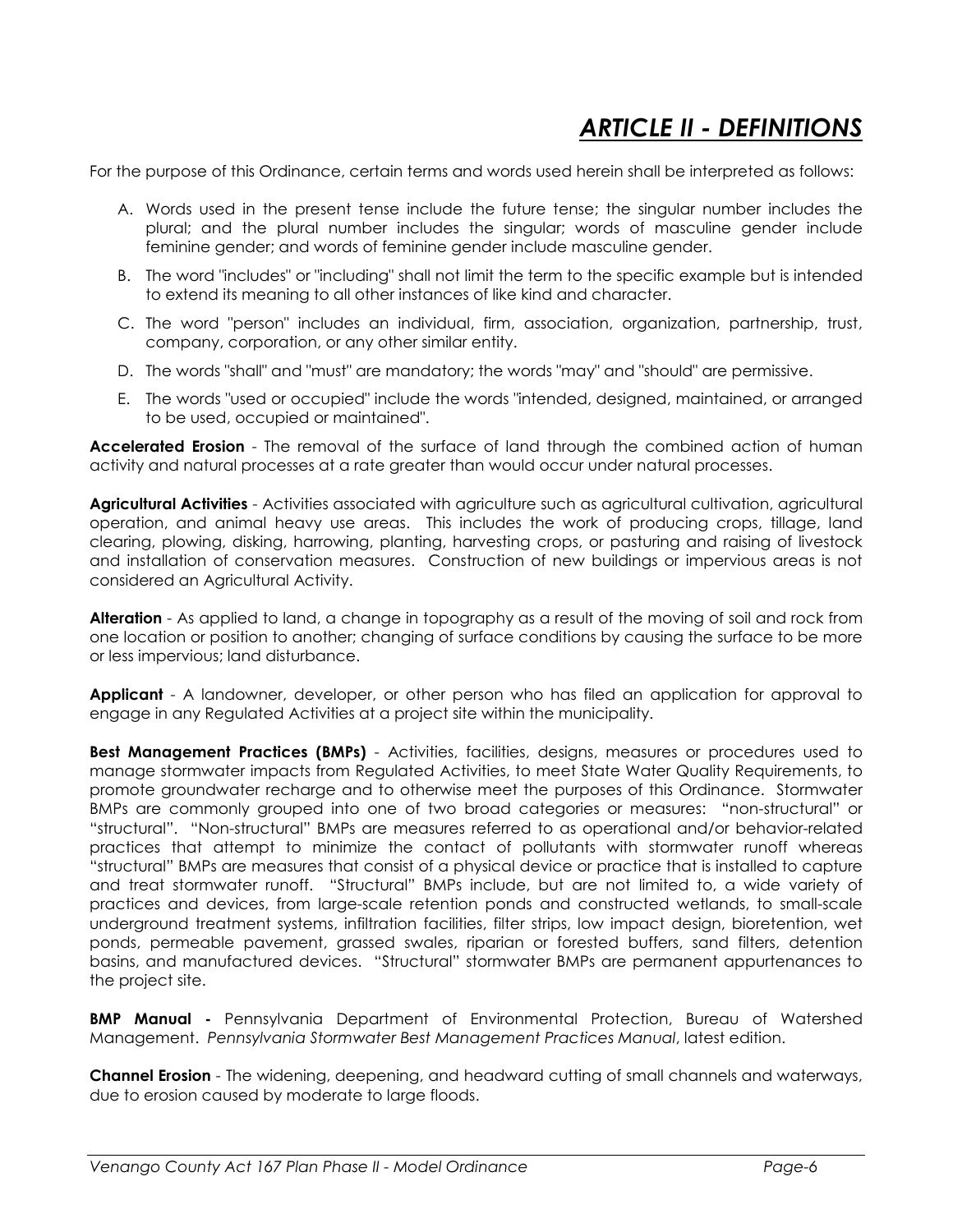# *ARTICLE II - DEFINITIONS*

For the purpose of this Ordinance, certain terms and words used herein shall be interpreted as follows:

A. Words used in the present tense include the future tense; the singular number includes the plural; and the plural number includes the singular; words of masculine gender include feminine gender; and words of feminine gender include masculine gender.

B. The word "includes" or "including" shall not limit the term to the specific example but is intended to extend its meaning to all other instances of like kind and character.

C. The word "person" includes an individual, firm, association, organization, partnership, trust, company, corporation, or any other similar entity.

D. The words "shall" and "must" are mandatory; the words "may" and "should" are permissive.

E. The words "used or occupied" include the words "intended, designed, maintained, or arranged to be used, occupied or maintained".

**Accelerated Erosion** - The removal of the surface of land through the combined action of human activity and natural processes at a rate greater than would occur under natural processes.

**Agricultural Activities** - Activities associated with agriculture such as agricultural cultivation, agricultural operation, and animal heavy use areas. This includes the work of producing crops, tillage, land clearing, plowing, disking, harrowing, planting, harvesting crops, or pasturing and raising of livestock and installation of conservation measures. Construction of new buildings or impervious areas is not considered an Agricultural Activity.

**Alteration** - As applied to land, a change in topography as a result of the moving of soil and rock from one location or position to another; changing of surface conditions by causing the surface to be more or less impervious; land disturbance.

**Applicant** - A landowner, developer, or other person who has filed an application for approval to engage in any Regulated Activities at a project site within the municipality.

**Best Management Practices (BMPs)** - Activities, facilities, designs, measures or procedures used to manage stormwater impacts from Regulated Activities, to meet State Water Quality Requirements, to promote groundwater recharge and to otherwise meet the purposes of this Ordinance. Stormwater BMPs are commonly grouped into one of two broad categories or measures: "non-structural" or "structural". "Non-structural" BMPs are measures referred to as operational and/or behavior-related practices that attempt to minimize the contact of pollutants with stormwater runoff whereas "structural" BMPs are measures that consist of a physical device or practice that is installed to capture and treat stormwater runoff. "Structural" BMPs include, but are not limited to, a wide variety of practices and devices, from large-scale retention ponds and constructed wetlands, to small-scale underground treatment systems, infiltration facilities, filter strips, low impact design, bioretention, wet ponds, permeable pavement, grassed swales, riparian or forested buffers, sand filters, detention basins, and manufactured devices. "Structural" stormwater BMPs are permanent appurtenances to the project site.

**BMP Manual -** Pennsylvania Department of Environmental Protection, Bureau of Watershed Management. *Pennsylvania Stormwater Best Management Practices Manual*, latest edition.

**Channel Erosion** - The widening, deepening, and headward cutting of small channels and waterways, due to erosion caused by moderate to large floods.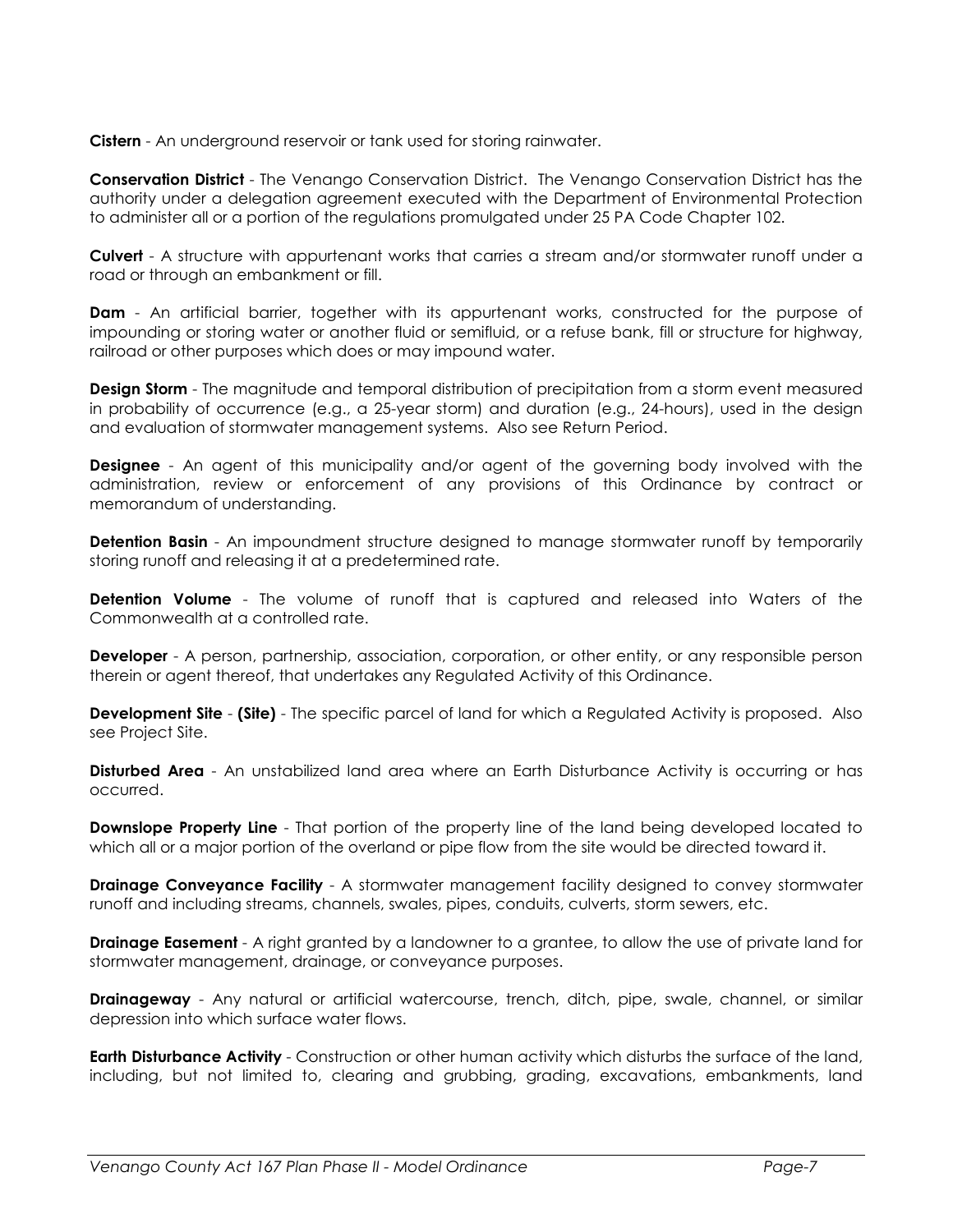**Cistern** - An underground reservoir or tank used for storing rainwater.

**Conservation District** - The Venango Conservation District. The Venango Conservation District has the authority under a delegation agreement executed with the Department of Environmental Protection to administer all or a portion of the regulations promulgated under 25 PA Code Chapter 102.

**Culvert** - A structure with appurtenant works that carries a stream and/or stormwater runoff under a road or through an embankment or fill.

**Dam** - An artificial barrier, together with its appurtenant works, constructed for the purpose of impounding or storing water or another fluid or semifluid, or a refuse bank, fill or structure for highway, railroad or other purposes which does or may impound water.

**Design Storm** - The magnitude and temporal distribution of precipitation from a storm event measured in probability of occurrence (e.g., a 25-year storm) and duration (e.g., 24-hours), used in the design and evaluation of stormwater management systems. Also see Return Period.

**Designee** - An agent of this municipality and/or agent of the governing body involved with the administration, review or enforcement of any provisions of this Ordinance by contract or memorandum of understanding.

**Detention Basin** - An impoundment structure designed to manage stormwater runoff by temporarily storing runoff and releasing it at a predetermined rate.

**Detention Volume** - The volume of runoff that is captured and released into Waters of the Commonwealth at a controlled rate.

**Developer** - A person, partnership, association, corporation, or other entity, or any responsible person therein or agent thereof, that undertakes any Regulated Activity of this Ordinance.

**Development Site** - **(Site)** - The specific parcel of land for which a Regulated Activity is proposed. Also see Project Site.

**Disturbed Area** - An unstabilized land area where an Earth Disturbance Activity is occurring or has occurred.

**Downslope Property Line** - That portion of the property line of the land being developed located to which all or a major portion of the overland or pipe flow from the site would be directed toward it.

**Drainage Conveyance Facility** - A stormwater management facility designed to convey stormwater runoff and including streams, channels, swales, pipes, conduits, culverts, storm sewers, etc.

**Drainage Easement** - A right granted by a landowner to a grantee, to allow the use of private land for stormwater management, drainage, or conveyance purposes.

**Drainageway** - Any natural or artificial watercourse, trench, ditch, pipe, swale, channel, or similar depression into which surface water flows.

**Earth Disturbance Activity** - Construction or other human activity which disturbs the surface of the land, including, but not limited to, clearing and grubbing, grading, excavations, embankments, land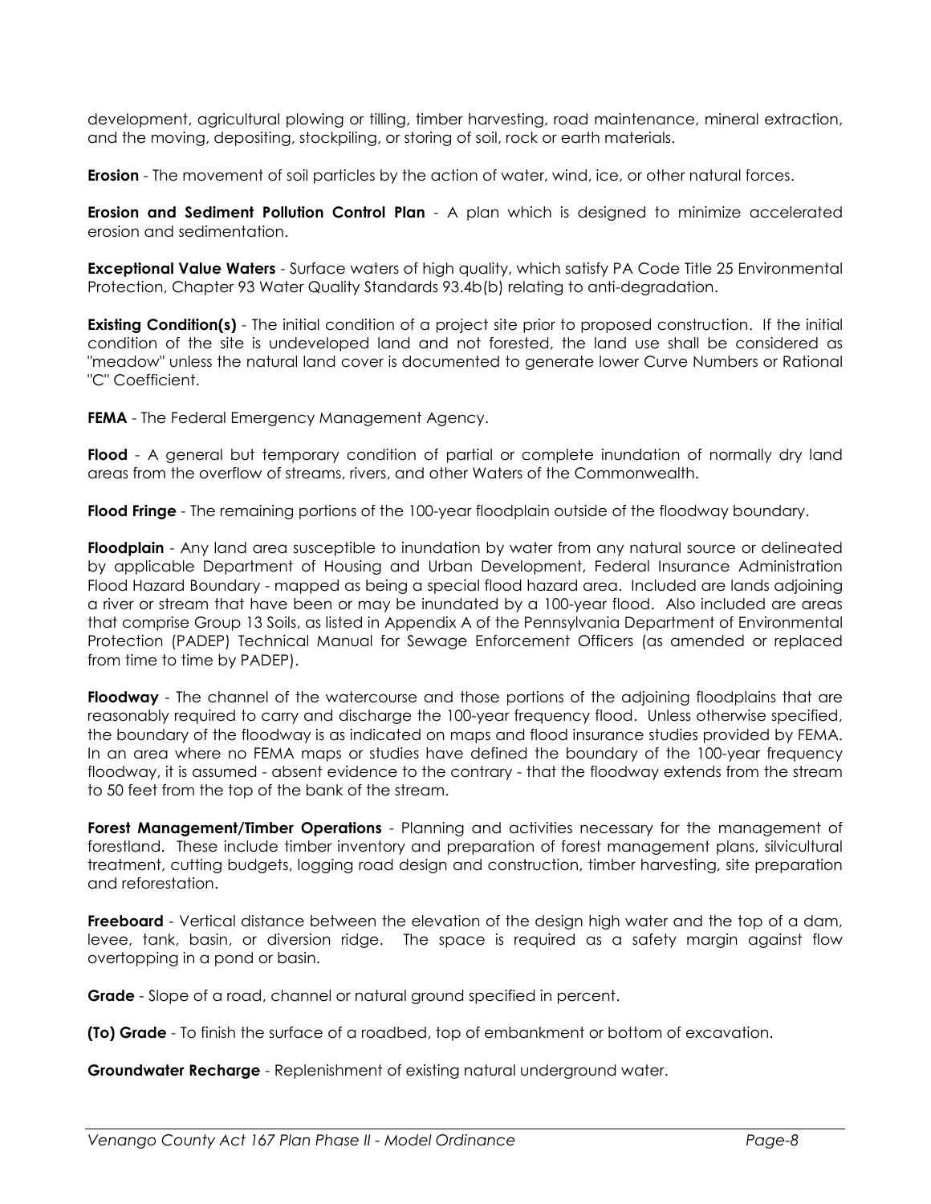development, agricultural plowing or tilling, timber harvesting, road maintenance, mineral extraction, and the moving, depositing, stockpiling, or storing of soil, rock or earth materials.

**Erosion** - The movement of soil particles by the action of water, wind, ice, or other natural forces.

**Erosion and Sediment Pollution Control Plan** - A plan which is designed to minimize accelerated erosion and sedimentation.

**Exceptional Value Waters** - Surface waters of high quality, which satisfy PA Code Title 25 Environmental Protection, Chapter 93 Water Quality Standards 93.4b(b) relating to anti-degradation.

**Existing Condition(s)** - The initial condition of a project site prior to proposed construction. If the initial condition of the site is undeveloped land and not forested, the land use shall be considered as "meadow" unless the natural land cover is documented to generate lower Curve Numbers or Rational "C" Coefficient.

**FEMA** - The Federal Emergency Management Agency.

**Flood** - A general but temporary condition of partial or complete inundation of normally dry land areas from the overflow of streams, rivers, and other Waters of the Commonwealth.

**Flood Fringe** - The remaining portions of the 100-year floodplain outside of the floodway boundary.

**Floodplain** - Any land area susceptible to inundation by water from any natural source or delineated by applicable Department of Housing and Urban Development, Federal Insurance Administration Flood Hazard Boundary - mapped as being a special flood hazard area. Included are lands adjoining a river or stream that have been or may be inundated by a 100-year flood. Also included are areas that comprise Group 13 Soils, as listed in Appendix A of the Pennsylvania Department of Environmental Protection (PADEP) Technical Manual for Sewage Enforcement Officers (as amended or replaced from time to time by PADEP).

**Floodway** - The channel of the watercourse and those portions of the adjoining floodplains that are reasonably required to carry and discharge the 100-year frequency flood. Unless otherwise specified, the boundary of the floodway is as indicated on maps and flood insurance studies provided by FEMA. In an area where no FEMA maps or studies have defined the boundary of the 100-year frequency floodway, it is assumed - absent evidence to the contrary - that the floodway extends from the stream to 50 feet from the top of the bank of the stream.

**Forest Management/Timber Operations** - Planning and activities necessary for the management of forestland. These include timber inventory and preparation of forest management plans, silvicultural treatment, cutting budgets, logging road design and construction, timber harvesting, site preparation and reforestation.

**Freeboard** - Vertical distance between the elevation of the design high water and the top of a dam, levee, tank, basin, or diversion ridge. The space is required as a safety margin against flow overtopping in a pond or basin.

**Grade** - Slope of a road, channel or natural ground specified in percent.

**(To) Grade** - To finish the surface of a roadbed, top of embankment or bottom of excavation.

**Groundwater Recharge** - Replenishment of existing natural underground water.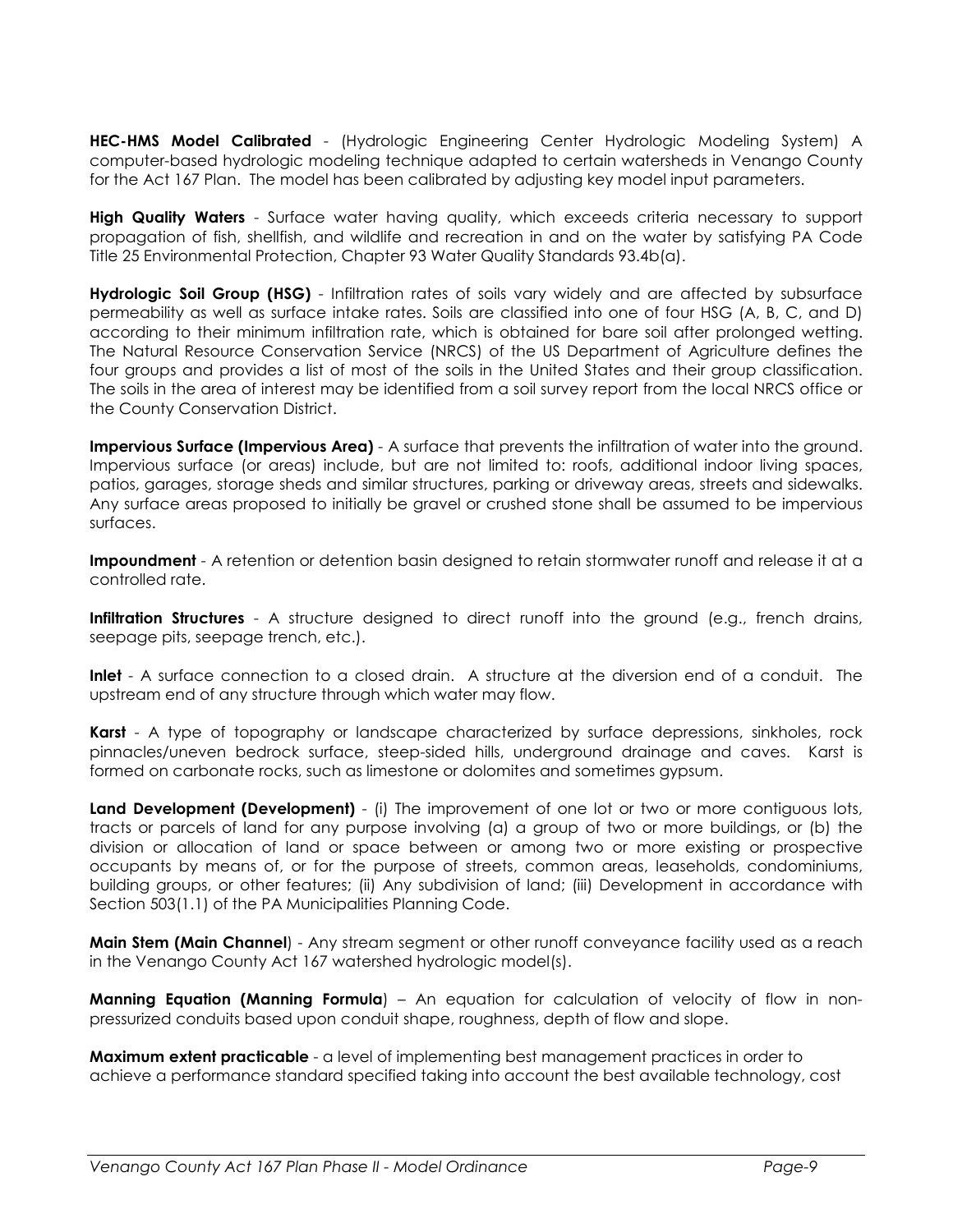**HEC-HMS Model Calibrated** - (Hydrologic Engineering Center Hydrologic Modeling System) A computer-based hydrologic modeling technique adapted to certain watersheds in Venango County for the Act 167 Plan. The model has been calibrated by adjusting key model input parameters.

**High Quality Waters** - Surface water having quality, which exceeds criteria necessary to support propagation of fish, shellfish, and wildlife and recreation in and on the water by satisfying PA Code Title 25 Environmental Protection, Chapter 93 Water Quality Standards 93.4b(a).

**Hydrologic Soil Group (HSG)** - Infiltration rates of soils vary widely and are affected by subsurface permeability as well as surface intake rates. Soils are classified into one of four HSG (A, B, C, and D) according to their minimum infiltration rate, which is obtained for bare soil after prolonged wetting. The Natural Resource Conservation Service (NRCS) of the US Department of Agriculture defines the four groups and provides a list of most of the soils in the United States and their group classification. The soils in the area of interest may be identified from a soil survey report from the local NRCS office or the County Conservation District.

**Impervious Surface (Impervious Area)** - A surface that prevents the infiltration of water into the ground. Impervious surface (or areas) include, but are not limited to: roofs, additional indoor living spaces, patios, garages, storage sheds and similar structures, parking or driveway areas, streets and sidewalks. Any surface areas proposed to initially be gravel or crushed stone shall be assumed to be impervious surfaces.

**Impoundment** - A retention or detention basin designed to retain stormwater runoff and release it at a controlled rate.

**Infiltration Structures** - A structure designed to direct runoff into the ground (e.g., french drains, seepage pits, seepage trench, etc.).

**Inlet** - A surface connection to a closed drain. A structure at the diversion end of a conduit. The upstream end of any structure through which water may flow.

**Karst** - A type of topography or landscape characterized by surface depressions, sinkholes, rock pinnacles/uneven bedrock surface, steep-sided hills, underground drainage and caves. Karst is formed on carbonate rocks, such as limestone or dolomites and sometimes gypsum.

**Land Development (Development)** - (i) The improvement of one lot or two or more contiguous lots, tracts or parcels of land for any purpose involving (a) a group of two or more buildings, or (b) the division or allocation of land or space between or among two or more existing or prospective occupants by means of, or for the purpose of streets, common areas, leaseholds, condominiums, building groups, or other features; (ii) Any subdivision of land; (iii) Development in accordance with Section 503(1.1) of the PA Municipalities Planning Code.

**Main Stem (Main Channel**) - Any stream segment or other runoff conveyance facility used as a reach in the Venango County Act 167 watershed hydrologic model(s).

**Manning Equation (Manning Formula**) – An equation for calculation of velocity of flow in non-pressurized conduits based upon conduit shape, roughness, depth of flow and slope.

**Maximum extent practicable** - a level of implementing best management practices in order to achieve a performance standard specified taking into account the best available technology, cost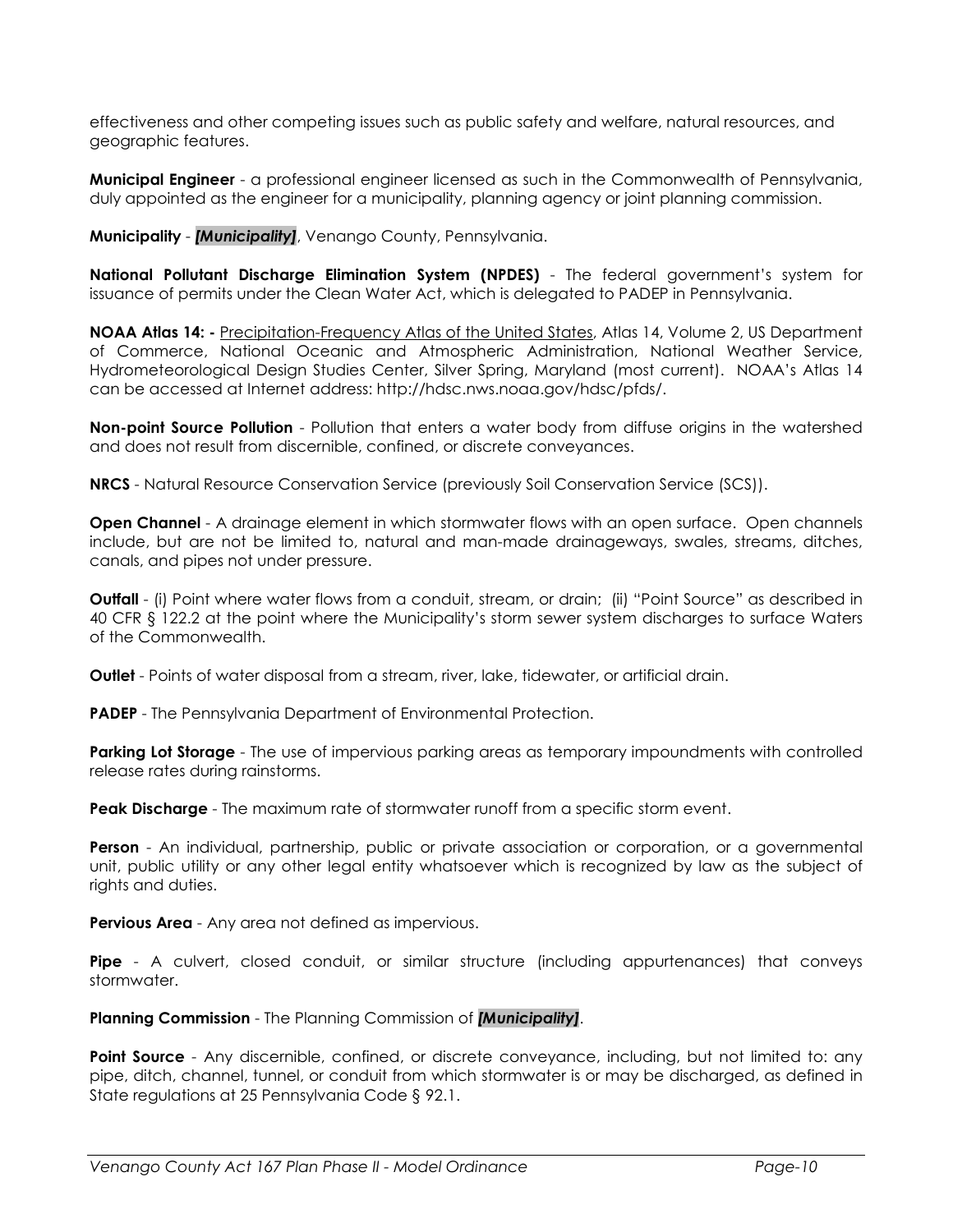effectiveness and other competing issues such as public safety and welfare, natural resources, and geographic features.

**Municipal Engineer** - a professional engineer licensed as such in the Commonwealth of Pennsylvania, duly appointed as the engineer for a municipality, planning agency or joint planning commission.

**Municipality** - ***[Municipality]***, Venango County, Pennsylvania.

**National Pollutant Discharge Elimination System (NPDES)** - The federal government's system for issuance of permits under the Clean Water Act, which is delegated to PADEP in Pennsylvania.

**NOAA Atlas 14: -** Precipitation-Frequency Atlas of the United States, Atlas 14, Volume 2, US Department of Commerce, National Oceanic and Atmospheric Administration, National Weather Service, Hydrometeorological Design Studies Center, Silver Spring, Maryland (most current). NOAA's Atlas 14 can be accessed at Internet address: http://hdsc.nws.noaa.gov/hdsc/pfds/.

**Non-point Source Pollution** - Pollution that enters a water body from diffuse origins in the watershed and does not result from discernible, confined, or discrete conveyances.

**NRCS** - Natural Resource Conservation Service (previously Soil Conservation Service (SCS)).

**Open Channel** - A drainage element in which stormwater flows with an open surface. Open channels include, but are not be limited to, natural and man-made drainageways, swales, streams, ditches, canals, and pipes not under pressure.

**Outfall** - (i) Point where water flows from a conduit, stream, or drain; (ii) "Point Source" as described in 40 CFR § 122.2 at the point where the Municipality's storm sewer system discharges to surface Waters of the Commonwealth.

**Outlet** - Points of water disposal from a stream, river, lake, tidewater, or artificial drain.

**PADEP** - The Pennsylvania Department of Environmental Protection.

**Parking Lot Storage** - The use of impervious parking areas as temporary impoundments with controlled release rates during rainstorms.

**Peak Discharge** - The maximum rate of stormwater runoff from a specific storm event.

**Person** - An individual, partnership, public or private association or corporation, or a governmental unit, public utility or any other legal entity whatsoever which is recognized by law as the subject of rights and duties.

**Pervious Area** - Any area not defined as impervious.

**Pipe** - A culvert, closed conduit, or similar structure (including appurtenances) that conveys stormwater.

**Planning Commission** - The Planning Commission of ***[Municipality]***.

**Point Source** - Any discernible, confined, or discrete conveyance, including, but not limited to: any pipe, ditch, channel, tunnel, or conduit from which stormwater is or may be discharged, as defined in State regulations at 25 Pennsylvania Code § 92.1.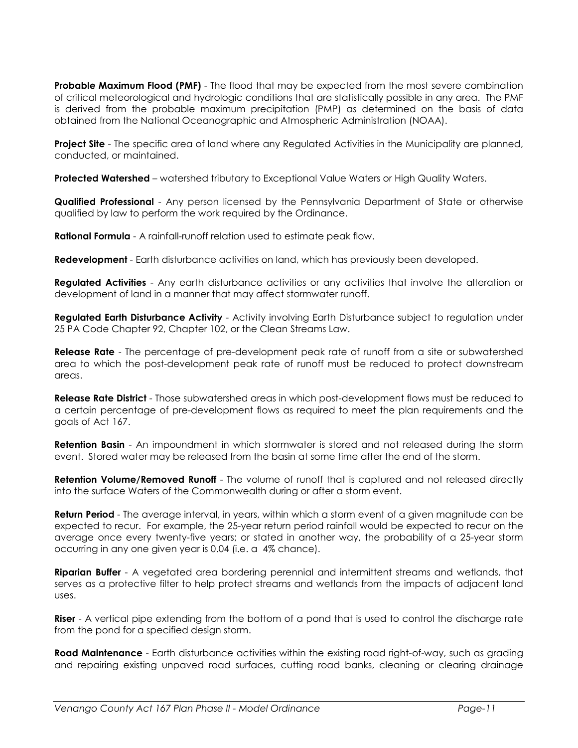**Probable Maximum Flood (PMF)** - The flood that may be expected from the most severe combination of critical meteorological and hydrologic conditions that are statistically possible in any area. The PMF is derived from the probable maximum precipitation (PMP) as determined on the basis of data obtained from the National Oceanographic and Atmospheric Administration (NOAA).

**Project Site** - The specific area of land where any Regulated Activities in the Municipality are planned, conducted, or maintained.

**Protected Watershed** – watershed tributary to Exceptional Value Waters or High Quality Waters.

**Qualified Professional** - Any person licensed by the Pennsylvania Department of State or otherwise qualified by law to perform the work required by the Ordinance.

**Rational Formula** - A rainfall-runoff relation used to estimate peak flow.

**Redevelopment** - Earth disturbance activities on land, which has previously been developed.

**Regulated Activities** - Any earth disturbance activities or any activities that involve the alteration or development of land in a manner that may affect stormwater runoff.

**Regulated Earth Disturbance Activity** - Activity involving Earth Disturbance subject to regulation under 25 PA Code Chapter 92, Chapter 102, or the Clean Streams Law.

**Release Rate** - The percentage of pre-development peak rate of runoff from a site or subwatershed area to which the post-development peak rate of runoff must be reduced to protect downstream areas.

**Release Rate District** - Those subwatershed areas in which post-development flows must be reduced to a certain percentage of pre-development flows as required to meet the plan requirements and the goals of Act 167.

**Retention Basin** - An impoundment in which stormwater is stored and not released during the storm event. Stored water may be released from the basin at some time after the end of the storm.

**Retention Volume/Removed Runoff** - The volume of runoff that is captured and not released directly into the surface Waters of the Commonwealth during or after a storm event.

**Return Period** - The average interval, in years, within which a storm event of a given magnitude can be expected to recur. For example, the 25-year return period rainfall would be expected to recur on the average once every twenty-five years; or stated in another way, the probability of a 25-year storm occurring in any one given year is 0.04 (i.e. a 4% chance).

**Riparian Buffer** - A vegetated area bordering perennial and intermittent streams and wetlands, that serves as a protective filter to help protect streams and wetlands from the impacts of adjacent land uses.

**Riser** - A vertical pipe extending from the bottom of a pond that is used to control the discharge rate from the pond for a specified design storm.

**Road Maintenance** - Earth disturbance activities within the existing road right-of-way, such as grading and repairing existing unpaved road surfaces, cutting road banks, cleaning or clearing drainage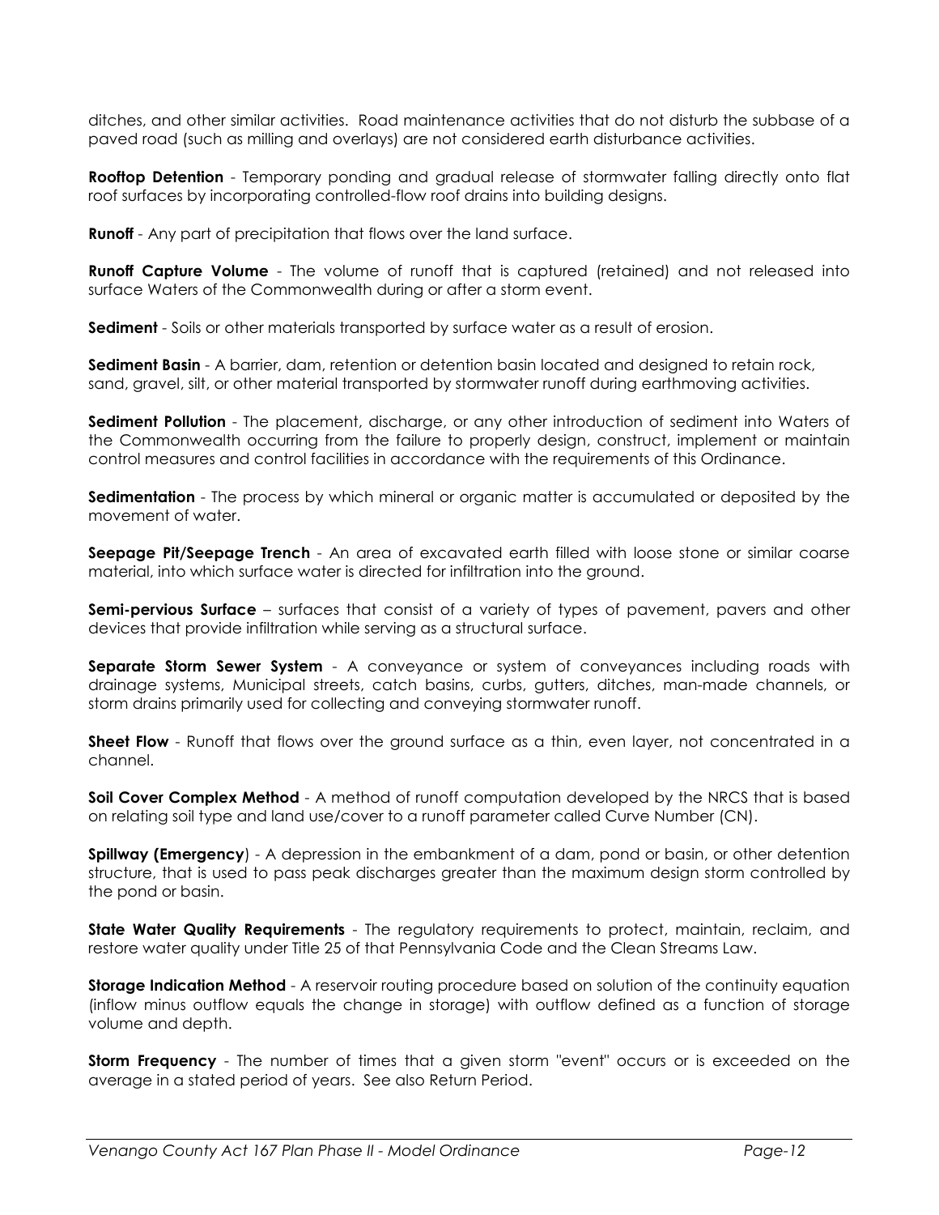ditches, and other similar activities. Road maintenance activities that do not disturb the subbase of a paved road (such as milling and overlays) are not considered earth disturbance activities.

**Rooftop Detention** - Temporary ponding and gradual release of stormwater falling directly onto flat roof surfaces by incorporating controlled-flow roof drains into building designs.

**Runoff** - Any part of precipitation that flows over the land surface.

**Runoff Capture Volume** - The volume of runoff that is captured (retained) and not released into surface Waters of the Commonwealth during or after a storm event.

**Sediment** - Soils or other materials transported by surface water as a result of erosion.

**Sediment Basin** - A barrier, dam, retention or detention basin located and designed to retain rock, sand, gravel, silt, or other material transported by stormwater runoff during earthmoving activities.

**Sediment Pollution** - The placement, discharge, or any other introduction of sediment into Waters of the Commonwealth occurring from the failure to properly design, construct, implement or maintain control measures and control facilities in accordance with the requirements of this Ordinance.

**Sedimentation** - The process by which mineral or organic matter is accumulated or deposited by the movement of water.

**Seepage Pit/Seepage Trench** - An area of excavated earth filled with loose stone or similar coarse material, into which surface water is directed for infiltration into the ground.

**Semi-pervious Surface** – surfaces that consist of a variety of types of pavement, pavers and other devices that provide infiltration while serving as a structural surface.

**Separate Storm Sewer System** - A conveyance or system of conveyances including roads with drainage systems, Municipal streets, catch basins, curbs, gutters, ditches, man-made channels, or storm drains primarily used for collecting and conveying stormwater runoff.

**Sheet Flow** - Runoff that flows over the ground surface as a thin, even layer, not concentrated in a channel.

**Soil Cover Complex Method** - A method of runoff computation developed by the NRCS that is based on relating soil type and land use/cover to a runoff parameter called Curve Number (CN).

**Spillway (Emergency**) - A depression in the embankment of a dam, pond or basin, or other detention structure, that is used to pass peak discharges greater than the maximum design storm controlled by the pond or basin.

**State Water Quality Requirements** - The regulatory requirements to protect, maintain, reclaim, and restore water quality under Title 25 of that Pennsylvania Code and the Clean Streams Law.

**Storage Indication Method** - A reservoir routing procedure based on solution of the continuity equation (inflow minus outflow equals the change in storage) with outflow defined as a function of storage volume and depth.

**Storm Frequency** - The number of times that a given storm "event" occurs or is exceeded on the average in a stated period of years. See also Return Period.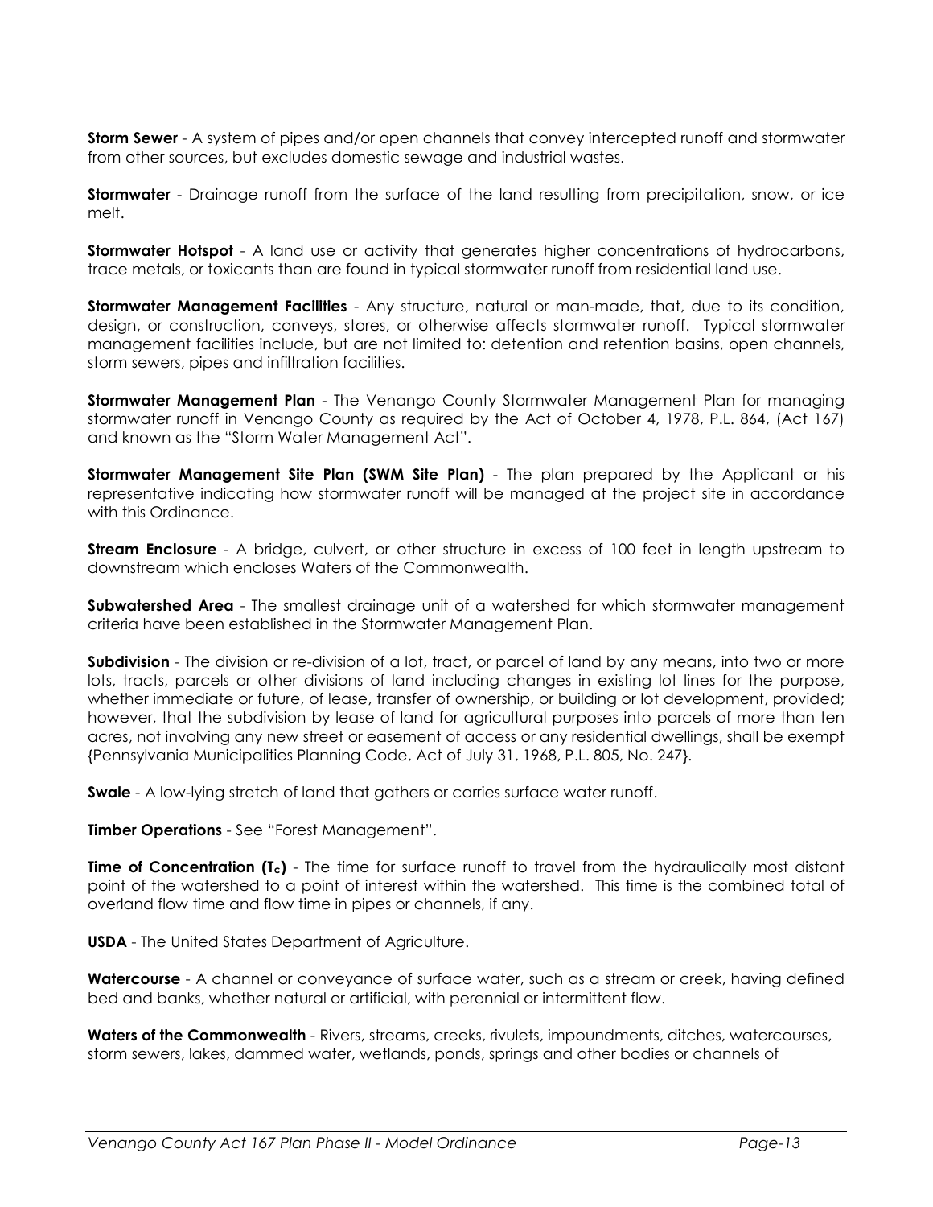**Storm Sewer** - A system of pipes and/or open channels that convey intercepted runoff and stormwater from other sources, but excludes domestic sewage and industrial wastes.

**Stormwater** - Drainage runoff from the surface of the land resulting from precipitation, snow, or ice melt.

**Stormwater Hotspot** - A land use or activity that generates higher concentrations of hydrocarbons, trace metals, or toxicants than are found in typical stormwater runoff from residential land use.

**Stormwater Management Facilities** - Any structure, natural or man-made, that, due to its condition, design, or construction, conveys, stores, or otherwise affects stormwater runoff. Typical stormwater management facilities include, but are not limited to: detention and retention basins, open channels, storm sewers, pipes and infiltration facilities.

**Stormwater Management Plan** - The Venango County Stormwater Management Plan for managing stormwater runoff in Venango County as required by the Act of October 4, 1978, P.L. 864, (Act 167) and known as the "Storm Water Management Act".

**Stormwater Management Site Plan (SWM Site Plan)** - The plan prepared by the Applicant or his representative indicating how stormwater runoff will be managed at the project site in accordance with this Ordinance.

**Stream Enclosure** - A bridge, culvert, or other structure in excess of 100 feet in length upstream to downstream which encloses Waters of the Commonwealth.

**Subwatershed Area** - The smallest drainage unit of a watershed for which stormwater management criteria have been established in the Stormwater Management Plan.

**Subdivision** - The division or re-division of a lot, tract, or parcel of land by any means, into two or more lots, tracts, parcels or other divisions of land including changes in existing lot lines for the purpose, whether immediate or future, of lease, transfer of ownership, or building or lot development, provided; however, that the subdivision by lease of land for agricultural purposes into parcels of more than ten acres, not involving any new street or easement of access or any residential dwellings, shall be exempt {Pennsylvania Municipalities Planning Code, Act of July 31, 1968, P.L. 805, No. 247}.

**Swale** - A low-lying stretch of land that gathers or carries surface water runoff.

**Timber Operations** - See "Forest Management".

**Time of Concentration ($T_c$)** - The time for surface runoff to travel from the hydraulically most distant point of the watershed to a point of interest within the watershed. This time is the combined total of overland flow time and flow time in pipes or channels, if any.

**USDA** - The United States Department of Agriculture.

**Watercourse** - A channel or conveyance of surface water, such as a stream or creek, having defined bed and banks, whether natural or artificial, with perennial or intermittent flow.

**Waters of the Commonwealth** - Rivers, streams, creeks, rivulets, impoundments, ditches, watercourses, storm sewers, lakes, dammed water, wetlands, ponds, springs and other bodies or channels of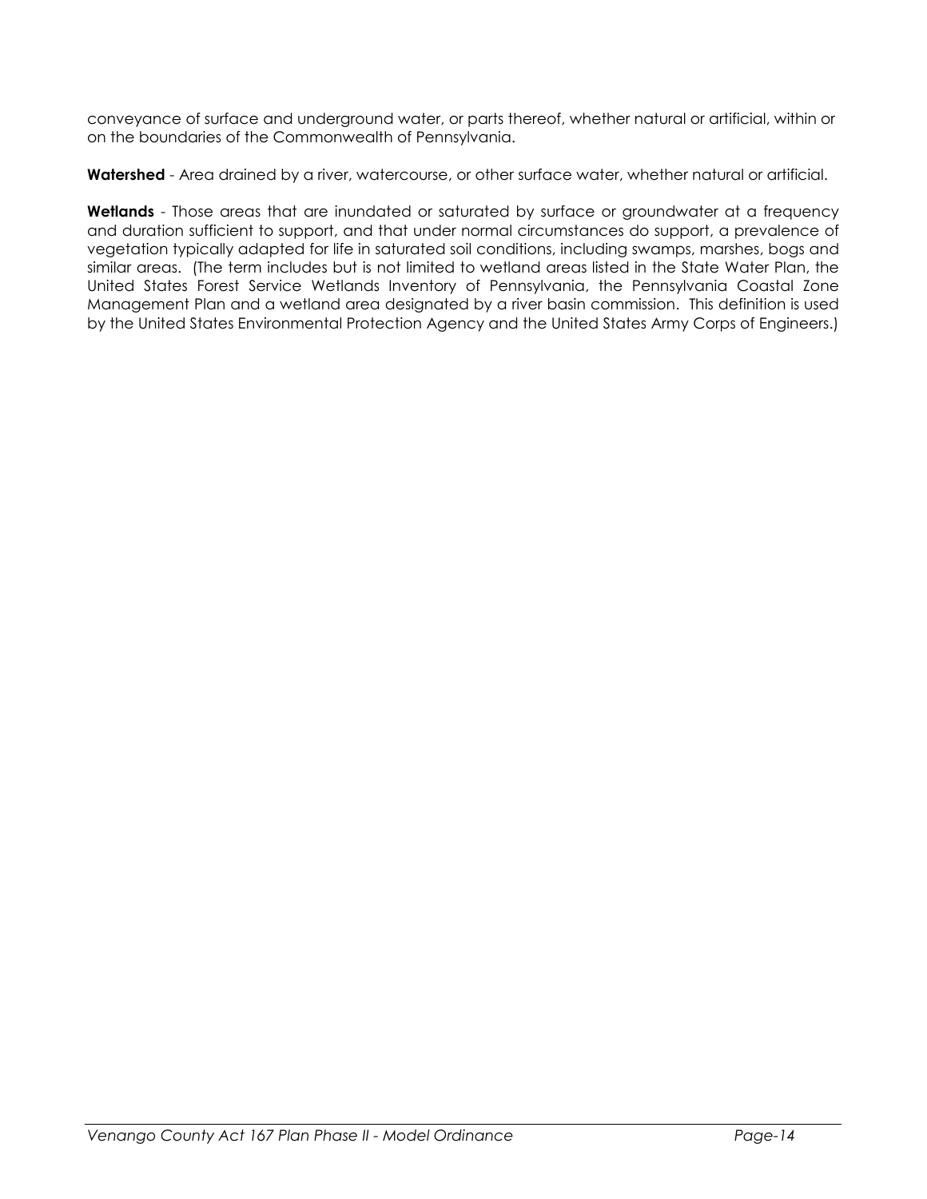conveyance of surface and underground water, or parts thereof, whether natural or artificial, within or on the boundaries of the Commonwealth of Pennsylvania.

**Watershed** - Area drained by a river, watercourse, or other surface water, whether natural or artificial.

**Wetlands** - Those areas that are inundated or saturated by surface or groundwater at a frequency and duration sufficient to support, and that under normal circumstances do support, a prevalence of vegetation typically adapted for life in saturated soil conditions, including swamps, marshes, bogs and similar areas. (The term includes but is not limited to wetland areas listed in the State Water Plan, the United States Forest Service Wetlands Inventory of Pennsylvania, the Pennsylvania Coastal Zone Management Plan and a wetland area designated by a river basin commission. This definition is used by the United States Environmental Protection Agency and the United States Army Corps of Engineers.)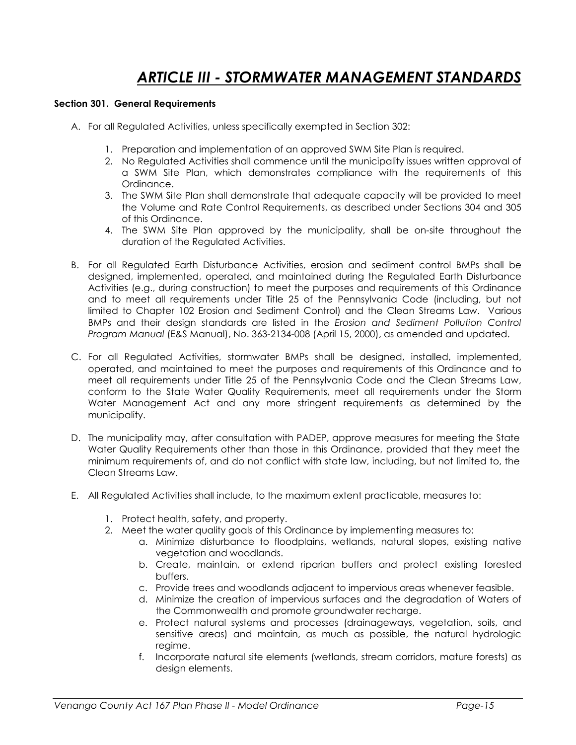# *ARTICLE III - STORMWATER MANAGEMENT STANDARDS*

**Section 301. General Requirements**

A. For all Regulated Activities, unless specifically exempted in Section 302:

1. Preparation and implementation of an approved SWM Site Plan is required.
2. No Regulated Activities shall commence until the municipality issues written approval of a SWM Site Plan, which demonstrates compliance with the requirements of this Ordinance.
3. The SWM Site Plan shall demonstrate that adequate capacity will be provided to meet the Volume and Rate Control Requirements, as described under Sections 304 and 305 of this Ordinance.
4. The SWM Site Plan approved by the municipality, shall be on-site throughout the duration of the Regulated Activities.

B. For all Regulated Earth Disturbance Activities, erosion and sediment control BMPs shall be designed, implemented, operated, and maintained during the Regulated Earth Disturbance Activities (e.g., during construction) to meet the purposes and requirements of this Ordinance and to meet all requirements under Title 25 of the Pennsylvania Code (including, but not limited to Chapter 102 Erosion and Sediment Control) and the Clean Streams Law. Various BMPs and their design standards are listed in the *Erosion and Sediment Pollution Control Program Manual* (E&S Manual), No. 363-2134-008 (April 15, 2000), as amended and updated.

C. For all Regulated Activities, stormwater BMPs shall be designed, installed, implemented, operated, and maintained to meet the purposes and requirements of this Ordinance and to meet all requirements under Title 25 of the Pennsylvania Code and the Clean Streams Law, conform to the State Water Quality Requirements, meet all requirements under the Storm Water Management Act and any more stringent requirements as determined by the municipality.

D. The municipality may, after consultation with PADEP, approve measures for meeting the State Water Quality Requirements other than those in this Ordinance, provided that they meet the minimum requirements of, and do not conflict with state law, including, but not limited to, the Clean Streams Law.

E. All Regulated Activities shall include, to the maximum extent practicable, measures to:

1. Protect health, safety, and property.
2. Meet the water quality goals of this Ordinance by implementing measures to:
   a. Minimize disturbance to floodplains, wetlands, natural slopes, existing native vegetation and woodlands.
   b. Create, maintain, or extend riparian buffers and protect existing forested buffers.
   c. Provide trees and woodlands adjacent to impervious areas whenever feasible.
   d. Minimize the creation of impervious surfaces and the degradation of Waters of the Commonwealth and promote groundwater recharge.
   e. Protect natural systems and processes (drainageways, vegetation, soils, and sensitive areas) and maintain, as much as possible, the natural hydrologic regime.
   f. Incorporate natural site elements (wetlands, stream corridors, mature forests) as design elements.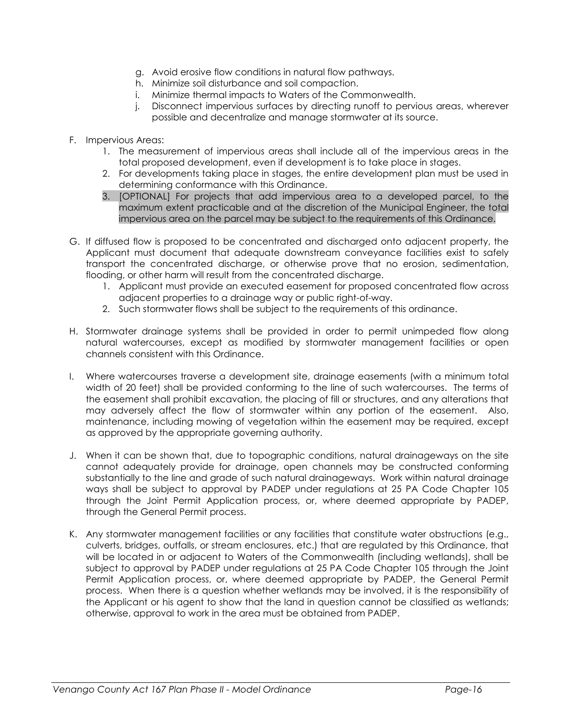g. Avoid erosive flow conditions in natural flow pathways.
h. Minimize soil disturbance and soil compaction.
i. Minimize thermal impacts to Waters of the Commonwealth.
j. Disconnect impervious surfaces by directing runoff to pervious areas, wherever possible and decentralize and manage stormwater at its source.

F. Impervious Areas:
   1. The measurement of impervious areas shall include all of the impervious areas in the total proposed development, even if development is to take place in stages.
   2. For developments taking place in stages, the entire development plan must be used in determining conformance with this Ordinance.
   3. [OPTIONAL] For projects that add impervious area to a developed parcel, to the maximum extent practicable and at the discretion of the Municipal Engineer, the total impervious area on the parcel may be subject to the requirements of this Ordinance.

G. If diffused flow is proposed to be concentrated and discharged onto adjacent property, the Applicant must document that adequate downstream conveyance facilities exist to safely transport the concentrated discharge, or otherwise prove that no erosion, sedimentation, flooding, or other harm will result from the concentrated discharge.
   1. Applicant must provide an executed easement for proposed concentrated flow across adjacent properties to a drainage way or public right-of-way.
   2. Such stormwater flows shall be subject to the requirements of this ordinance.

H. Stormwater drainage systems shall be provided in order to permit unimpeded flow along natural watercourses, except as modified by stormwater management facilities or open channels consistent with this Ordinance.

I. Where watercourses traverse a development site, drainage easements (with a minimum total width of 20 feet) shall be provided conforming to the line of such watercourses. The terms of the easement shall prohibit excavation, the placing of fill or structures, and any alterations that may adversely affect the flow of stormwater within any portion of the easement. Also, maintenance, including mowing of vegetation within the easement may be required, except as approved by the appropriate governing authority.

J. When it can be shown that, due to topographic conditions, natural drainageways on the site cannot adequately provide for drainage, open channels may be constructed conforming substantially to the line and grade of such natural drainageways. Work within natural drainage ways shall be subject to approval by PADEP under regulations at 25 PA Code Chapter 105 through the Joint Permit Application process, or, where deemed appropriate by PADEP, through the General Permit process.

K. Any stormwater management facilities or any facilities that constitute water obstructions (e.g., culverts, bridges, outfalls, or stream enclosures, etc.) that are regulated by this Ordinance, that will be located in or adjacent to Waters of the Commonwealth (including wetlands), shall be subject to approval by PADEP under regulations at 25 PA Code Chapter 105 through the Joint Permit Application process, or, where deemed appropriate by PADEP, the General Permit process. When there is a question whether wetlands may be involved, it is the responsibility of the Applicant or his agent to show that the land in question cannot be classified as wetlands; otherwise, approval to work in the area must be obtained from PADEP.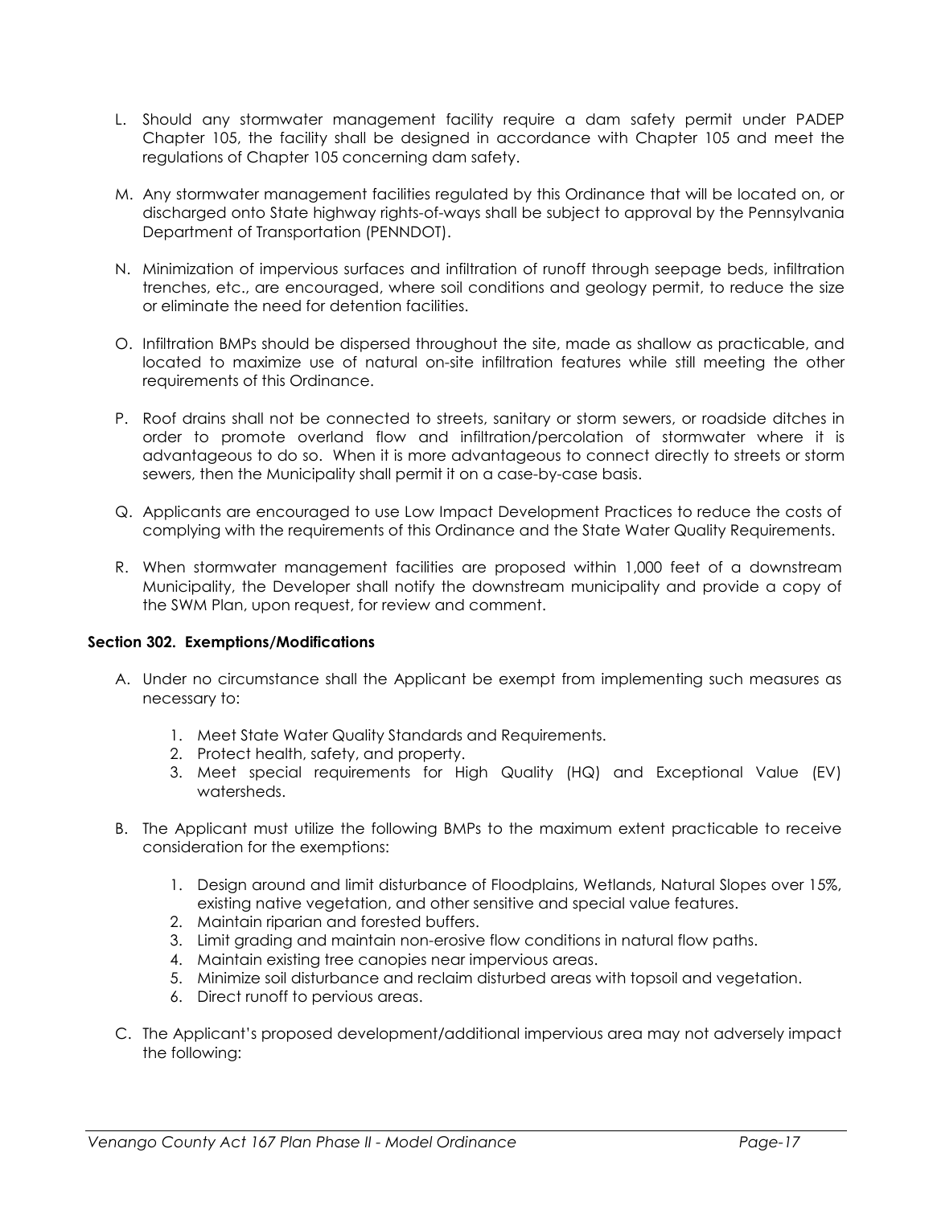L. Should any stormwater management facility require a dam safety permit under PADEP Chapter 105, the facility shall be designed in accordance with Chapter 105 and meet the regulations of Chapter 105 concerning dam safety.

M. Any stormwater management facilities regulated by this Ordinance that will be located on, or discharged onto State highway rights-of-ways shall be subject to approval by the Pennsylvania Department of Transportation (PENNDOT).

N. Minimization of impervious surfaces and infiltration of runoff through seepage beds, infiltration trenches, etc., are encouraged, where soil conditions and geology permit, to reduce the size or eliminate the need for detention facilities.

O. Infiltration BMPs should be dispersed throughout the site, made as shallow as practicable, and located to maximize use of natural on-site infiltration features while still meeting the other requirements of this Ordinance.

P. Roof drains shall not be connected to streets, sanitary or storm sewers, or roadside ditches in order to promote overland flow and infiltration/percolation of stormwater where it is advantageous to do so. When it is more advantageous to connect directly to streets or storm sewers, then the Municipality shall permit it on a case-by-case basis.

Q. Applicants are encouraged to use Low Impact Development Practices to reduce the costs of complying with the requirements of this Ordinance and the State Water Quality Requirements.

R. When stormwater management facilities are proposed within 1,000 feet of a downstream Municipality, the Developer shall notify the downstream municipality and provide a copy of the SWM Plan, upon request, for review and comment.

**Section 302. Exemptions/Modifications**

A. Under no circumstance shall the Applicant be exempt from implementing such measures as necessary to:

   1. Meet State Water Quality Standards and Requirements.
   2. Protect health, safety, and property.
   3. Meet special requirements for High Quality (HQ) and Exceptional Value (EV) watersheds.

B. The Applicant must utilize the following BMPs to the maximum extent practicable to receive consideration for the exemptions:

   1. Design around and limit disturbance of Floodplains, Wetlands, Natural Slopes over 15%, existing native vegetation, and other sensitive and special value features.
   2. Maintain riparian and forested buffers.
   3. Limit grading and maintain non-erosive flow conditions in natural flow paths.
   4. Maintain existing tree canopies near impervious areas.
   5. Minimize soil disturbance and reclaim disturbed areas with topsoil and vegetation.
   6. Direct runoff to pervious areas.

C. The Applicant's proposed development/additional impervious area may not adversely impact the following: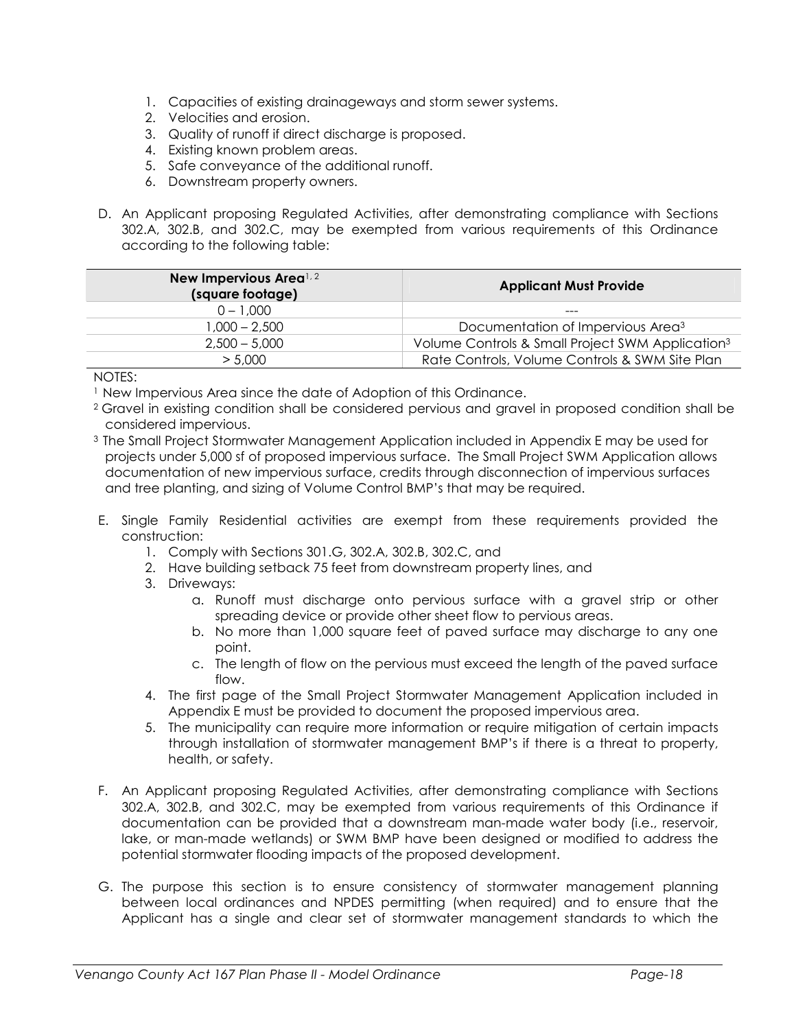1. Capacities of existing drainageways and storm sewer systems.
2. Velocities and erosion.
3. Quality of runoff if direct discharge is proposed.
4. Existing known problem areas.
5. Safe conveyance of the additional runoff.
6. Downstream property owners.

D. An Applicant proposing Regulated Activities, after demonstrating compliance with Sections 302.A, 302.B, and 302.C, may be exempted from various requirements of this Ordinance according to the following table:

| **New Impervious Area**[1, 2] **(square footage)** | **Applicant Must Provide** |
|---|---|
| 0 – 1,000 | --- |
| 1,000 – 2,500 | Documentation of Impervious Area[3] |
| 2,500 – 5,000 | Volume Controls & Small Project SWM Application[3] |
| > 5,000 | Rate Controls, Volume Controls & SWM Site Plan |

NOTES:

[1] New Impervious Area since the date of Adoption of this Ordinance.

[2] Gravel in existing condition shall be considered pervious and gravel in proposed condition shall be considered impervious.

[3] The Small Project Stormwater Management Application included in Appendix E may be used for projects under 5,000 sf of proposed impervious surface. The Small Project SWM Application allows documentation of new impervious surface, credits through disconnection of impervious surfaces and tree planting, and sizing of Volume Control BMP's that may be required.

E. Single Family Residential activities are exempt from these requirements provided the construction:
   1. Comply with Sections 301.G, 302.A, 302.B, 302.C, and
   2. Have building setback 75 feet from downstream property lines, and
   3. Driveways:
      a. Runoff must discharge onto pervious surface with a gravel strip or other spreading device or provide other sheet flow to pervious areas.
      b. No more than 1,000 square feet of paved surface may discharge to any one point.
      c. The length of flow on the pervious must exceed the length of the paved surface flow.
   4. The first page of the Small Project Stormwater Management Application included in Appendix E must be provided to document the proposed impervious area.
   5. The municipality can require more information or require mitigation of certain impacts through installation of stormwater management BMP's if there is a threat to property, health, or safety.

F. An Applicant proposing Regulated Activities, after demonstrating compliance with Sections 302.A, 302.B, and 302.C, may be exempted from various requirements of this Ordinance if documentation can be provided that a downstream man-made water body (i.e., reservoir, lake, or man-made wetlands) or SWM BMP have been designed or modified to address the potential stormwater flooding impacts of the proposed development.

G. The purpose this section is to ensure consistency of stormwater management planning between local ordinances and NPDES permitting (when required) and to ensure that the Applicant has a single and clear set of stormwater management standards to which the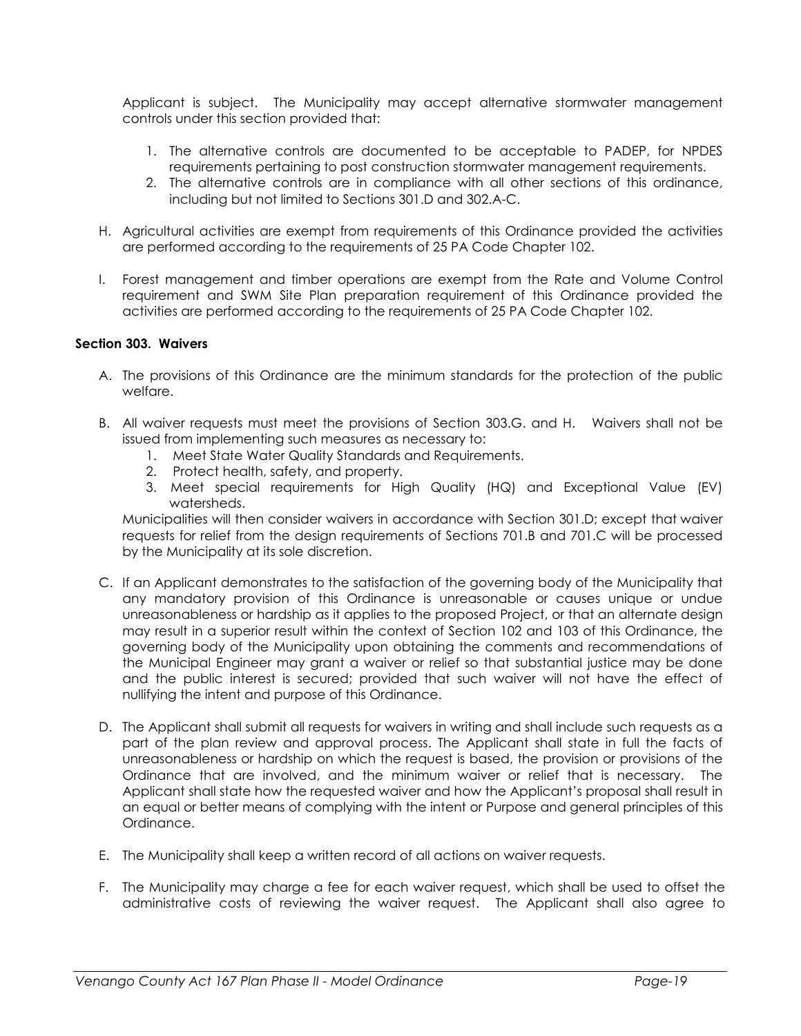Applicant is subject. The Municipality may accept alternative stormwater management controls under this section provided that:

1. The alternative controls are documented to be acceptable to PADEP, for NPDES requirements pertaining to post construction stormwater management requirements.
2. The alternative controls are in compliance with all other sections of this ordinance, including but not limited to Sections 301.D and 302.A-C.

H. Agricultural activities are exempt from requirements of this Ordinance provided the activities are performed according to the requirements of 25 PA Code Chapter 102.

I. Forest management and timber operations are exempt from the Rate and Volume Control requirement and SWM Site Plan preparation requirement of this Ordinance provided the activities are performed according to the requirements of 25 PA Code Chapter 102.

**Section 303. Waivers**

A. The provisions of this Ordinance are the minimum standards for the protection of the public welfare.

B. All waiver requests must meet the provisions of Section 303.G. and H. Waivers shall not be issued from implementing such measures as necessary to:
   1. Meet State Water Quality Standards and Requirements.
   2. Protect health, safety, and property.
   3. Meet special requirements for High Quality (HQ) and Exceptional Value (EV) watersheds.

   Municipalities will then consider waivers in accordance with Section 301.D; except that waiver requests for relief from the design requirements of Sections 701.B and 701.C will be processed by the Municipality at its sole discretion.

C. If an Applicant demonstrates to the satisfaction of the governing body of the Municipality that any mandatory provision of this Ordinance is unreasonable or causes unique or undue unreasonableness or hardship as it applies to the proposed Project, or that an alternate design may result in a superior result within the context of Section 102 and 103 of this Ordinance, the governing body of the Municipality upon obtaining the comments and recommendations of the Municipal Engineer may grant a waiver or relief so that substantial justice may be done and the public interest is secured; provided that such waiver will not have the effect of nullifying the intent and purpose of this Ordinance.

D. The Applicant shall submit all requests for waivers in writing and shall include such requests as a part of the plan review and approval process. The Applicant shall state in full the facts of unreasonableness or hardship on which the request is based, the provision or provisions of the Ordinance that are involved, and the minimum waiver or relief that is necessary. The Applicant shall state how the requested waiver and how the Applicant's proposal shall result in an equal or better means of complying with the intent or Purpose and general principles of this Ordinance.

E. The Municipality shall keep a written record of all actions on waiver requests.

F. The Municipality may charge a fee for each waiver request, which shall be used to offset the administrative costs of reviewing the waiver request. The Applicant shall also agree to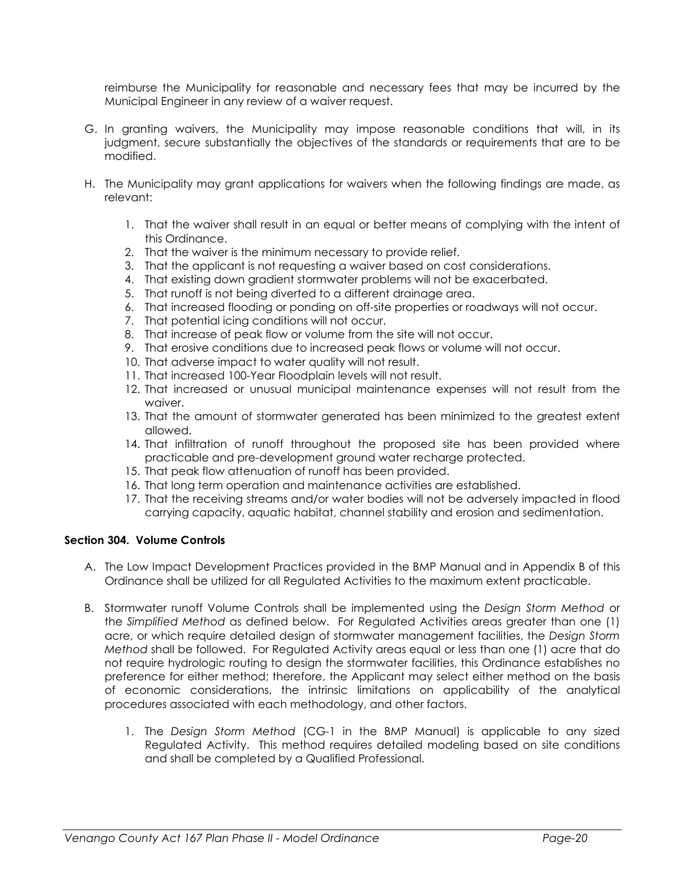reimburse the Municipality for reasonable and necessary fees that may be incurred by the Municipal Engineer in any review of a waiver request.

G. In granting waivers, the Municipality may impose reasonable conditions that will, in its judgment, secure substantially the objectives of the standards or requirements that are to be modified.

H. The Municipality may grant applications for waivers when the following findings are made, as relevant:

   1. That the waiver shall result in an equal or better means of complying with the intent of this Ordinance.
   2. That the waiver is the minimum necessary to provide relief.
   3. That the applicant is not requesting a waiver based on cost considerations.
   4. That existing down gradient stormwater problems will not be exacerbated.
   5. That runoff is not being diverted to a different drainage area.
   6. That increased flooding or ponding on off-site properties or roadways will not occur.
   7. That potential icing conditions will not occur.
   8. That increase of peak flow or volume from the site will not occur.
   9. That erosive conditions due to increased peak flows or volume will not occur.
   10. That adverse impact to water quality will not result.
   11. That increased 100-Year Floodplain levels will not result.
   12. That increased or unusual municipal maintenance expenses will not result from the waiver.
   13. That the amount of stormwater generated has been minimized to the greatest extent allowed.
   14. That infiltration of runoff throughout the proposed site has been provided where practicable and pre-development ground water recharge protected.
   15. That peak flow attenuation of runoff has been provided.
   16. That long term operation and maintenance activities are established.
   17. That the receiving streams and/or water bodies will not be adversely impacted in flood carrying capacity, aquatic habitat, channel stability and erosion and sedimentation.

**Section 304. Volume Controls**

A. The Low Impact Development Practices provided in the BMP Manual and in Appendix B of this Ordinance shall be utilized for all Regulated Activities to the maximum extent practicable.

B. Stormwater runoff Volume Controls shall be implemented using the *Design Storm Method* or the *Simplified Method* as defined below. For Regulated Activities areas greater than one (1) acre, or which require detailed design of stormwater management facilities, the *Design Storm Method* shall be followed. For Regulated Activity areas equal or less than one (1) acre that do not require hydrologic routing to design the stormwater facilities, this Ordinance establishes no preference for either method; therefore, the Applicant may select either method on the basis of economic considerations, the intrinsic limitations on applicability of the analytical procedures associated with each methodology, and other factors.

   1. The *Design Storm Method* (CG-1 in the BMP Manual) is applicable to any sized Regulated Activity. This method requires detailed modeling based on site conditions and shall be completed by a Qualified Professional.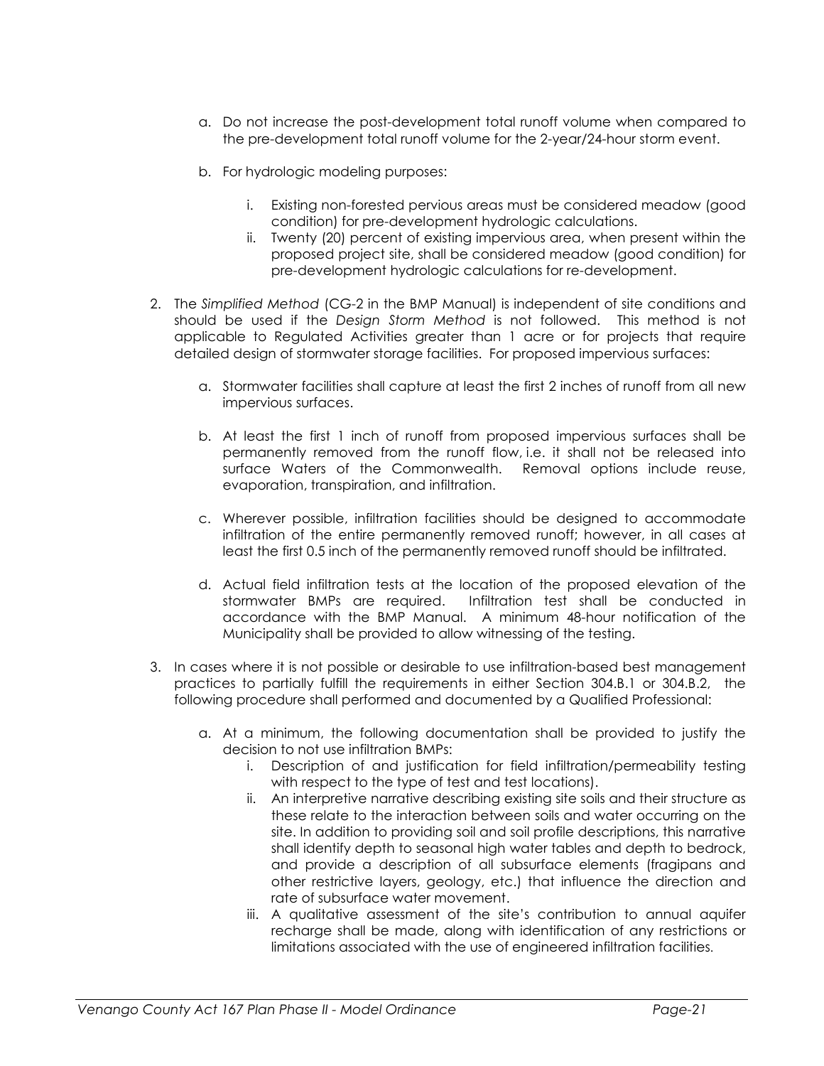a. Do not increase the post-development total runoff volume when compared to the pre-development total runoff volume for the 2-year/24-hour storm event.

b. For hydrologic modeling purposes:

   i. Existing non-forested pervious areas must be considered meadow (good condition) for pre-development hydrologic calculations.
   ii. Twenty (20) percent of existing impervious area, when present within the proposed project site, shall be considered meadow (good condition) for pre-development hydrologic calculations for re-development.

2. The *Simplified Method* (CG-2 in the BMP Manual) is independent of site conditions and should be used if the *Design Storm Method* is not followed. This method is not applicable to Regulated Activities greater than 1 acre or for projects that require detailed design of stormwater storage facilities. For proposed impervious surfaces:

   a. Stormwater facilities shall capture at least the first 2 inches of runoff from all new impervious surfaces.

   b. At least the first 1 inch of runoff from proposed impervious surfaces shall be permanently removed from the runoff flow, i.e. it shall not be released into surface Waters of the Commonwealth. Removal options include reuse, evaporation, transpiration, and infiltration.

   c. Wherever possible, infiltration facilities should be designed to accommodate infiltration of the entire permanently removed runoff; however, in all cases at least the first 0.5 inch of the permanently removed runoff should be infiltrated.

   d. Actual field infiltration tests at the location of the proposed elevation of the stormwater BMPs are required. Infiltration test shall be conducted in accordance with the BMP Manual. A minimum 48-hour notification of the Municipality shall be provided to allow witnessing of the testing.

3. In cases where it is not possible or desirable to use infiltration-based best management practices to partially fulfill the requirements in either Section 304.B.1 or 304.B.2, the following procedure shall performed and documented by a Qualified Professional:

   a. At a minimum, the following documentation shall be provided to justify the decision to not use infiltration BMPs:
      i. Description of and justification for field infiltration/permeability testing with respect to the type of test and test locations).
      ii. An interpretive narrative describing existing site soils and their structure as these relate to the interaction between soils and water occurring on the site. In addition to providing soil and soil profile descriptions, this narrative shall identify depth to seasonal high water tables and depth to bedrock, and provide a description of all subsurface elements (fragipans and other restrictive layers, geology, etc.) that influence the direction and rate of subsurface water movement.
      iii. A qualitative assessment of the site's contribution to annual aquifer recharge shall be made, along with identification of any restrictions or limitations associated with the use of engineered infiltration facilities.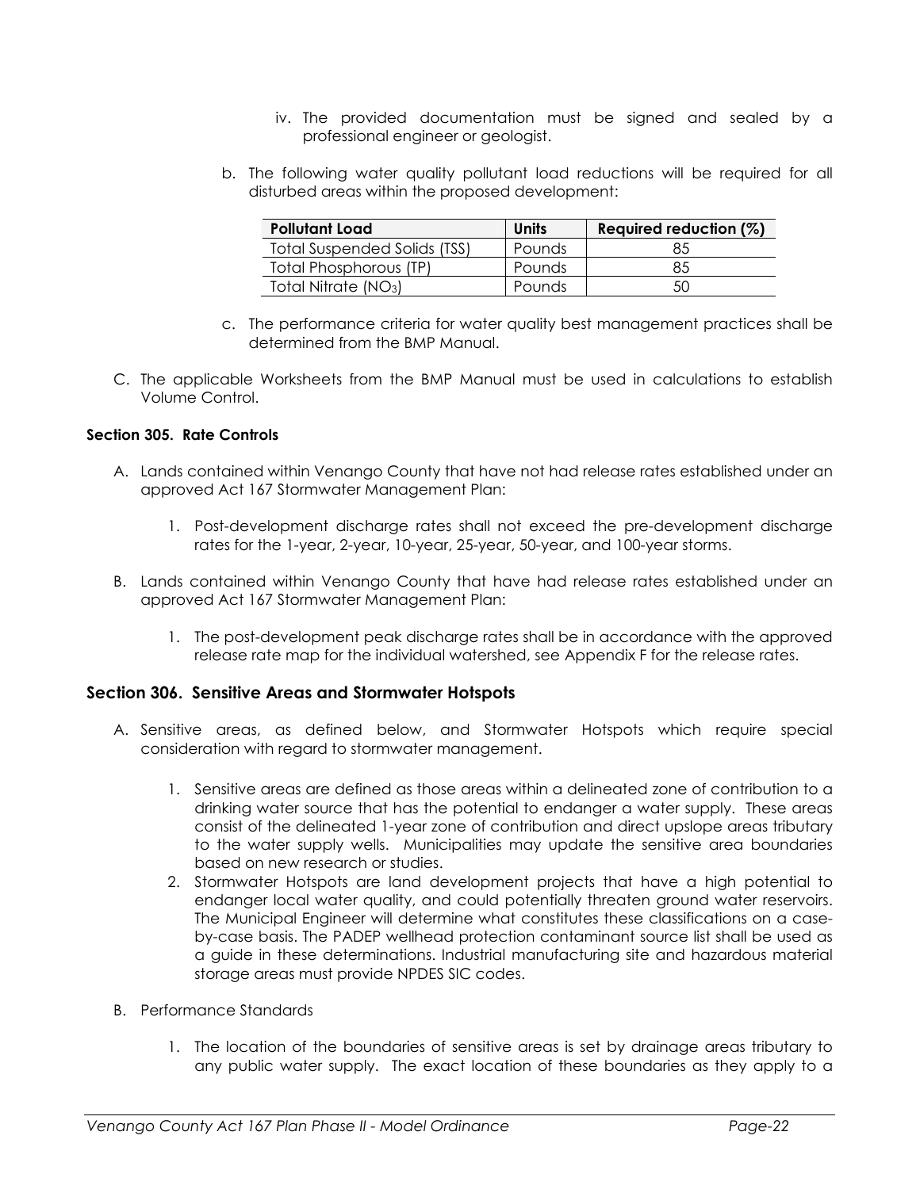iv. The provided documentation must be signed and sealed by a professional engineer or geologist.

b. The following water quality pollutant load reductions will be required for all disturbed areas within the proposed development:

| Pollutant Load | Units | Required reduction (%) |
|---|---|---|
| Total Suspended Solids (TSS) | Pounds | 85 |
| Total Phosphorous (TP) | Pounds | 85 |
| Total Nitrate ($NO_3$) | Pounds | 50 |

c. The performance criteria for water quality best management practices shall be determined from the BMP Manual.

C. The applicable Worksheets from the BMP Manual must be used in calculations to establish Volume Control.

**Section 305. Rate Controls**

A. Lands contained within Venango County that have not had release rates established under an approved Act 167 Stormwater Management Plan:

1. Post-development discharge rates shall not exceed the pre-development discharge rates for the 1-year, 2-year, 10-year, 25-year, 50-year, and 100-year storms.

B. Lands contained within Venango County that have had release rates established under an approved Act 167 Stormwater Management Plan:

1. The post-development peak discharge rates shall be in accordance with the approved release rate map for the individual watershed, see Appendix F for the release rates.

### Section 306. Sensitive Areas and Stormwater Hotspots

A. Sensitive areas, as defined below, and Stormwater Hotspots which require special consideration with regard to stormwater management.

1. Sensitive areas are defined as those areas within a delineated zone of contribution to a drinking water source that has the potential to endanger a water supply. These areas consist of the delineated 1-year zone of contribution and direct upslope areas tributary to the water supply wells. Municipalities may update the sensitive area boundaries based on new research or studies.
2. Stormwater Hotspots are land development projects that have a high potential to endanger local water quality, and could potentially threaten ground water reservoirs. The Municipal Engineer will determine what constitutes these classifications on a case-by-case basis. The PADEP wellhead protection contaminant source list shall be used as a guide in these determinations. Industrial manufacturing site and hazardous material storage areas must provide NPDES SIC codes.

B. Performance Standards

1. The location of the boundaries of sensitive areas is set by drainage areas tributary to any public water supply. The exact location of these boundaries as they apply to a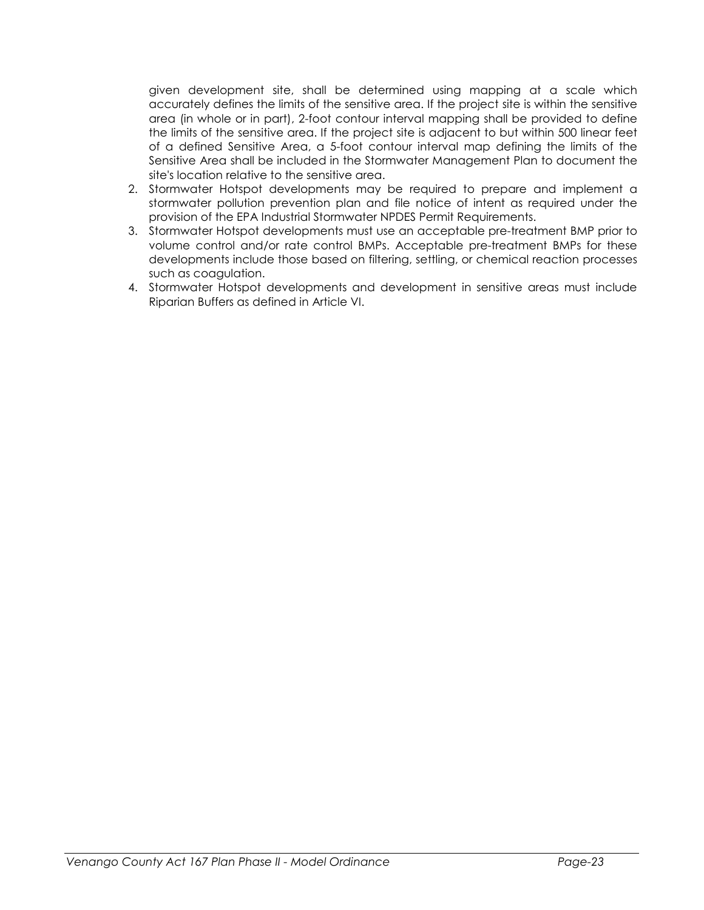given development site, shall be determined using mapping at a scale which accurately defines the limits of the sensitive area. If the project site is within the sensitive area (in whole or in part), 2-foot contour interval mapping shall be provided to define the limits of the sensitive area. If the project site is adjacent to but within 500 linear feet of a defined Sensitive Area, a 5-foot contour interval map defining the limits of the Sensitive Area shall be included in the Stormwater Management Plan to document the site's location relative to the sensitive area.

2. Stormwater Hotspot developments may be required to prepare and implement a stormwater pollution prevention plan and file notice of intent as required under the provision of the EPA Industrial Stormwater NPDES Permit Requirements.
3. Stormwater Hotspot developments must use an acceptable pre-treatment BMP prior to volume control and/or rate control BMPs. Acceptable pre-treatment BMPs for these developments include those based on filtering, settling, or chemical reaction processes such as coagulation.
4. Stormwater Hotspot developments and development in sensitive areas must include Riparian Buffers as defined in Article VI.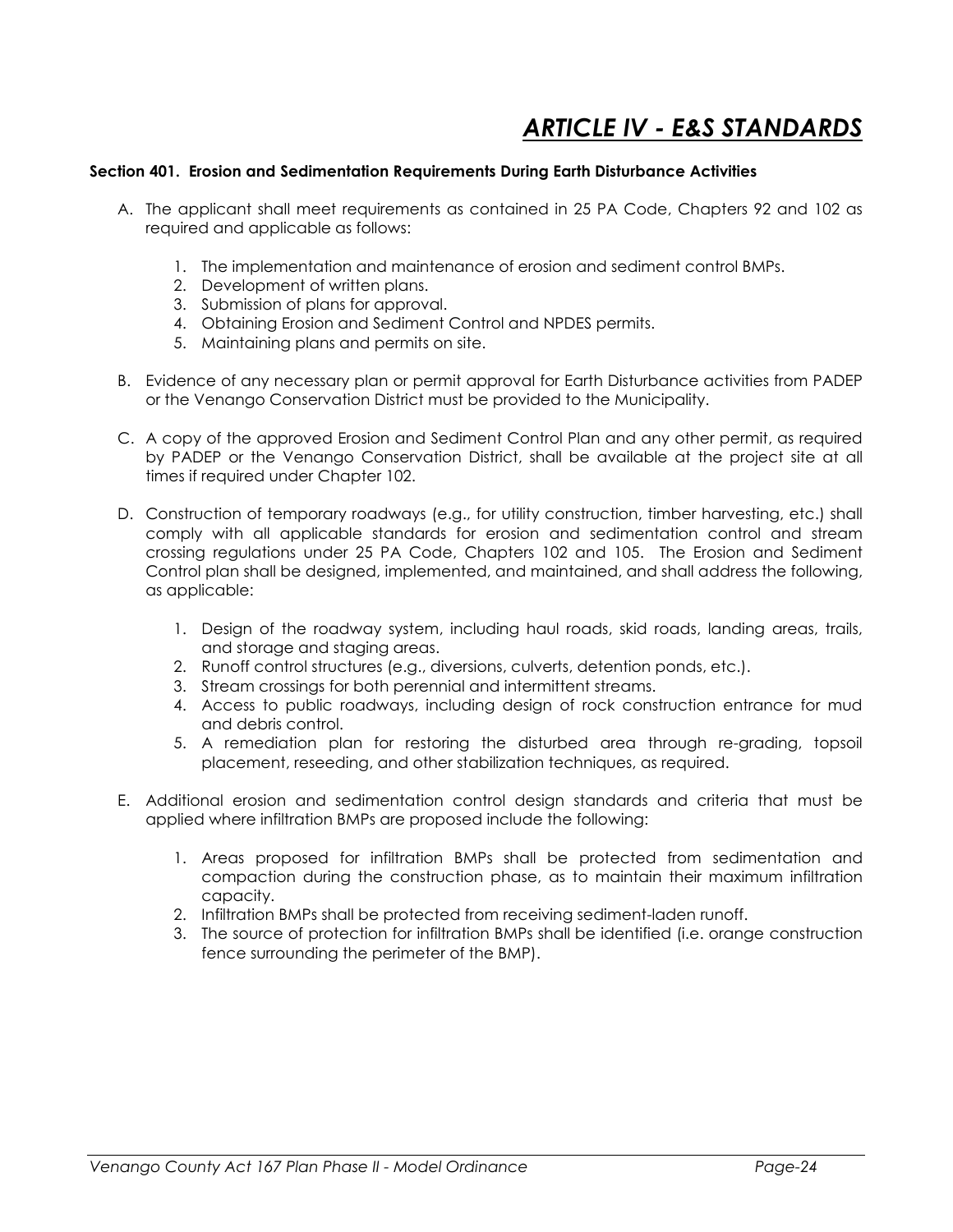# *ARTICLE IV - E&S STANDARDS*

**Section 401. Erosion and Sedimentation Requirements During Earth Disturbance Activities**

A. The applicant shall meet requirements as contained in 25 PA Code, Chapters 92 and 102 as required and applicable as follows:

   1. The implementation and maintenance of erosion and sediment control BMPs.
   2. Development of written plans.
   3. Submission of plans for approval.
   4. Obtaining Erosion and Sediment Control and NPDES permits.
   5. Maintaining plans and permits on site.

B. Evidence of any necessary plan or permit approval for Earth Disturbance activities from PADEP or the Venango Conservation District must be provided to the Municipality.

C. A copy of the approved Erosion and Sediment Control Plan and any other permit, as required by PADEP or the Venango Conservation District, shall be available at the project site at all times if required under Chapter 102.

D. Construction of temporary roadways (e.g., for utility construction, timber harvesting, etc.) shall comply with all applicable standards for erosion and sedimentation control and stream crossing regulations under 25 PA Code, Chapters 102 and 105. The Erosion and Sediment Control plan shall be designed, implemented, and maintained, and shall address the following, as applicable:

   1. Design of the roadway system, including haul roads, skid roads, landing areas, trails, and storage and staging areas.
   2. Runoff control structures (e.g., diversions, culverts, detention ponds, etc.).
   3. Stream crossings for both perennial and intermittent streams.
   4. Access to public roadways, including design of rock construction entrance for mud and debris control.
   5. A remediation plan for restoring the disturbed area through re-grading, topsoil placement, reseeding, and other stabilization techniques, as required.

E. Additional erosion and sedimentation control design standards and criteria that must be applied where infiltration BMPs are proposed include the following:

   1. Areas proposed for infiltration BMPs shall be protected from sedimentation and compaction during the construction phase, as to maintain their maximum infiltration capacity.
   2. Infiltration BMPs shall be protected from receiving sediment-laden runoff.
   3. The source of protection for infiltration BMPs shall be identified (i.e. orange construction fence surrounding the perimeter of the BMP).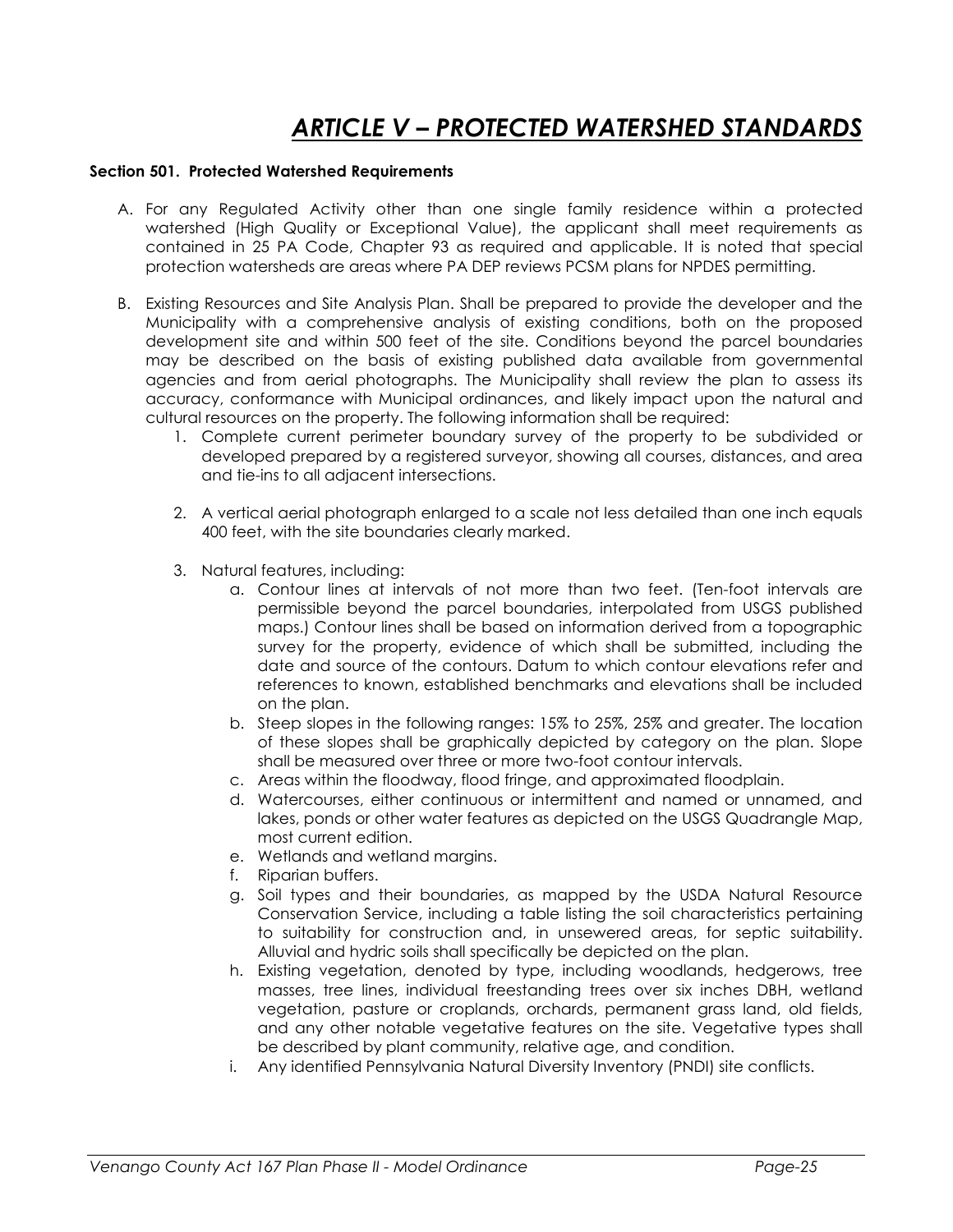# *ARTICLE V – PROTECTED WATERSHED STANDARDS*

**Section 501. Protected Watershed Requirements**

A. For any Regulated Activity other than one single family residence within a protected watershed (High Quality or Exceptional Value), the applicant shall meet requirements as contained in 25 PA Code, Chapter 93 as required and applicable. It is noted that special protection watersheds are areas where PA DEP reviews PCSM plans for NPDES permitting.

B. Existing Resources and Site Analysis Plan. Shall be prepared to provide the developer and the Municipality with a comprehensive analysis of existing conditions, both on the proposed development site and within 500 feet of the site. Conditions beyond the parcel boundaries may be described on the basis of existing published data available from governmental agencies and from aerial photographs. The Municipality shall review the plan to assess its accuracy, conformance with Municipal ordinances, and likely impact upon the natural and cultural resources on the property. The following information shall be required:

   1. Complete current perimeter boundary survey of the property to be subdivided or developed prepared by a registered surveyor, showing all courses, distances, and area and tie-ins to all adjacent intersections.

   2. A vertical aerial photograph enlarged to a scale not less detailed than one inch equals 400 feet, with the site boundaries clearly marked.

   3. Natural features, including:
      a. Contour lines at intervals of not more than two feet. (Ten-foot intervals are permissible beyond the parcel boundaries, interpolated from USGS published maps.) Contour lines shall be based on information derived from a topographic survey for the property, evidence of which shall be submitted, including the date and source of the contours. Datum to which contour elevations refer and references to known, established benchmarks and elevations shall be included on the plan.
      b. Steep slopes in the following ranges: 15% to 25%, 25% and greater. The location of these slopes shall be graphically depicted by category on the plan. Slope shall be measured over three or more two-foot contour intervals.
      c. Areas within the floodway, flood fringe, and approximated floodplain.
      d. Watercourses, either continuous or intermittent and named or unnamed, and lakes, ponds or other water features as depicted on the USGS Quadrangle Map, most current edition.
      e. Wetlands and wetland margins.
      f. Riparian buffers.
      g. Soil types and their boundaries, as mapped by the USDA Natural Resource Conservation Service, including a table listing the soil characteristics pertaining to suitability for construction and, in unsewered areas, for septic suitability. Alluvial and hydric soils shall specifically be depicted on the plan.
      h. Existing vegetation, denoted by type, including woodlands, hedgerows, tree masses, tree lines, individual freestanding trees over six inches DBH, wetland vegetation, pasture or croplands, orchards, permanent grass land, old fields, and any other notable vegetative features on the site. Vegetative types shall be described by plant community, relative age, and condition.
      i. Any identified Pennsylvania Natural Diversity Inventory (PNDI) site conflicts.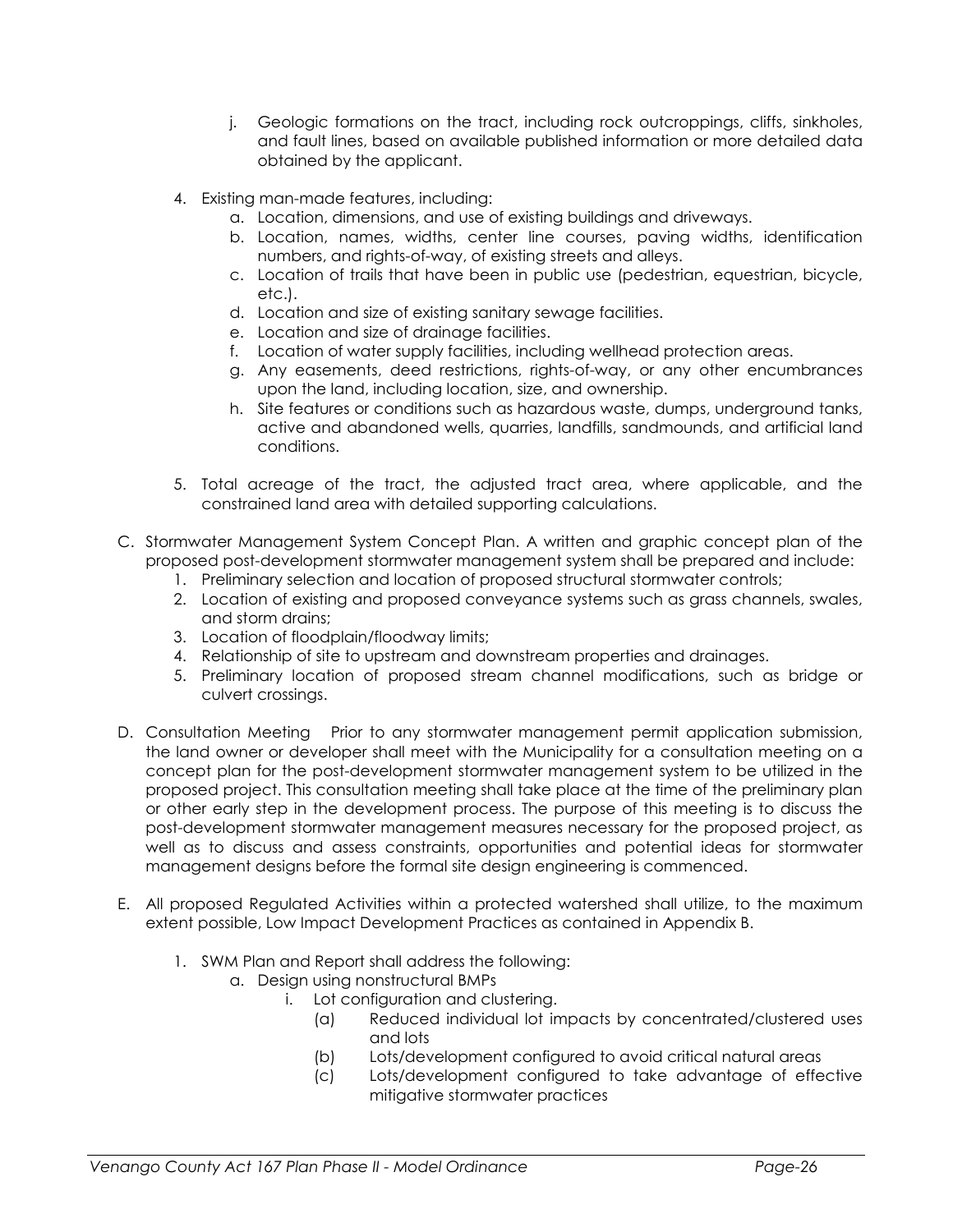j. Geologic formations on the tract, including rock outcroppings, cliffs, sinkholes, and fault lines, based on available published information or more detailed data obtained by the applicant.

4. Existing man-made features, including:
   a. Location, dimensions, and use of existing buildings and driveways.
   b. Location, names, widths, center line courses, paving widths, identification numbers, and rights-of-way, of existing streets and alleys.
   c. Location of trails that have been in public use (pedestrian, equestrian, bicycle, etc.).
   d. Location and size of existing sanitary sewage facilities.
   e. Location and size of drainage facilities.
   f. Location of water supply facilities, including wellhead protection areas.
   g. Any easements, deed restrictions, rights-of-way, or any other encumbrances upon the land, including location, size, and ownership.
   h. Site features or conditions such as hazardous waste, dumps, underground tanks, active and abandoned wells, quarries, landfills, sandmounds, and artificial land conditions.

5. Total acreage of the tract, the adjusted tract area, where applicable, and the constrained land area with detailed supporting calculations.

C. Stormwater Management System Concept Plan. A written and graphic concept plan of the proposed post-development stormwater management system shall be prepared and include:
   1. Preliminary selection and location of proposed structural stormwater controls;
   2. Location of existing and proposed conveyance systems such as grass channels, swales, and storm drains;
   3. Location of floodplain/floodway limits;
   4. Relationship of site to upstream and downstream properties and drainages.
   5. Preliminary location of proposed stream channel modifications, such as bridge or culvert crossings.

D. Consultation Meeting Prior to any stormwater management permit application submission, the land owner or developer shall meet with the Municipality for a consultation meeting on a concept plan for the post-development stormwater management system to be utilized in the proposed project. This consultation meeting shall take place at the time of the preliminary plan or other early step in the development process. The purpose of this meeting is to discuss the post-development stormwater management measures necessary for the proposed project, as well as to discuss and assess constraints, opportunities and potential ideas for stormwater management designs before the formal site design engineering is commenced.

E. All proposed Regulated Activities within a protected watershed shall utilize, to the maximum extent possible, Low Impact Development Practices as contained in Appendix B.

   1. SWM Plan and Report shall address the following:
      a. Design using nonstructural BMPs
         i. Lot configuration and clustering.
            (a) Reduced individual lot impacts by concentrated/clustered uses and lots
            (b) Lots/development configured to avoid critical natural areas
            (c) Lots/development configured to take advantage of effective mitigative stormwater practices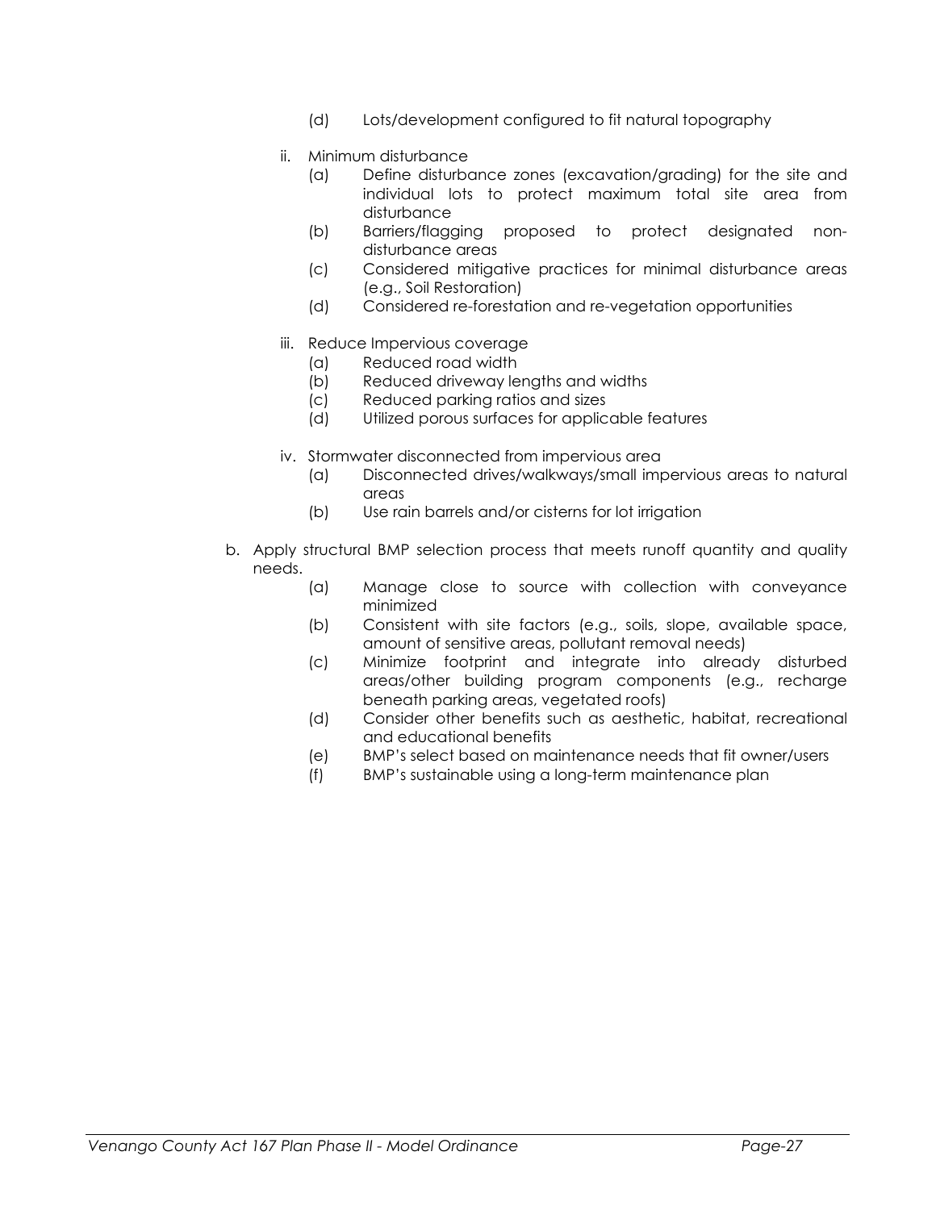(d) Lots/development configured to fit natural topography

ii. Minimum disturbance
   (a) Define disturbance zones (excavation/grading) for the site and individual lots to protect maximum total site area from disturbance
   (b) Barriers/flagging proposed to protect designated non-disturbance areas
   (c) Considered mitigative practices for minimal disturbance areas (e.g., Soil Restoration)
   (d) Considered re-forestation and re-vegetation opportunities

iii. Reduce Impervious coverage
   (a) Reduced road width
   (b) Reduced driveway lengths and widths
   (c) Reduced parking ratios and sizes
   (d) Utilized porous surfaces for applicable features

iv. Stormwater disconnected from impervious area
   (a) Disconnected drives/walkways/small impervious areas to natural areas
   (b) Use rain barrels and/or cisterns for lot irrigation

b. Apply structural BMP selection process that meets runoff quantity and quality needs.
   (a) Manage close to source with collection with conveyance minimized
   (b) Consistent with site factors (e.g., soils, slope, available space, amount of sensitive areas, pollutant removal needs)
   (c) Minimize footprint and integrate into already disturbed areas/other building program components (e.g., recharge beneath parking areas, vegetated roofs)
   (d) Consider other benefits such as aesthetic, habitat, recreational and educational benefits
   (e) BMP's select based on maintenance needs that fit owner/users
   (f) BMP's sustainable using a long-term maintenance plan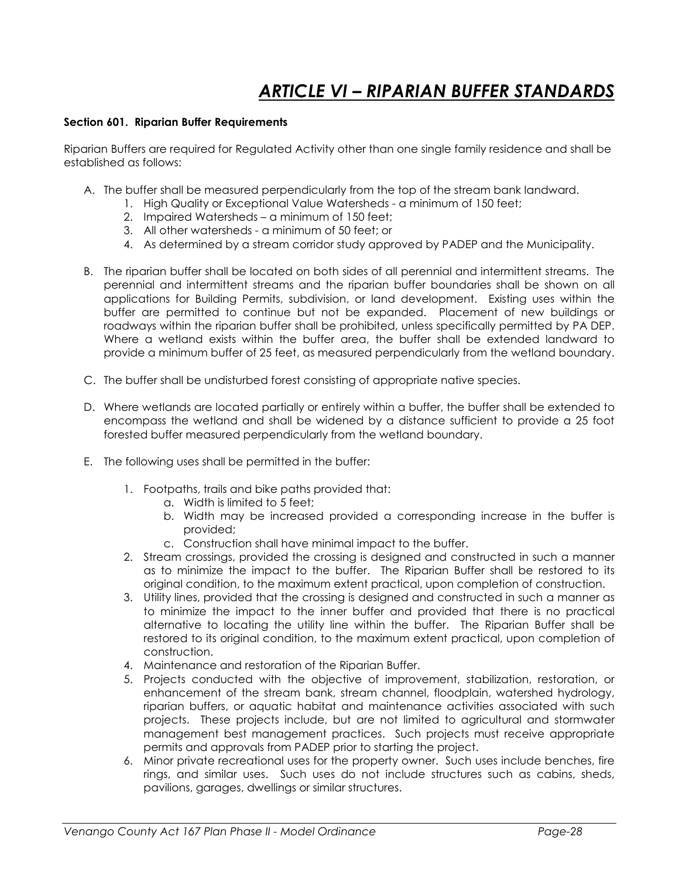# *ARTICLE VI – RIPARIAN BUFFER STANDARDS*

**Section 601. Riparian Buffer Requirements**

Riparian Buffers are required for Regulated Activity other than one single family residence and shall be established as follows:

A. The buffer shall be measured perpendicularly from the top of the stream bank landward.
   1. High Quality or Exceptional Value Watersheds - a minimum of 150 feet;
   2. Impaired Watersheds – a minimum of 150 feet;
   3. All other watersheds - a minimum of 50 feet; or
   4. As determined by a stream corridor study approved by PADEP and the Municipality.

B. The riparian buffer shall be located on both sides of all perennial and intermittent streams. The perennial and intermittent streams and the riparian buffer boundaries shall be shown on all applications for Building Permits, subdivision, or land development. Existing uses within the buffer are permitted to continue but not be expanded. Placement of new buildings or roadways within the riparian buffer shall be prohibited, unless specifically permitted by PA DEP. Where a wetland exists within the buffer area, the buffer shall be extended landward to provide a minimum buffer of 25 feet, as measured perpendicularly from the wetland boundary.

C. The buffer shall be undisturbed forest consisting of appropriate native species.

D. Where wetlands are located partially or entirely within a buffer, the buffer shall be extended to encompass the wetland and shall be widened by a distance sufficient to provide a 25 foot forested buffer measured perpendicularly from the wetland boundary.

E. The following uses shall be permitted in the buffer:

   1. Footpaths, trails and bike paths provided that:
      a. Width is limited to 5 feet;
      b. Width may be increased provided a corresponding increase in the buffer is provided;
      c. Construction shall have minimal impact to the buffer.
   2. Stream crossings, provided the crossing is designed and constructed in such a manner as to minimize the impact to the buffer. The Riparian Buffer shall be restored to its original condition, to the maximum extent practical, upon completion of construction.
   3. Utility lines, provided that the crossing is designed and constructed in such a manner as to minimize the impact to the inner buffer and provided that there is no practical alternative to locating the utility line within the buffer. The Riparian Buffer shall be restored to its original condition, to the maximum extent practical, upon completion of construction.
   4. Maintenance and restoration of the Riparian Buffer.
   5. Projects conducted with the objective of improvement, stabilization, restoration, or enhancement of the stream bank, stream channel, floodplain, watershed hydrology, riparian buffers, or aquatic habitat and maintenance activities associated with such projects. These projects include, but are not limited to agricultural and stormwater management best management practices. Such projects must receive appropriate permits and approvals from PADEP prior to starting the project.
   6. Minor private recreational uses for the property owner. Such uses include benches, fire rings, and similar uses. Such uses do not include structures such as cabins, sheds, pavilions, garages, dwellings or similar structures.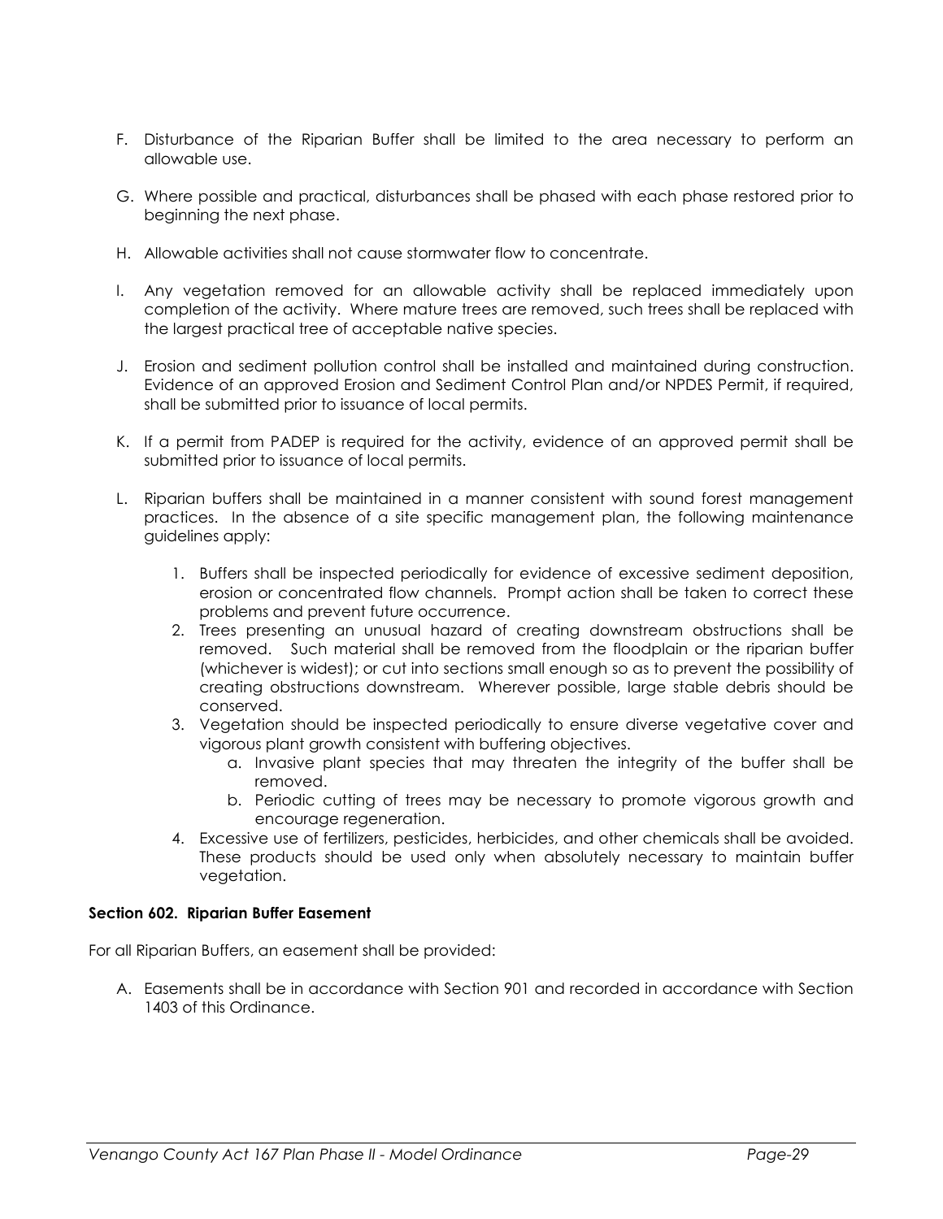F. Disturbance of the Riparian Buffer shall be limited to the area necessary to perform an allowable use.

G. Where possible and practical, disturbances shall be phased with each phase restored prior to beginning the next phase.

H. Allowable activities shall not cause stormwater flow to concentrate.

I. Any vegetation removed for an allowable activity shall be replaced immediately upon completion of the activity. Where mature trees are removed, such trees shall be replaced with the largest practical tree of acceptable native species.

J. Erosion and sediment pollution control shall be installed and maintained during construction. Evidence of an approved Erosion and Sediment Control Plan and/or NPDES Permit, if required, shall be submitted prior to issuance of local permits.

K. If a permit from PADEP is required for the activity, evidence of an approved permit shall be submitted prior to issuance of local permits.

L. Riparian buffers shall be maintained in a manner consistent with sound forest management practices. In the absence of a site specific management plan, the following maintenance guidelines apply:

   1. Buffers shall be inspected periodically for evidence of excessive sediment deposition, erosion or concentrated flow channels. Prompt action shall be taken to correct these problems and prevent future occurrence.
   2. Trees presenting an unusual hazard of creating downstream obstructions shall be removed. Such material shall be removed from the floodplain or the riparian buffer (whichever is widest); or cut into sections small enough so as to prevent the possibility of creating obstructions downstream. Wherever possible, large stable debris should be conserved.
   3. Vegetation should be inspected periodically to ensure diverse vegetative cover and vigorous plant growth consistent with buffering objectives.
      a. Invasive plant species that may threaten the integrity of the buffer shall be removed.
      b. Periodic cutting of trees may be necessary to promote vigorous growth and encourage regeneration.
   4. Excessive use of fertilizers, pesticides, herbicides, and other chemicals shall be avoided. These products should be used only when absolutely necessary to maintain buffer vegetation.

**Section 602. Riparian Buffer Easement**

For all Riparian Buffers, an easement shall be provided:

A. Easements shall be in accordance with Section 901 and recorded in accordance with Section 1403 of this Ordinance.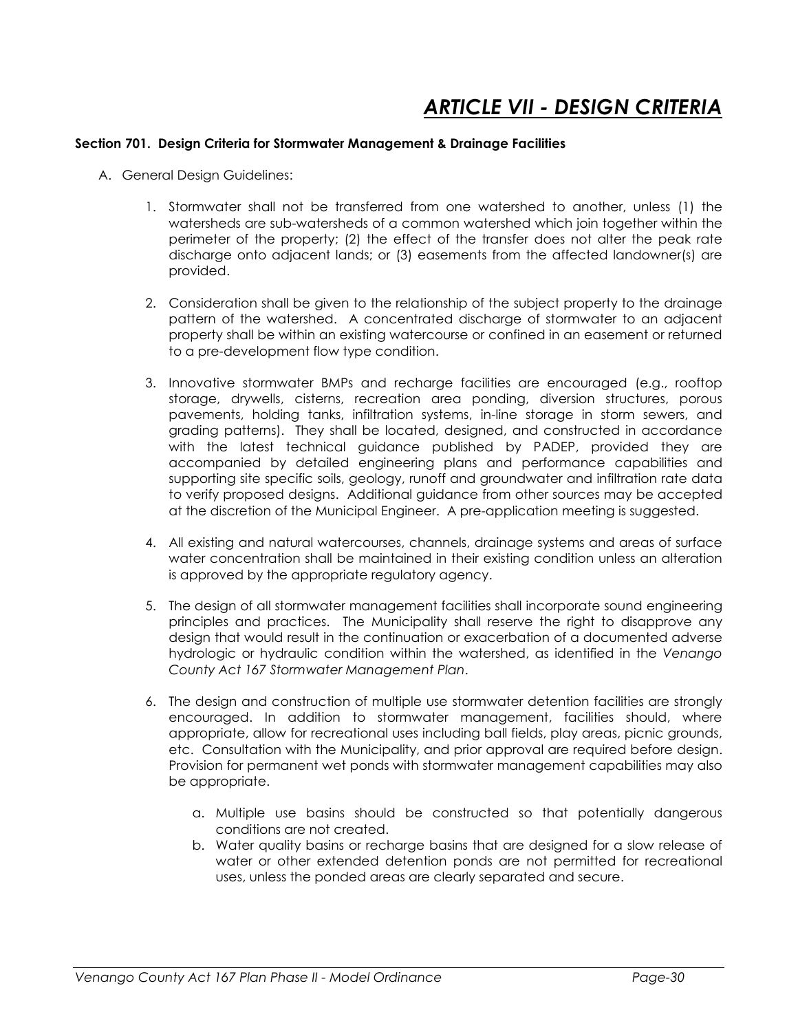# *ARTICLE VII - DESIGN CRITERIA*

**Section 701. Design Criteria for Stormwater Management & Drainage Facilities**

A. General Design Guidelines:

1. Stormwater shall not be transferred from one watershed to another, unless (1) the watersheds are sub-watersheds of a common watershed which join together within the perimeter of the property; (2) the effect of the transfer does not alter the peak rate discharge onto adjacent lands; or (3) easements from the affected landowner(s) are provided.

2. Consideration shall be given to the relationship of the subject property to the drainage pattern of the watershed. A concentrated discharge of stormwater to an adjacent property shall be within an existing watercourse or confined in an easement or returned to a pre-development flow type condition.

3. Innovative stormwater BMPs and recharge facilities are encouraged (e.g., rooftop storage, drywells, cisterns, recreation area ponding, diversion structures, porous pavements, holding tanks, infiltration systems, in-line storage in storm sewers, and grading patterns). They shall be located, designed, and constructed in accordance with the latest technical guidance published by PADEP, provided they are accompanied by detailed engineering plans and performance capabilities and supporting site specific soils, geology, runoff and groundwater and infiltration rate data to verify proposed designs. Additional guidance from other sources may be accepted at the discretion of the Municipal Engineer. A pre-application meeting is suggested.

4. All existing and natural watercourses, channels, drainage systems and areas of surface water concentration shall be maintained in their existing condition unless an alteration is approved by the appropriate regulatory agency.

5. The design of all stormwater management facilities shall incorporate sound engineering principles and practices. The Municipality shall reserve the right to disapprove any design that would result in the continuation or exacerbation of a documented adverse hydrologic or hydraulic condition within the watershed, as identified in the *Venango County Act 167 Stormwater Management Plan*.

6. The design and construction of multiple use stormwater detention facilities are strongly encouraged. In addition to stormwater management, facilities should, where appropriate, allow for recreational uses including ball fields, play areas, picnic grounds, etc. Consultation with the Municipality, and prior approval are required before design. Provision for permanent wet ponds with stormwater management capabilities may also be appropriate.

   a. Multiple use basins should be constructed so that potentially dangerous conditions are not created.
   b. Water quality basins or recharge basins that are designed for a slow release of water or other extended detention ponds are not permitted for recreational uses, unless the ponded areas are clearly separated and secure.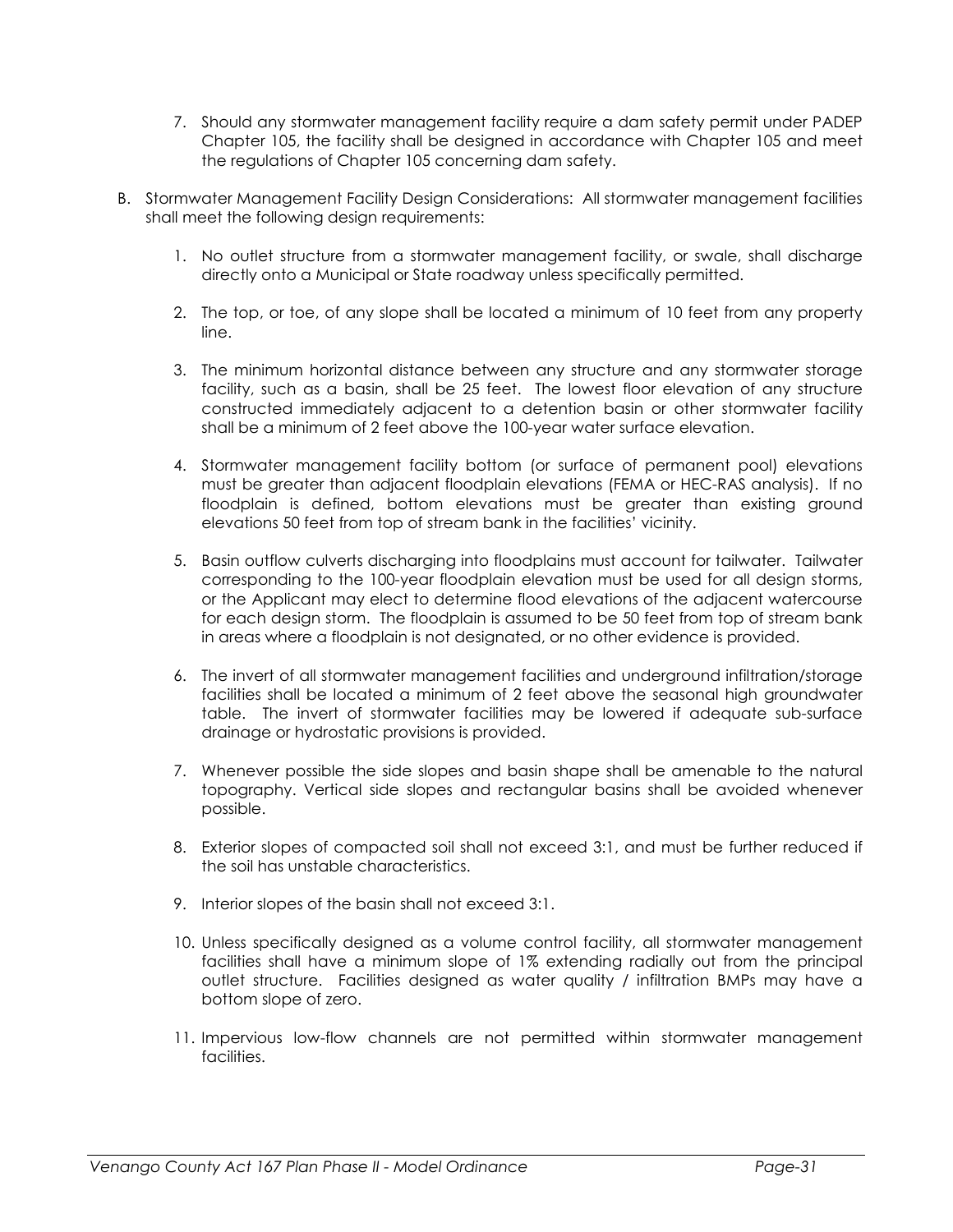7. Should any stormwater management facility require a dam safety permit under PADEP Chapter 105, the facility shall be designed in accordance with Chapter 105 and meet the regulations of Chapter 105 concerning dam safety.

B. Stormwater Management Facility Design Considerations: All stormwater management facilities shall meet the following design requirements:

 1. No outlet structure from a stormwater management facility, or swale, shall discharge directly onto a Municipal or State roadway unless specifically permitted.

 2. The top, or toe, of any slope shall be located a minimum of 10 feet from any property line.

 3. The minimum horizontal distance between any structure and any stormwater storage facility, such as a basin, shall be 25 feet. The lowest floor elevation of any structure constructed immediately adjacent to a detention basin or other stormwater facility shall be a minimum of 2 feet above the 100-year water surface elevation.

 4. Stormwater management facility bottom (or surface of permanent pool) elevations must be greater than adjacent floodplain elevations (FEMA or HEC-RAS analysis). If no floodplain is defined, bottom elevations must be greater than existing ground elevations 50 feet from top of stream bank in the facilities' vicinity.

 5. Basin outflow culverts discharging into floodplains must account for tailwater. Tailwater corresponding to the 100-year floodplain elevation must be used for all design storms, or the Applicant may elect to determine flood elevations of the adjacent watercourse for each design storm. The floodplain is assumed to be 50 feet from top of stream bank in areas where a floodplain is not designated, or no other evidence is provided.

 6. The invert of all stormwater management facilities and underground infiltration/storage facilities shall be located a minimum of 2 feet above the seasonal high groundwater table. The invert of stormwater facilities may be lowered if adequate sub-surface drainage or hydrostatic provisions is provided.

 7. Whenever possible the side slopes and basin shape shall be amenable to the natural topography. Vertical side slopes and rectangular basins shall be avoided whenever possible.

 8. Exterior slopes of compacted soil shall not exceed 3:1, and must be further reduced if the soil has unstable characteristics.

 9. Interior slopes of the basin shall not exceed 3:1.

 10. Unless specifically designed as a volume control facility, all stormwater management facilities shall have a minimum slope of 1% extending radially out from the principal outlet structure. Facilities designed as water quality / infiltration BMPs may have a bottom slope of zero.

 11. Impervious low-flow channels are not permitted within stormwater management facilities.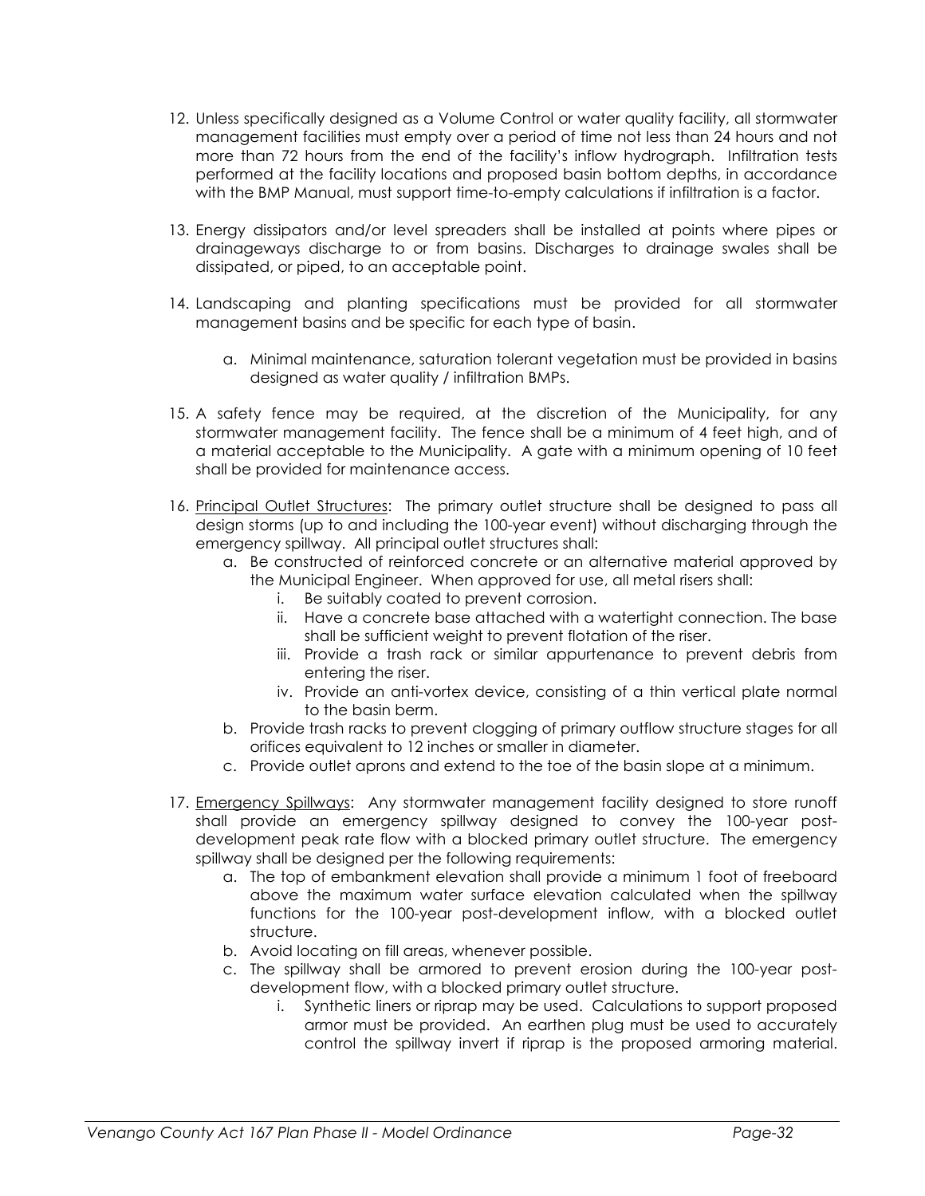12. Unless specifically designed as a Volume Control or water quality facility, all stormwater management facilities must empty over a period of time not less than 24 hours and not more than 72 hours from the end of the facility's inflow hydrograph. Infiltration tests performed at the facility locations and proposed basin bottom depths, in accordance with the BMP Manual, must support time-to-empty calculations if infiltration is a factor.

13. Energy dissipators and/or level spreaders shall be installed at points where pipes or drainageways discharge to or from basins. Discharges to drainage swales shall be dissipated, or piped, to an acceptable point.

14. Landscaping and planting specifications must be provided for all stormwater management basins and be specific for each type of basin.
    a. Minimal maintenance, saturation tolerant vegetation must be provided in basins designed as water quality / infiltration BMPs.

15. A safety fence may be required, at the discretion of the Municipality, for any stormwater management facility. The fence shall be a minimum of 4 feet high, and of a material acceptable to the Municipality. A gate with a minimum opening of 10 feet shall be provided for maintenance access.

16. Principal Outlet Structures: The primary outlet structure shall be designed to pass all design storms (up to and including the 100-year event) without discharging through the emergency spillway. All principal outlet structures shall:
    a. Be constructed of reinforced concrete or an alternative material approved by the Municipal Engineer. When approved for use, all metal risers shall:
        i. Be suitably coated to prevent corrosion.
        ii. Have a concrete base attached with a watertight connection. The base shall be sufficient weight to prevent flotation of the riser.
        iii. Provide a trash rack or similar appurtenance to prevent debris from entering the riser.
        iv. Provide an anti-vortex device, consisting of a thin vertical plate normal to the basin berm.
    b. Provide trash racks to prevent clogging of primary outflow structure stages for all orifices equivalent to 12 inches or smaller in diameter.
    c. Provide outlet aprons and extend to the toe of the basin slope at a minimum.

17. Emergency Spillways: Any stormwater management facility designed to store runoff shall provide an emergency spillway designed to convey the 100-year post-development peak rate flow with a blocked primary outlet structure. The emergency spillway shall be designed per the following requirements:
    a. The top of embankment elevation shall provide a minimum 1 foot of freeboard above the maximum water surface elevation calculated when the spillway functions for the 100-year post-development inflow, with a blocked outlet structure.
    b. Avoid locating on fill areas, whenever possible.
    c. The spillway shall be armored to prevent erosion during the 100-year post-development flow, with a blocked primary outlet structure.
        i. Synthetic liners or riprap may be used. Calculations to support proposed armor must be provided. An earthen plug must be used to accurately control the spillway invert if riprap is the proposed armoring material.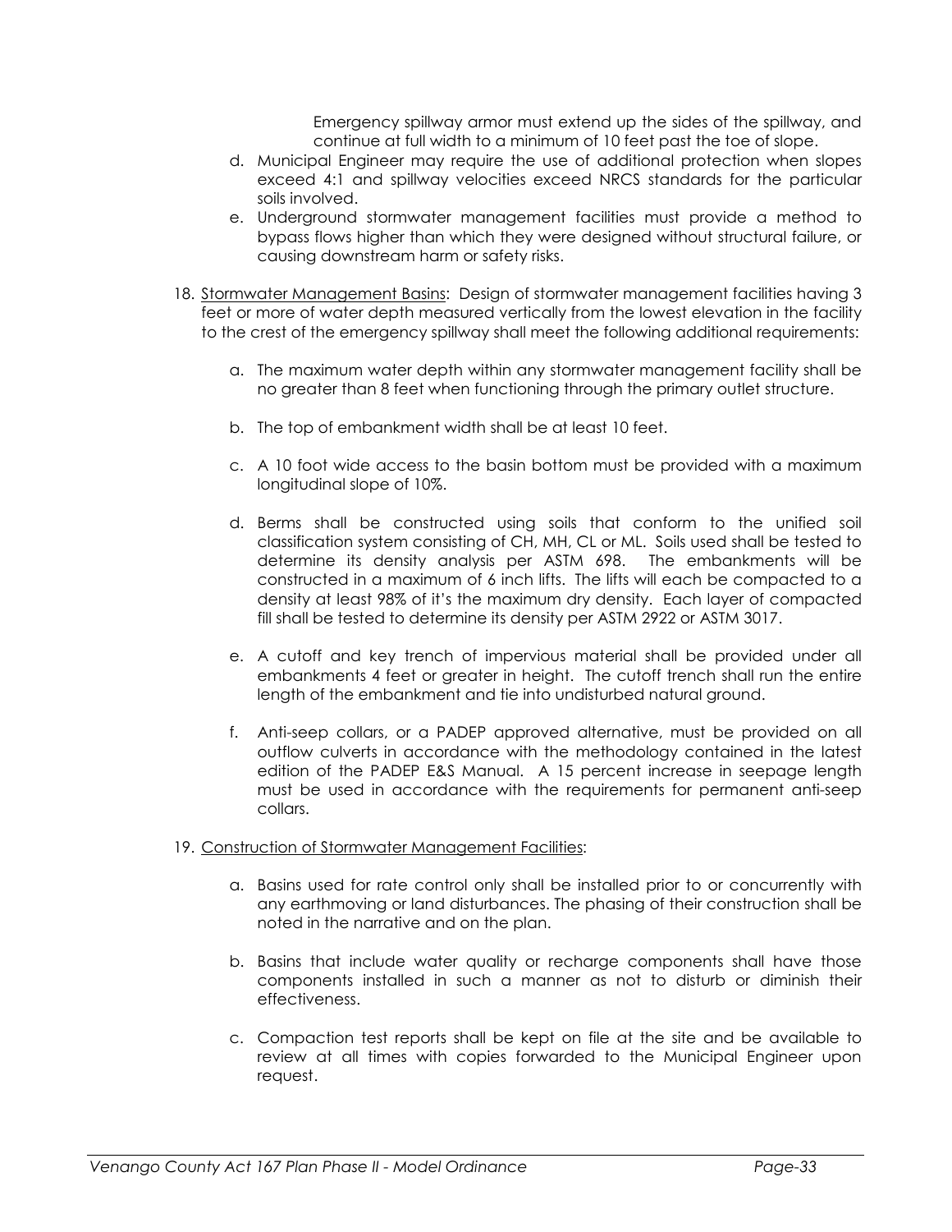Emergency spillway armor must extend up the sides of the spillway, and continue at full width to a minimum of 10 feet past the toe of slope.

d. Municipal Engineer may require the use of additional protection when slopes exceed 4:1 and spillway velocities exceed NRCS standards for the particular soils involved.

e. Underground stormwater management facilities must provide a method to bypass flows higher than which they were designed without structural failure, or causing downstream harm or safety risks.

18. Stormwater Management Basins: Design of stormwater management facilities having 3 feet or more of water depth measured vertically from the lowest elevation in the facility to the crest of the emergency spillway shall meet the following additional requirements:

    a. The maximum water depth within any stormwater management facility shall be no greater than 8 feet when functioning through the primary outlet structure.

    b. The top of embankment width shall be at least 10 feet.

    c. A 10 foot wide access to the basin bottom must be provided with a maximum longitudinal slope of 10%.

    d. Berms shall be constructed using soils that conform to the unified soil classification system consisting of CH, MH, CL or ML. Soils used shall be tested to determine its density analysis per ASTM 698. The embankments will be constructed in a maximum of 6 inch lifts. The lifts will each be compacted to a density at least 98% of it's the maximum dry density. Each layer of compacted fill shall be tested to determine its density per ASTM 2922 or ASTM 3017.

    e. A cutoff and key trench of impervious material shall be provided under all embankments 4 feet or greater in height. The cutoff trench shall run the entire length of the embankment and tie into undisturbed natural ground.

    f. Anti-seep collars, or a PADEP approved alternative, must be provided on all outflow culverts in accordance with the methodology contained in the latest edition of the PADEP E&S Manual. A 15 percent increase in seepage length must be used in accordance with the requirements for permanent anti-seep collars.

19. Construction of Stormwater Management Facilities:

    a. Basins used for rate control only shall be installed prior to or concurrently with any earthmoving or land disturbances. The phasing of their construction shall be noted in the narrative and on the plan.

    b. Basins that include water quality or recharge components shall have those components installed in such a manner as not to disturb or diminish their effectiveness.

    c. Compaction test reports shall be kept on file at the site and be available to review at all times with copies forwarded to the Municipal Engineer upon request.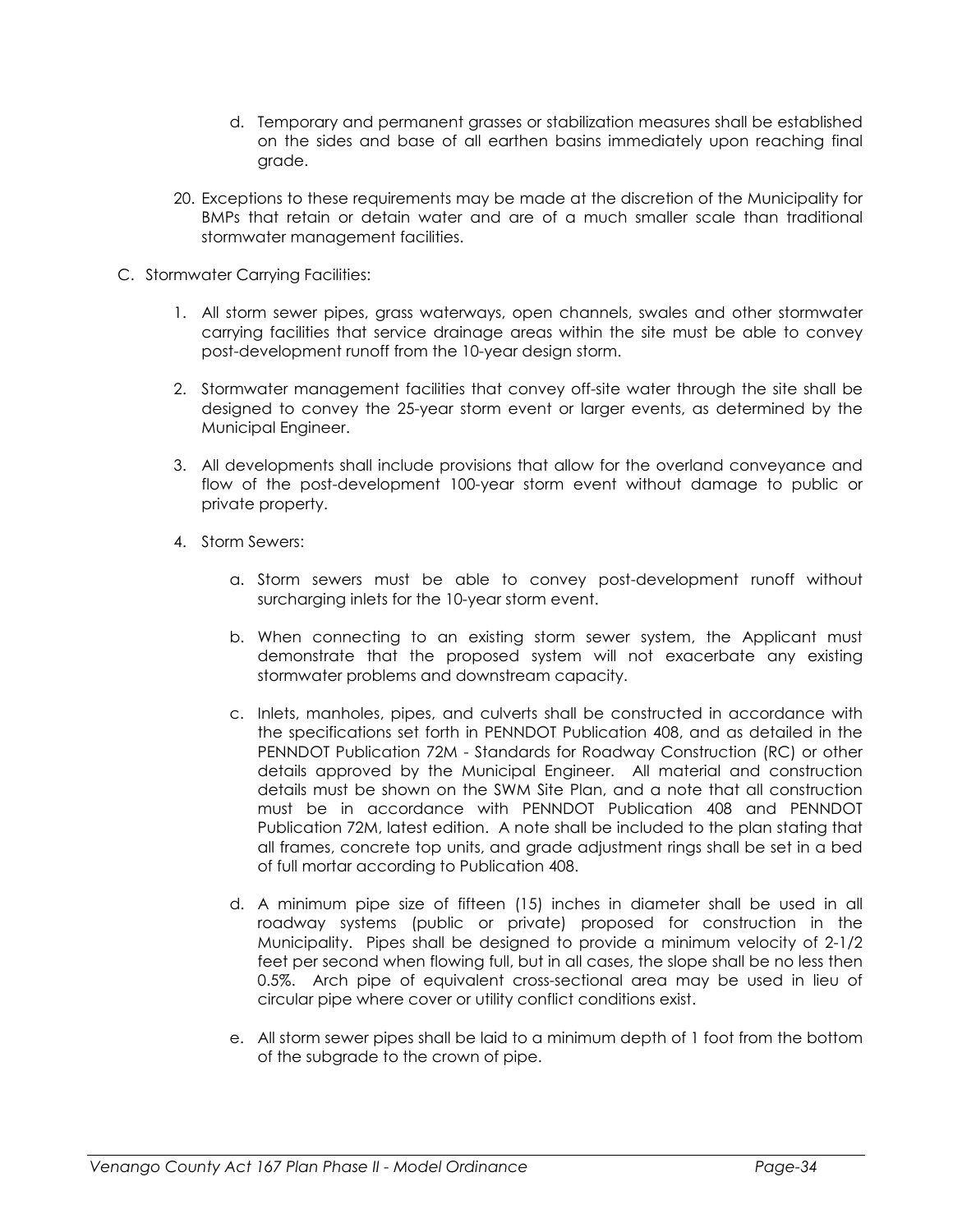d. Temporary and permanent grasses or stabilization measures shall be established on the sides and base of all earthen basins immediately upon reaching final grade.

20. Exceptions to these requirements may be made at the discretion of the Municipality for BMPs that retain or detain water and are of a much smaller scale than traditional stormwater management facilities.

C. Stormwater Carrying Facilities:

1. All storm sewer pipes, grass waterways, open channels, swales and other stormwater carrying facilities that service drainage areas within the site must be able to convey post-development runoff from the 10-year design storm.

2. Stormwater management facilities that convey off-site water through the site shall be designed to convey the 25-year storm event or larger events, as determined by the Municipal Engineer.

3. All developments shall include provisions that allow for the overland conveyance and flow of the post-development 100-year storm event without damage to public or private property.

4. Storm Sewers:

   a. Storm sewers must be able to convey post-development runoff without surcharging inlets for the 10-year storm event.

   b. When connecting to an existing storm sewer system, the Applicant must demonstrate that the proposed system will not exacerbate any existing stormwater problems and downstream capacity.

   c. Inlets, manholes, pipes, and culverts shall be constructed in accordance with the specifications set forth in PENNDOT Publication 408, and as detailed in the PENNDOT Publication 72M - Standards for Roadway Construction (RC) or other details approved by the Municipal Engineer. All material and construction details must be shown on the SWM Site Plan, and a note that all construction must be in accordance with PENNDOT Publication 408 and PENNDOT Publication 72M, latest edition. A note shall be included to the plan stating that all frames, concrete top units, and grade adjustment rings shall be set in a bed of full mortar according to Publication 408.

   d. A minimum pipe size of fifteen (15) inches in diameter shall be used in all roadway systems (public or private) proposed for construction in the Municipality. Pipes shall be designed to provide a minimum velocity of 2-1/2 feet per second when flowing full, but in all cases, the slope shall be no less then 0.5%. Arch pipe of equivalent cross-sectional area may be used in lieu of circular pipe where cover or utility conflict conditions exist.

   e. All storm sewer pipes shall be laid to a minimum depth of 1 foot from the bottom of the subgrade to the crown of pipe.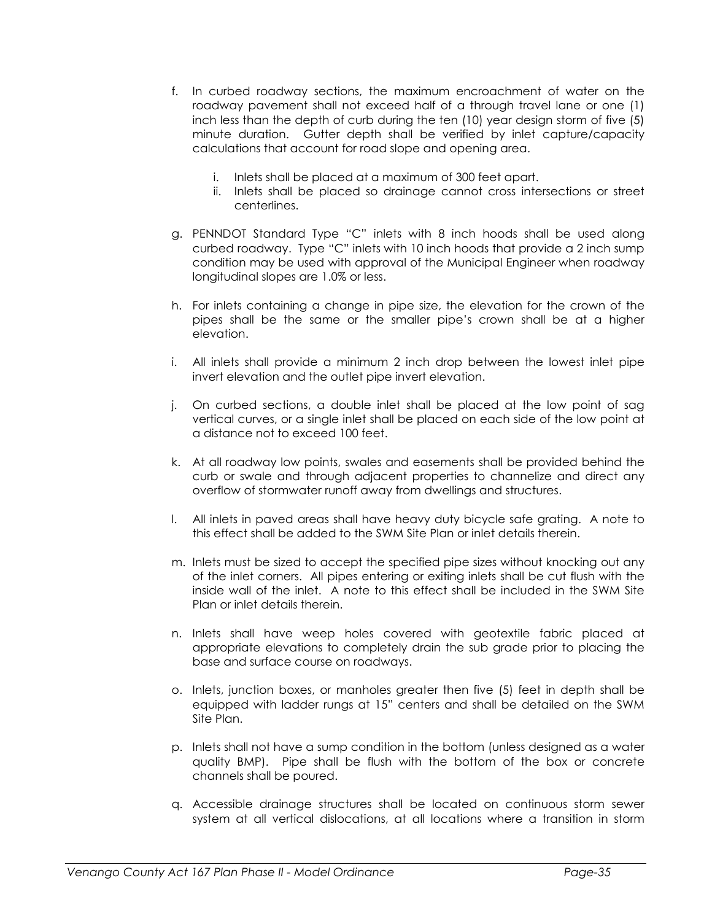f. In curbed roadway sections, the maximum encroachment of water on the roadway pavement shall not exceed half of a through travel lane or one (1) inch less than the depth of curb during the ten (10) year design storm of five (5) minute duration. Gutter depth shall be verified by inlet capture/capacity calculations that account for road slope and opening area.

   i. Inlets shall be placed at a maximum of 300 feet apart.
   ii. Inlets shall be placed so drainage cannot cross intersections or street centerlines.

g. PENNDOT Standard Type "C" inlets with 8 inch hoods shall be used along curbed roadway. Type "C" inlets with 10 inch hoods that provide a 2 inch sump condition may be used with approval of the Municipal Engineer when roadway longitudinal slopes are 1.0% or less.

h. For inlets containing a change in pipe size, the elevation for the crown of the pipes shall be the same or the smaller pipe's crown shall be at a higher elevation.

i. All inlets shall provide a minimum 2 inch drop between the lowest inlet pipe invert elevation and the outlet pipe invert elevation.

j. On curbed sections, a double inlet shall be placed at the low point of sag vertical curves, or a single inlet shall be placed on each side of the low point at a distance not to exceed 100 feet.

k. At all roadway low points, swales and easements shall be provided behind the curb or swale and through adjacent properties to channelize and direct any overflow of stormwater runoff away from dwellings and structures.

l. All inlets in paved areas shall have heavy duty bicycle safe grating. A note to this effect shall be added to the SWM Site Plan or inlet details therein.

m. Inlets must be sized to accept the specified pipe sizes without knocking out any of the inlet corners. All pipes entering or exiting inlets shall be cut flush with the inside wall of the inlet. A note to this effect shall be included in the SWM Site Plan or inlet details therein.

n. Inlets shall have weep holes covered with geotextile fabric placed at appropriate elevations to completely drain the sub grade prior to placing the base and surface course on roadways.

o. Inlets, junction boxes, or manholes greater then five (5) feet in depth shall be equipped with ladder rungs at 15" centers and shall be detailed on the SWM Site Plan.

p. Inlets shall not have a sump condition in the bottom (unless designed as a water quality BMP). Pipe shall be flush with the bottom of the box or concrete channels shall be poured.

q. Accessible drainage structures shall be located on continuous storm sewer system at all vertical dislocations, at all locations where a transition in storm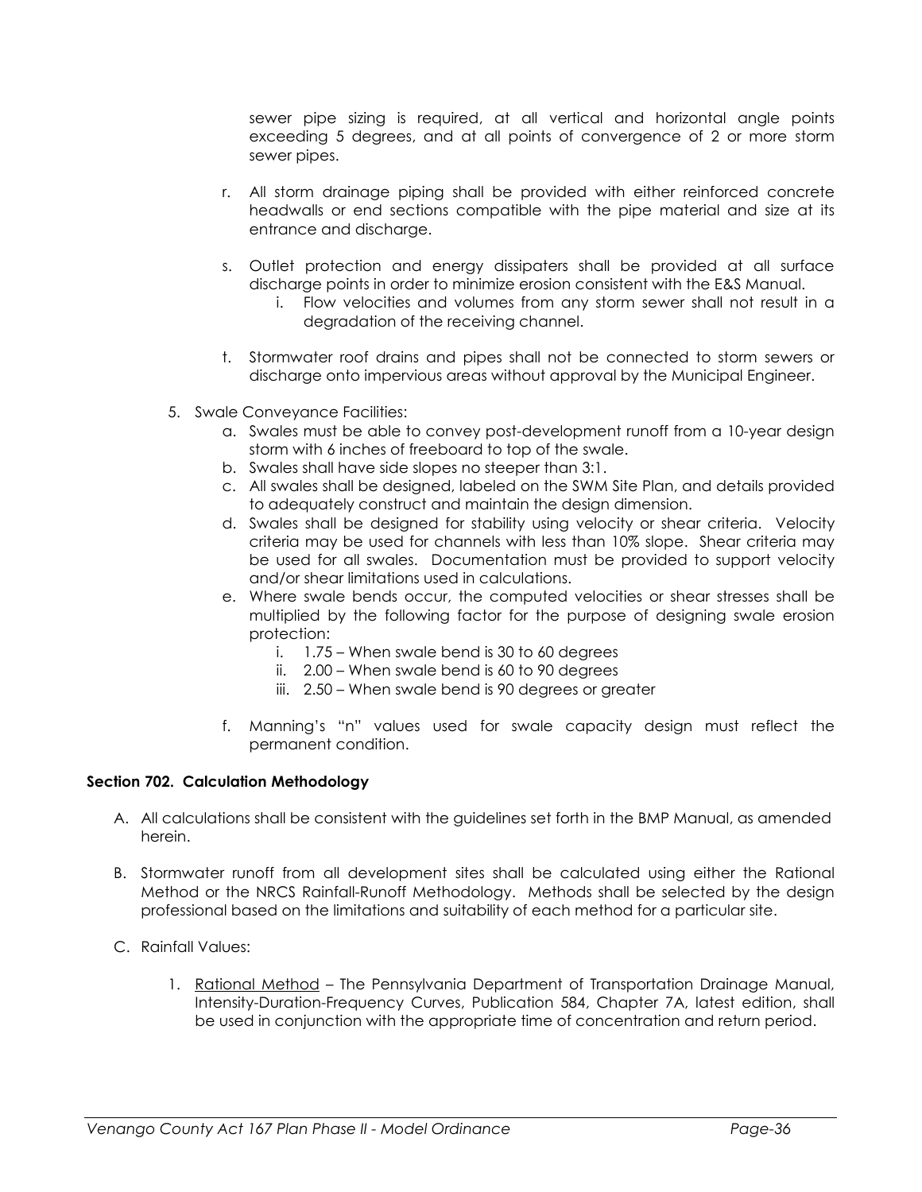sewer pipe sizing is required, at all vertical and horizontal angle points exceeding 5 degrees, and at all points of convergence of 2 or more storm sewer pipes.

r. All storm drainage piping shall be provided with either reinforced concrete headwalls or end sections compatible with the pipe material and size at its entrance and discharge.

s. Outlet protection and energy dissipaters shall be provided at all surface discharge points in order to minimize erosion consistent with the E&S Manual.
   i. Flow velocities and volumes from any storm sewer shall not result in a degradation of the receiving channel.

t. Stormwater roof drains and pipes shall not be connected to storm sewers or discharge onto impervious areas without approval by the Municipal Engineer.

5. Swale Conveyance Facilities:
   a. Swales must be able to convey post-development runoff from a 10-year design storm with 6 inches of freeboard to top of the swale.
   b. Swales shall have side slopes no steeper than 3:1.
   c. All swales shall be designed, labeled on the SWM Site Plan, and details provided to adequately construct and maintain the design dimension.
   d. Swales shall be designed for stability using velocity or shear criteria. Velocity criteria may be used for channels with less than 10% slope. Shear criteria may be used for all swales. Documentation must be provided to support velocity and/or shear limitations used in calculations.
   e. Where swale bends occur, the computed velocities or shear stresses shall be multiplied by the following factor for the purpose of designing swale erosion protection:
      i. 1.75 – When swale bend is 30 to 60 degrees
      ii. 2.00 – When swale bend is 60 to 90 degrees
      iii. 2.50 – When swale bend is 90 degrees or greater
   f. Manning's "n" values used for swale capacity design must reflect the permanent condition.

**Section 702. Calculation Methodology**

A. All calculations shall be consistent with the guidelines set forth in the BMP Manual, as amended herein.

B. Stormwater runoff from all development sites shall be calculated using either the Rational Method or the NRCS Rainfall-Runoff Methodology. Methods shall be selected by the design professional based on the limitations and suitability of each method for a particular site.

C. Rainfall Values:

   1. Rational Method – The Pennsylvania Department of Transportation Drainage Manual, Intensity-Duration-Frequency Curves, Publication 584, Chapter 7A, latest edition, shall be used in conjunction with the appropriate time of concentration and return period.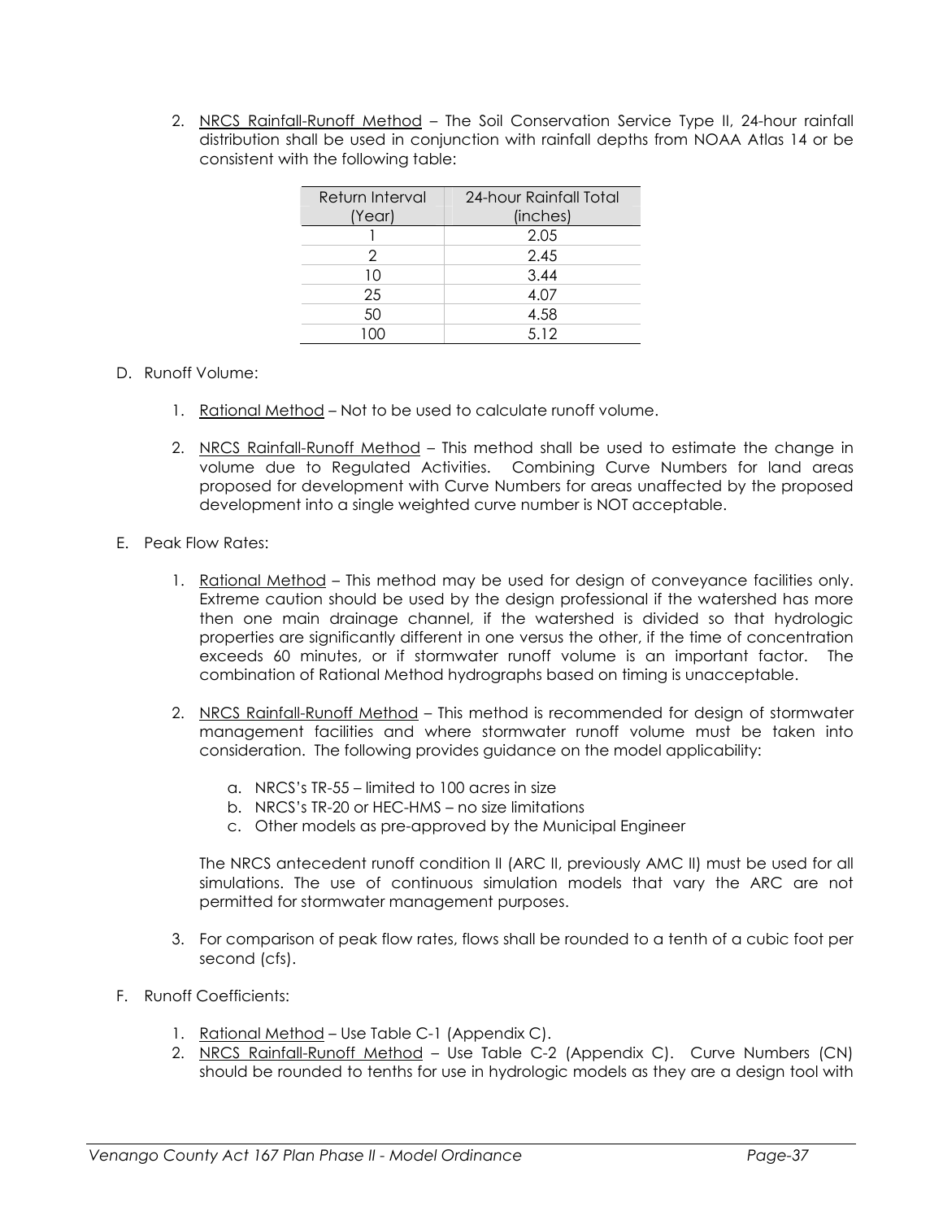2. <u>NRCS Rainfall-Runoff Method</u> – The Soil Conservation Service Type II, 24-hour rainfall distribution shall be used in conjunction with rainfall depths from NOAA Atlas 14 or be consistent with the following table:

| Return Interval (Year) | 24-hour Rainfall Total (inches) |
|---|---|
| 1 | 2.05 |
| 2 | 2.45 |
| 10 | 3.44 |
| 25 | 4.07 |
| 50 | 4.58 |
| 100 | 5.12 |

D. Runoff Volume:

1. <u>Rational Method</u> – Not to be used to calculate runoff volume.

2. <u>NRCS Rainfall-Runoff Method</u> – This method shall be used to estimate the change in volume due to Regulated Activities. Combining Curve Numbers for land areas proposed for development with Curve Numbers for areas unaffected by the proposed development into a single weighted curve number is NOT acceptable.

E. Peak Flow Rates:

1. <u>Rational Method</u> – This method may be used for design of conveyance facilities only. Extreme caution should be used by the design professional if the watershed has more then one main drainage channel, if the watershed is divided so that hydrologic properties are significantly different in one versus the other, if the time of concentration exceeds 60 minutes, or if stormwater runoff volume is an important factor. The combination of Rational Method hydrographs based on timing is unacceptable.

2. <u>NRCS Rainfall-Runoff Method</u> – This method is recommended for design of stormwater management facilities and where stormwater runoff volume must be taken into consideration. The following provides guidance on the model applicability:

   a. NRCS's TR-55 – limited to 100 acres in size
   b. NRCS's TR-20 or HEC-HMS – no size limitations
   c. Other models as pre-approved by the Municipal Engineer

   The NRCS antecedent runoff condition II (ARC II, previously AMC II) must be used for all simulations. The use of continuous simulation models that vary the ARC are not permitted for stormwater management purposes.

3. For comparison of peak flow rates, flows shall be rounded to a tenth of a cubic foot per second (cfs).

F. Runoff Coefficients:

1. <u>Rational Method</u> – Use Table C-1 (Appendix C).
2. <u>NRCS Rainfall-Runoff Method</u> – Use Table C-2 (Appendix C). Curve Numbers (CN) should be rounded to tenths for use in hydrologic models as they are a design tool with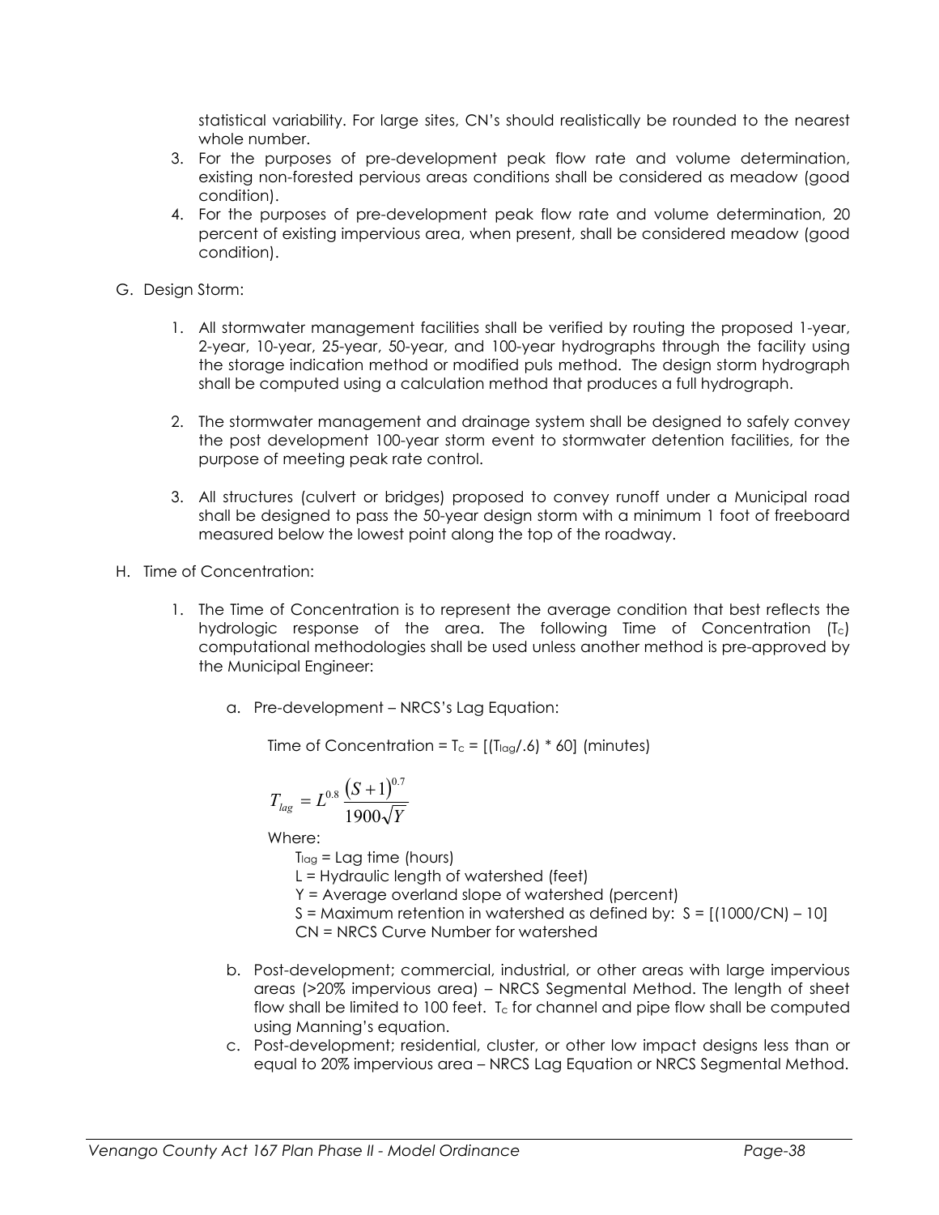statistical variability. For large sites, CN's should realistically be rounded to the nearest whole number.

3. For the purposes of pre-development peak flow rate and volume determination, existing non-forested pervious areas conditions shall be considered as meadow (good condition).
4. For the purposes of pre-development peak flow rate and volume determination, 20 percent of existing impervious area, when present, shall be considered meadow (good condition).

G. Design Storm:

1. All stormwater management facilities shall be verified by routing the proposed 1-year, 2-year, 10-year, 25-year, 50-year, and 100-year hydrographs through the facility using the storage indication method or modified puls method. The design storm hydrograph shall be computed using a calculation method that produces a full hydrograph.

2. The stormwater management and drainage system shall be designed to safely convey the post development 100-year storm event to stormwater detention facilities, for the purpose of meeting peak rate control.

3. All structures (culvert or bridges) proposed to convey runoff under a Municipal road shall be designed to pass the 50-year design storm with a minimum 1 foot of freeboard measured below the lowest point along the top of the roadway.

H. Time of Concentration:

1. The Time of Concentration is to represent the average condition that best reflects the hydrologic response of the area. The following Time of Concentration ($T_c$) computational methodologies shall be used unless another method is pre-approved by the Municipal Engineer:

   a. Pre-development – NRCS's Lag Equation:

      Time of Concentration = $T_c = [(T_{lag}/.6) * 60]$ (minutes)

      $$T_{lag} = L^{0.8} \frac{(S+1)^{0.7}}{1900\sqrt{Y}}$$

      Where:

      $T_{lag}$ = Lag time (hours)
      L = Hydraulic length of watershed (feet)
      Y = Average overland slope of watershed (percent)
      S = Maximum retention in watershed as defined by: $S = [(1000/CN) - 10]$
      CN = NRCS Curve Number for watershed

   b. Post-development; commercial, industrial, or other areas with large impervious areas (>20% impervious area) – NRCS Segmental Method. The length of sheet flow shall be limited to 100 feet. $T_c$ for channel and pipe flow shall be computed using Manning's equation.

   c. Post-development; residential, cluster, or other low impact designs less than or equal to 20% impervious area – NRCS Lag Equation or NRCS Segmental Method.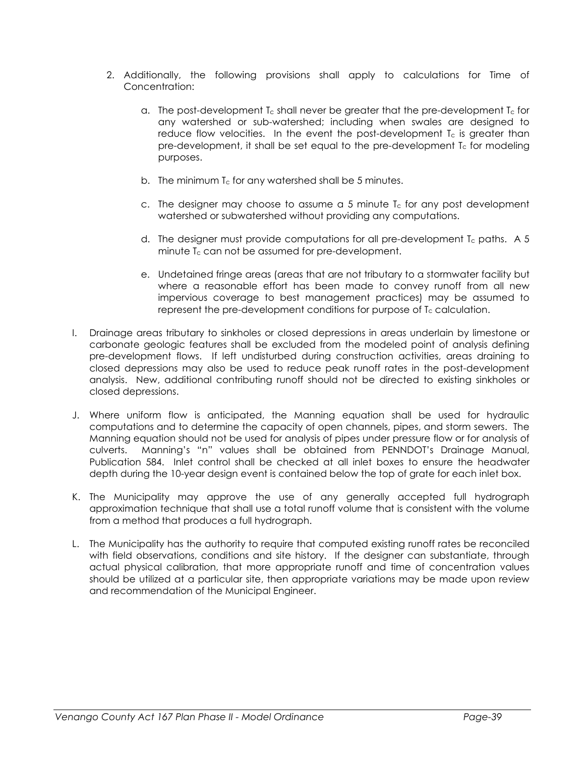2. Additionally, the following provisions shall apply to calculations for Time of Concentration:

    a. The post-development $T_c$ shall never be greater that the pre-development $T_c$ for any watershed or sub-watershed; including when swales are designed to reduce flow velocities. In the event the post-development $T_c$ is greater than pre-development, it shall be set equal to the pre-development $T_c$ for modeling purposes.

    b. The minimum $T_c$ for any watershed shall be 5 minutes.

    c. The designer may choose to assume a 5 minute $T_c$ for any post development watershed or subwatershed without providing any computations.

    d. The designer must provide computations for all pre-development $T_c$ paths. A 5 minute $T_c$ can not be assumed for pre-development.

    e. Undetained fringe areas (areas that are not tributary to a stormwater facility but where a reasonable effort has been made to convey runoff from all new impervious coverage to best management practices) may be assumed to represent the pre-development conditions for purpose of $T_c$ calculation.

I. Drainage areas tributary to sinkholes or closed depressions in areas underlain by limestone or carbonate geologic features shall be excluded from the modeled point of analysis defining pre-development flows. If left undisturbed during construction activities, areas draining to closed depressions may also be used to reduce peak runoff rates in the post-development analysis. New, additional contributing runoff should not be directed to existing sinkholes or closed depressions.

J. Where uniform flow is anticipated, the Manning equation shall be used for hydraulic computations and to determine the capacity of open channels, pipes, and storm sewers. The Manning equation should not be used for analysis of pipes under pressure flow or for analysis of culverts. Manning's "n" values shall be obtained from PENNDOT's Drainage Manual, Publication 584. Inlet control shall be checked at all inlet boxes to ensure the headwater depth during the 10-year design event is contained below the top of grate for each inlet box.

K. The Municipality may approve the use of any generally accepted full hydrograph approximation technique that shall use a total runoff volume that is consistent with the volume from a method that produces a full hydrograph.

L. The Municipality has the authority to require that computed existing runoff rates be reconciled with field observations, conditions and site history. If the designer can substantiate, through actual physical calibration, that more appropriate runoff and time of concentration values should be utilized at a particular site, then appropriate variations may be made upon review and recommendation of the Municipal Engineer.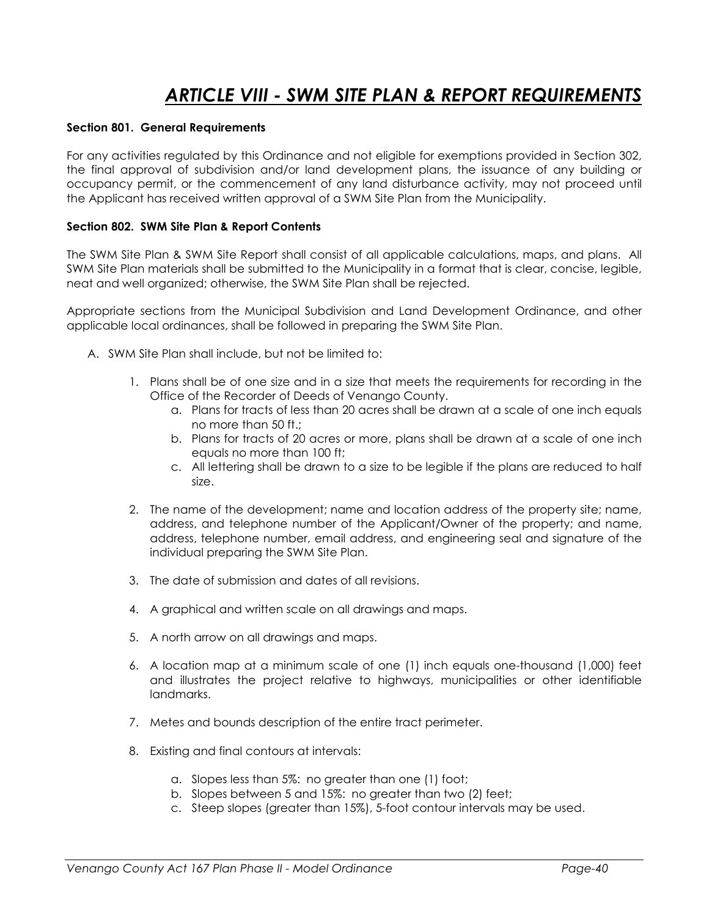# *ARTICLE VIII - SWM SITE PLAN & REPORT REQUIREMENTS*

**Section 801. General Requirements**

For any activities regulated by this Ordinance and not eligible for exemptions provided in Section 302, the final approval of subdivision and/or land development plans, the issuance of any building or occupancy permit, or the commencement of any land disturbance activity, may not proceed until the Applicant has received written approval of a SWM Site Plan from the Municipality.

**Section 802. SWM Site Plan & Report Contents**

The SWM Site Plan & SWM Site Report shall consist of all applicable calculations, maps, and plans. All SWM Site Plan materials shall be submitted to the Municipality in a format that is clear, concise, legible, neat and well organized; otherwise, the SWM Site Plan shall be rejected.

Appropriate sections from the Municipal Subdivision and Land Development Ordinance, and other applicable local ordinances, shall be followed in preparing the SWM Site Plan.

A. SWM Site Plan shall include, but not be limited to:

   1. Plans shall be of one size and in a size that meets the requirements for recording in the Office of the Recorder of Deeds of Venango County.
      a. Plans for tracts of less than 20 acres shall be drawn at a scale of one inch equals no more than 50 ft.;
      b. Plans for tracts of 20 acres or more, plans shall be drawn at a scale of one inch equals no more than 100 ft;
      c. All lettering shall be drawn to a size to be legible if the plans are reduced to half size.

   2. The name of the development; name and location address of the property site; name, address, and telephone number of the Applicant/Owner of the property; and name, address, telephone number, email address, and engineering seal and signature of the individual preparing the SWM Site Plan.

   3. The date of submission and dates of all revisions.

   4. A graphical and written scale on all drawings and maps.

   5. A north arrow on all drawings and maps.

   6. A location map at a minimum scale of one (1) inch equals one-thousand (1,000) feet and illustrates the project relative to highways, municipalities or other identifiable landmarks.

   7. Metes and bounds description of the entire tract perimeter.

   8. Existing and final contours at intervals:

      a. Slopes less than 5%: no greater than one (1) foot;
      b. Slopes between 5 and 15%: no greater than two (2) feet;
      c. Steep slopes (greater than 15%), 5-foot contour intervals may be used.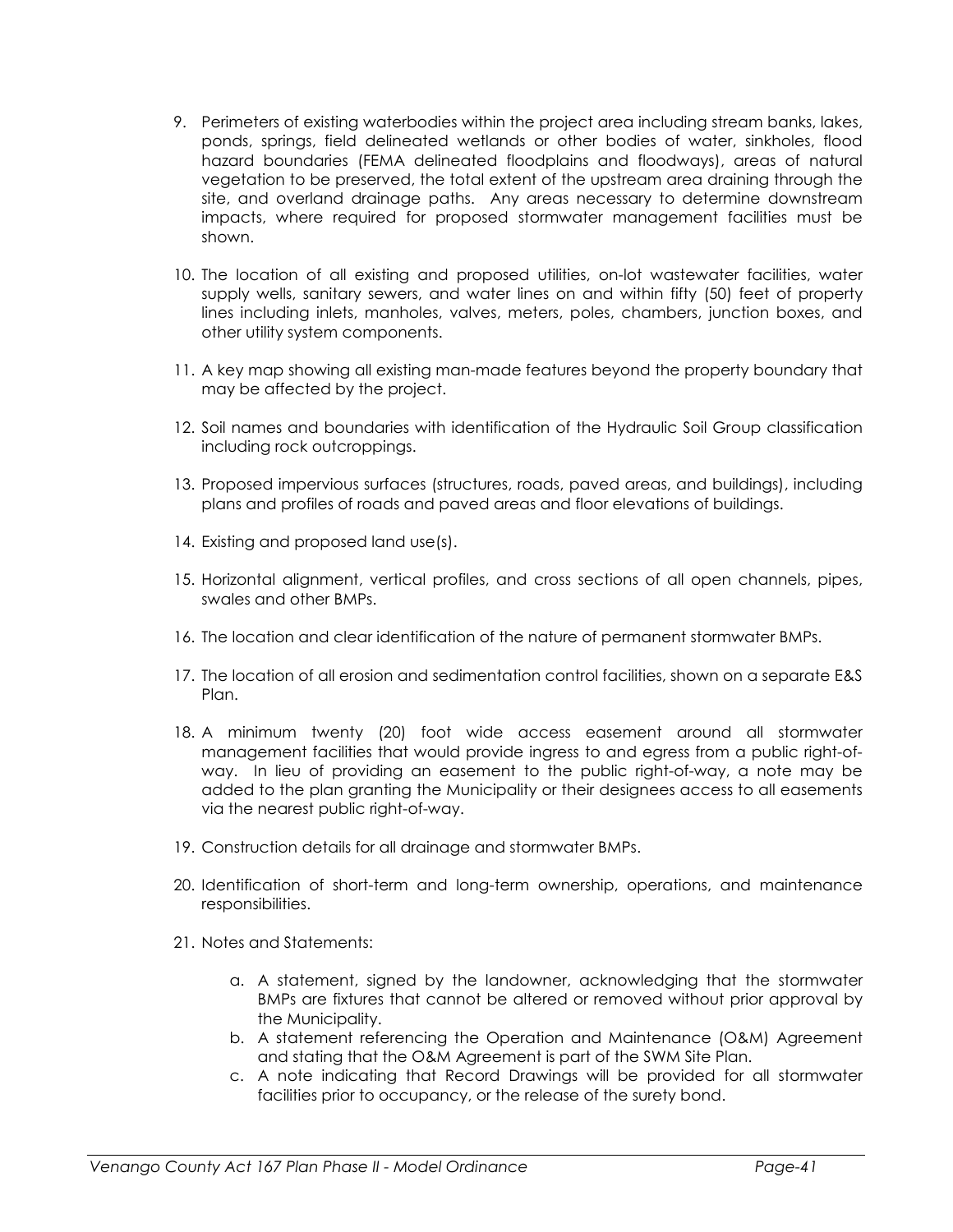9. Perimeters of existing waterbodies within the project area including stream banks, lakes, ponds, springs, field delineated wetlands or other bodies of water, sinkholes, flood hazard boundaries (FEMA delineated floodplains and floodways), areas of natural vegetation to be preserved, the total extent of the upstream area draining through the site, and overland drainage paths. Any areas necessary to determine downstream impacts, where required for proposed stormwater management facilities must be shown.

10. The location of all existing and proposed utilities, on-lot wastewater facilities, water supply wells, sanitary sewers, and water lines on and within fifty (50) feet of property lines including inlets, manholes, valves, meters, poles, chambers, junction boxes, and other utility system components.

11. A key map showing all existing man-made features beyond the property boundary that may be affected by the project.

12. Soil names and boundaries with identification of the Hydraulic Soil Group classification including rock outcroppings.

13. Proposed impervious surfaces (structures, roads, paved areas, and buildings), including plans and profiles of roads and paved areas and floor elevations of buildings.

14. Existing and proposed land use(s).

15. Horizontal alignment, vertical profiles, and cross sections of all open channels, pipes, swales and other BMPs.

16. The location and clear identification of the nature of permanent stormwater BMPs.

17. The location of all erosion and sedimentation control facilities, shown on a separate E&S Plan.

18. A minimum twenty (20) foot wide access easement around all stormwater management facilities that would provide ingress to and egress from a public right-of-way. In lieu of providing an easement to the public right-of-way, a note may be added to the plan granting the Municipality or their designees access to all easements via the nearest public right-of-way.

19. Construction details for all drainage and stormwater BMPs.

20. Identification of short-term and long-term ownership, operations, and maintenance responsibilities.

21. Notes and Statements:

    a. A statement, signed by the landowner, acknowledging that the stormwater BMPs are fixtures that cannot be altered or removed without prior approval by the Municipality.
    b. A statement referencing the Operation and Maintenance (O&M) Agreement and stating that the O&M Agreement is part of the SWM Site Plan.
    c. A note indicating that Record Drawings will be provided for all stormwater facilities prior to occupancy, or the release of the surety bond.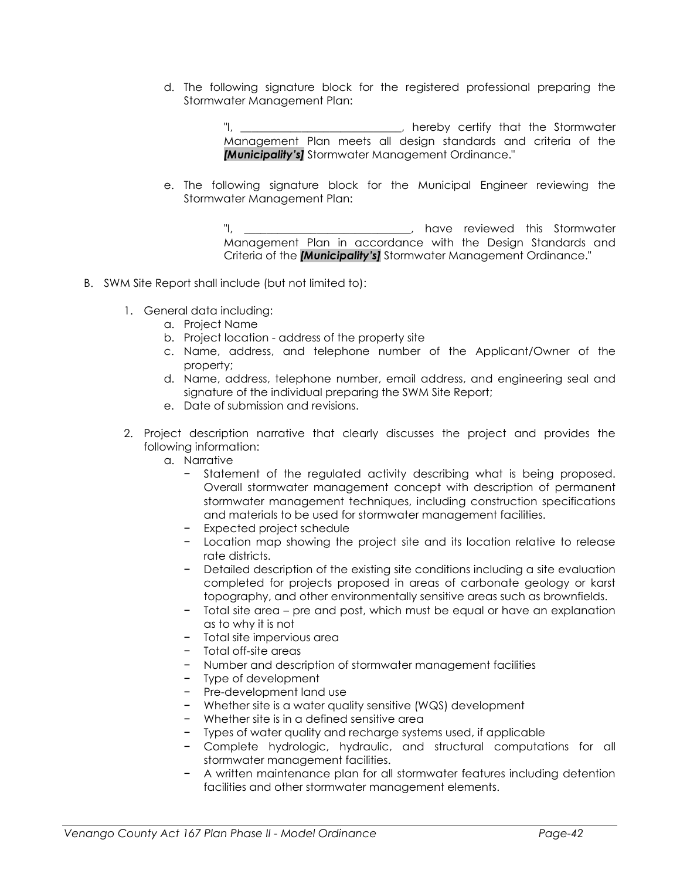d. The following signature block for the registered professional preparing the Stormwater Management Plan:

> "I, ______________________________, hereby certify that the Stormwater Management Plan meets all design standards and criteria of the ***[Municipality's]*** Stormwater Management Ordinance."

e. The following signature block for the Municipal Engineer reviewing the Stormwater Management Plan:

> "I, _______________________________, have reviewed this Stormwater Management Plan in accordance with the Design Standards and Criteria of the ***[Municipality's]*** Stormwater Management Ordinance."

B. SWM Site Report shall include (but not limited to):

1. General data including:
   a. Project Name
   b. Project location - address of the property site
   c. Name, address, and telephone number of the Applicant/Owner of the property;
   d. Name, address, telephone number, email address, and engineering seal and signature of the individual preparing the SWM Site Report;
   e. Date of submission and revisions.

2. Project description narrative that clearly discusses the project and provides the following information:
   a. Narrative
      - Statement of the regulated activity describing what is being proposed. Overall stormwater management concept with description of permanent stormwater management techniques, including construction specifications and materials to be used for stormwater management facilities.
      - Expected project schedule
      - Location map showing the project site and its location relative to release rate districts.
      - Detailed description of the existing site conditions including a site evaluation completed for projects proposed in areas of carbonate geology or karst topography, and other environmentally sensitive areas such as brownfields.
      - Total site area – pre and post, which must be equal or have an explanation as to why it is not
      - Total site impervious area
      - Total off-site areas
      - Number and description of stormwater management facilities
      - Type of development
      - Pre-development land use
      - Whether site is a water quality sensitive (WQS) development
      - Whether site is in a defined sensitive area
      - Types of water quality and recharge systems used, if applicable
      - Complete hydrologic, hydraulic, and structural computations for all stormwater management facilities.
      - A written maintenance plan for all stormwater features including detention facilities and other stormwater management elements.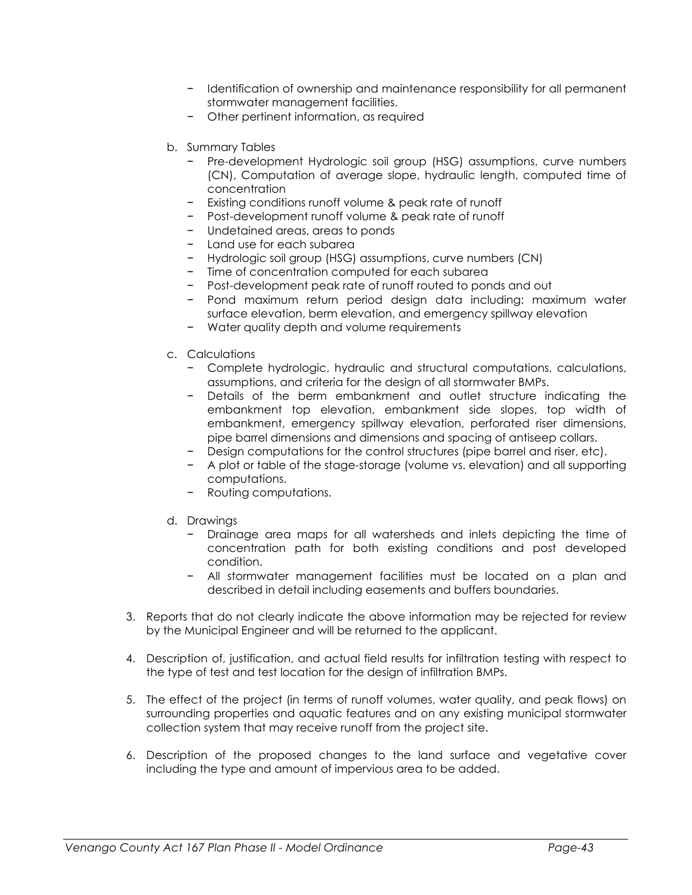- Identification of ownership and maintenance responsibility for all permanent stormwater management facilities.
- Other pertinent information, as required

b. Summary Tables
   - Pre-development Hydrologic soil group (HSG) assumptions, curve numbers (CN), Computation of average slope, hydraulic length, computed time of concentration
   - Existing conditions runoff volume & peak rate of runoff
   - Post-development runoff volume & peak rate of runoff
   - Undetained areas, areas to ponds
   - Land use for each subarea
   - Hydrologic soil group (HSG) assumptions, curve numbers (CN)
   - Time of concentration computed for each subarea
   - Post-development peak rate of runoff routed to ponds and out
   - Pond maximum return period design data including: maximum water surface elevation, berm elevation, and emergency spillway elevation
   - Water quality depth and volume requirements

c. Calculations
   - Complete hydrologic, hydraulic and structural computations, calculations, assumptions, and criteria for the design of all stormwater BMPs.
   - Details of the berm embankment and outlet structure indicating the embankment top elevation, embankment side slopes, top width of embankment, emergency spillway elevation, perforated riser dimensions, pipe barrel dimensions and dimensions and spacing of antiseep collars.
   - Design computations for the control structures (pipe barrel and riser, etc).
   - A plot or table of the stage-storage (volume vs. elevation) and all supporting computations.
   - Routing computations.

d. Drawings
   - Drainage area maps for all watersheds and inlets depicting the time of concentration path for both existing conditions and post developed condition.
   - All stormwater management facilities must be located on a plan and described in detail including easements and buffers boundaries.

3. Reports that do not clearly indicate the above information may be rejected for review by the Municipal Engineer and will be returned to the applicant.

4. Description of, justification, and actual field results for infiltration testing with respect to the type of test and test location for the design of infiltration BMPs.

5. The effect of the project (in terms of runoff volumes, water quality, and peak flows) on surrounding properties and aquatic features and on any existing municipal stormwater collection system that may receive runoff from the project site.

6. Description of the proposed changes to the land surface and vegetative cover including the type and amount of impervious area to be added.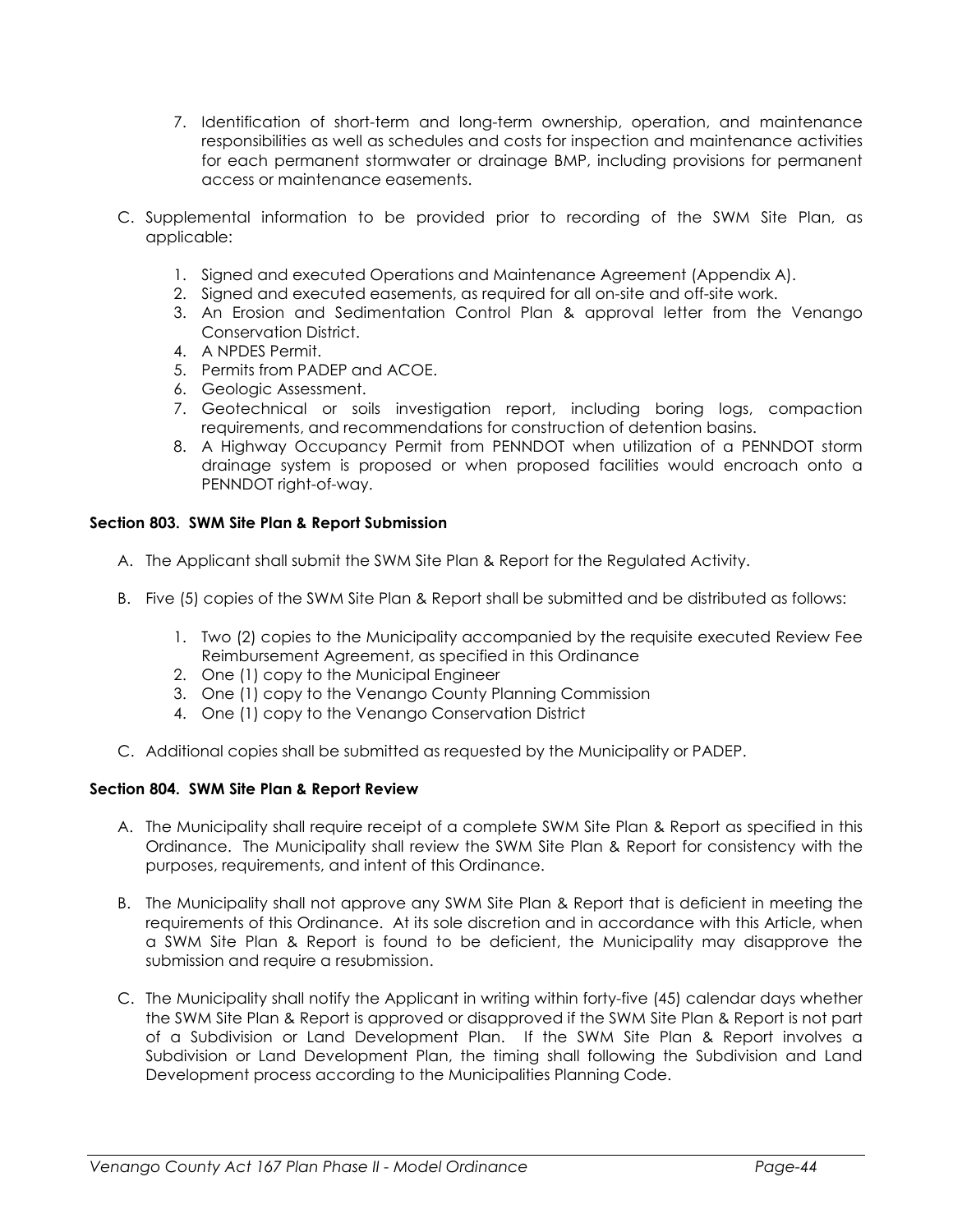7. Identification of short-term and long-term ownership, operation, and maintenance responsibilities as well as schedules and costs for inspection and maintenance activities for each permanent stormwater or drainage BMP, including provisions for permanent access or maintenance easements.

C. Supplemental information to be provided prior to recording of the SWM Site Plan, as applicable:

1. Signed and executed Operations and Maintenance Agreement (Appendix A).
2. Signed and executed easements, as required for all on-site and off-site work.
3. An Erosion and Sedimentation Control Plan & approval letter from the Venango Conservation District.
4. A NPDES Permit.
5. Permits from PADEP and ACOE.
6. Geologic Assessment.
7. Geotechnical or soils investigation report, including boring logs, compaction requirements, and recommendations for construction of detention basins.
8. A Highway Occupancy Permit from PENNDOT when utilization of a PENNDOT storm drainage system is proposed or when proposed facilities would encroach onto a PENNDOT right-of-way.

**Section 803. SWM Site Plan & Report Submission**

A. The Applicant shall submit the SWM Site Plan & Report for the Regulated Activity.

B. Five (5) copies of the SWM Site Plan & Report shall be submitted and be distributed as follows:

1. Two (2) copies to the Municipality accompanied by the requisite executed Review Fee Reimbursement Agreement, as specified in this Ordinance
2. One (1) copy to the Municipal Engineer
3. One (1) copy to the Venango County Planning Commission
4. One (1) copy to the Venango Conservation District

C. Additional copies shall be submitted as requested by the Municipality or PADEP.

**Section 804. SWM Site Plan & Report Review**

A. The Municipality shall require receipt of a complete SWM Site Plan & Report as specified in this Ordinance. The Municipality shall review the SWM Site Plan & Report for consistency with the purposes, requirements, and intent of this Ordinance.

B. The Municipality shall not approve any SWM Site Plan & Report that is deficient in meeting the requirements of this Ordinance. At its sole discretion and in accordance with this Article, when a SWM Site Plan & Report is found to be deficient, the Municipality may disapprove the submission and require a resubmission.

C. The Municipality shall notify the Applicant in writing within forty-five (45) calendar days whether the SWM Site Plan & Report is approved or disapproved if the SWM Site Plan & Report is not part of a Subdivision or Land Development Plan. If the SWM Site Plan & Report involves a Subdivision or Land Development Plan, the timing shall following the Subdivision and Land Development process according to the Municipalities Planning Code.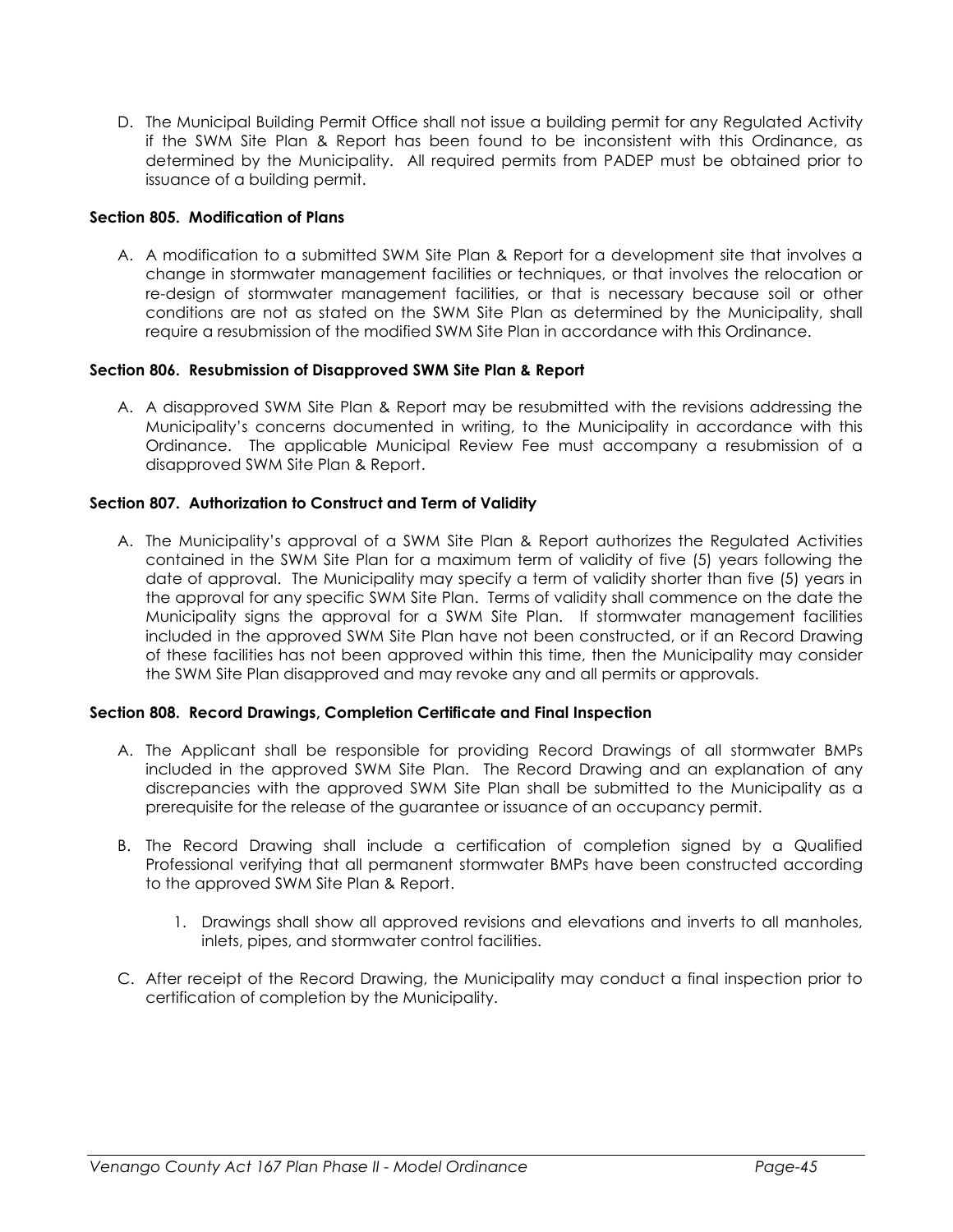D. The Municipal Building Permit Office shall not issue a building permit for any Regulated Activity if the SWM Site Plan & Report has been found to be inconsistent with this Ordinance, as determined by the Municipality. All required permits from PADEP must be obtained prior to issuance of a building permit.

**Section 805. Modification of Plans**

A. A modification to a submitted SWM Site Plan & Report for a development site that involves a change in stormwater management facilities or techniques, or that involves the relocation or re-design of stormwater management facilities, or that is necessary because soil or other conditions are not as stated on the SWM Site Plan as determined by the Municipality, shall require a resubmission of the modified SWM Site Plan in accordance with this Ordinance.

**Section 806. Resubmission of Disapproved SWM Site Plan & Report**

A. A disapproved SWM Site Plan & Report may be resubmitted with the revisions addressing the Municipality's concerns documented in writing, to the Municipality in accordance with this Ordinance. The applicable Municipal Review Fee must accompany a resubmission of a disapproved SWM Site Plan & Report.

**Section 807. Authorization to Construct and Term of Validity**

A. The Municipality's approval of a SWM Site Plan & Report authorizes the Regulated Activities contained in the SWM Site Plan for a maximum term of validity of five (5) years following the date of approval. The Municipality may specify a term of validity shorter than five (5) years in the approval for any specific SWM Site Plan. Terms of validity shall commence on the date the Municipality signs the approval for a SWM Site Plan. If stormwater management facilities included in the approved SWM Site Plan have not been constructed, or if an Record Drawing of these facilities has not been approved within this time, then the Municipality may consider the SWM Site Plan disapproved and may revoke any and all permits or approvals.

**Section 808. Record Drawings, Completion Certificate and Final Inspection**

A. The Applicant shall be responsible for providing Record Drawings of all stormwater BMPs included in the approved SWM Site Plan. The Record Drawing and an explanation of any discrepancies with the approved SWM Site Plan shall be submitted to the Municipality as a prerequisite for the release of the guarantee or issuance of an occupancy permit.

B. The Record Drawing shall include a certification of completion signed by a Qualified Professional verifying that all permanent stormwater BMPs have been constructed according to the approved SWM Site Plan & Report.

   1. Drawings shall show all approved revisions and elevations and inverts to all manholes, inlets, pipes, and stormwater control facilities.

C. After receipt of the Record Drawing, the Municipality may conduct a final inspection prior to certification of completion by the Municipality.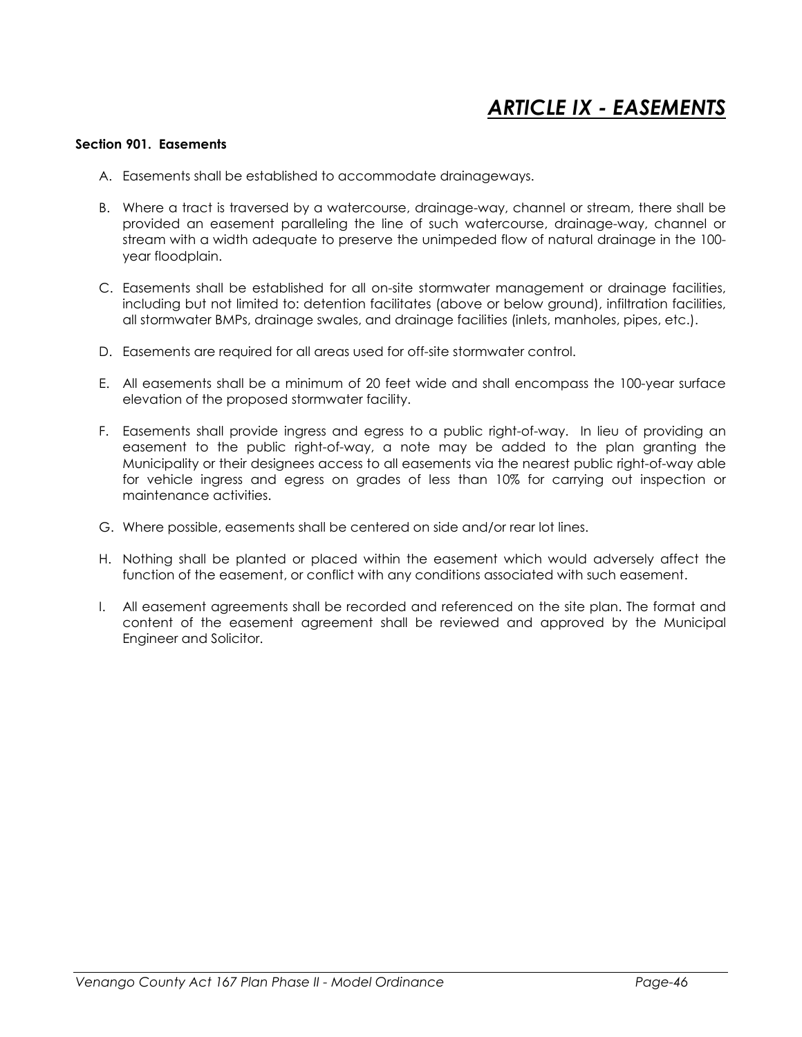# *ARTICLE IX - EASEMENTS*

**Section 901. Easements**

A. Easements shall be established to accommodate drainageways.

B. Where a tract is traversed by a watercourse, drainage-way, channel or stream, there shall be provided an easement paralleling the line of such watercourse, drainage-way, channel or stream with a width adequate to preserve the unimpeded flow of natural drainage in the 100-year floodplain.

C. Easements shall be established for all on-site stormwater management or drainage facilities, including but not limited to: detention facilitates (above or below ground), infiltration facilities, all stormwater BMPs, drainage swales, and drainage facilities (inlets, manholes, pipes, etc.).

D. Easements are required for all areas used for off-site stormwater control.

E. All easements shall be a minimum of 20 feet wide and shall encompass the 100-year surface elevation of the proposed stormwater facility.

F. Easements shall provide ingress and egress to a public right-of-way. In lieu of providing an easement to the public right-of-way, a note may be added to the plan granting the Municipality or their designees access to all easements via the nearest public right-of-way able for vehicle ingress and egress on grades of less than 10% for carrying out inspection or maintenance activities.

G. Where possible, easements shall be centered on side and/or rear lot lines.

H. Nothing shall be planted or placed within the easement which would adversely affect the function of the easement, or conflict with any conditions associated with such easement.

I. All easement agreements shall be recorded and referenced on the site plan. The format and content of the easement agreement shall be reviewed and approved by the Municipal Engineer and Solicitor.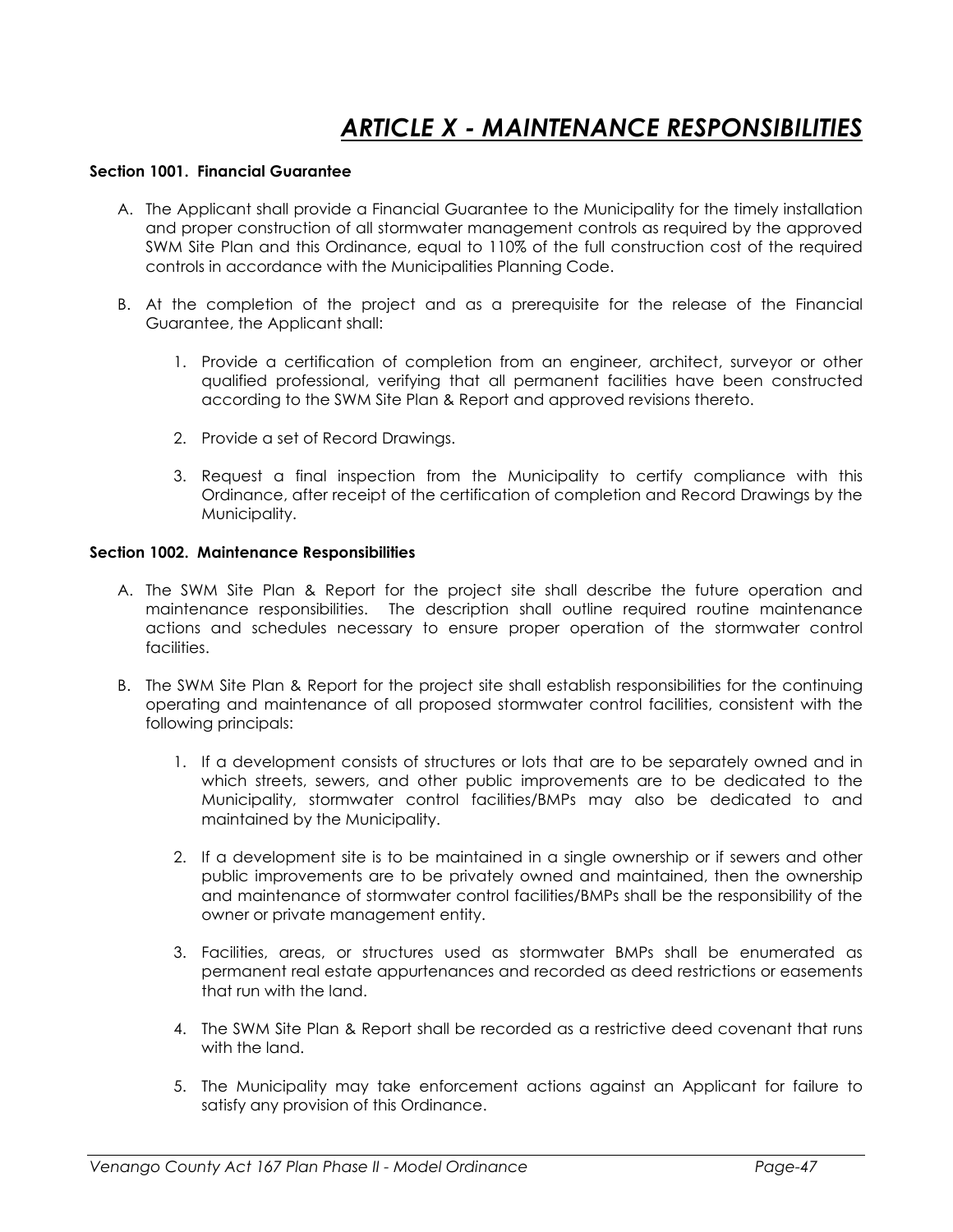# *ARTICLE X - MAINTENANCE RESPONSIBILITIES*

**Section 1001. Financial Guarantee**

A. The Applicant shall provide a Financial Guarantee to the Municipality for the timely installation and proper construction of all stormwater management controls as required by the approved SWM Site Plan and this Ordinance, equal to 110% of the full construction cost of the required controls in accordance with the Municipalities Planning Code.

B. At the completion of the project and as a prerequisite for the release of the Financial Guarantee, the Applicant shall:

   1. Provide a certification of completion from an engineer, architect, surveyor or other qualified professional, verifying that all permanent facilities have been constructed according to the SWM Site Plan & Report and approved revisions thereto.

   2. Provide a set of Record Drawings.

   3. Request a final inspection from the Municipality to certify compliance with this Ordinance, after receipt of the certification of completion and Record Drawings by the Municipality.

**Section 1002. Maintenance Responsibilities**

A. The SWM Site Plan & Report for the project site shall describe the future operation and maintenance responsibilities. The description shall outline required routine maintenance actions and schedules necessary to ensure proper operation of the stormwater control facilities.

B. The SWM Site Plan & Report for the project site shall establish responsibilities for the continuing operating and maintenance of all proposed stormwater control facilities, consistent with the following principals:

   1. If a development consists of structures or lots that are to be separately owned and in which streets, sewers, and other public improvements are to be dedicated to the Municipality, stormwater control facilities/BMPs may also be dedicated to and maintained by the Municipality.

   2. If a development site is to be maintained in a single ownership or if sewers and other public improvements are to be privately owned and maintained, then the ownership and maintenance of stormwater control facilities/BMPs shall be the responsibility of the owner or private management entity.

   3. Facilities, areas, or structures used as stormwater BMPs shall be enumerated as permanent real estate appurtenances and recorded as deed restrictions or easements that run with the land.

   4. The SWM Site Plan & Report shall be recorded as a restrictive deed covenant that runs with the land.

   5. The Municipality may take enforcement actions against an Applicant for failure to satisfy any provision of this Ordinance.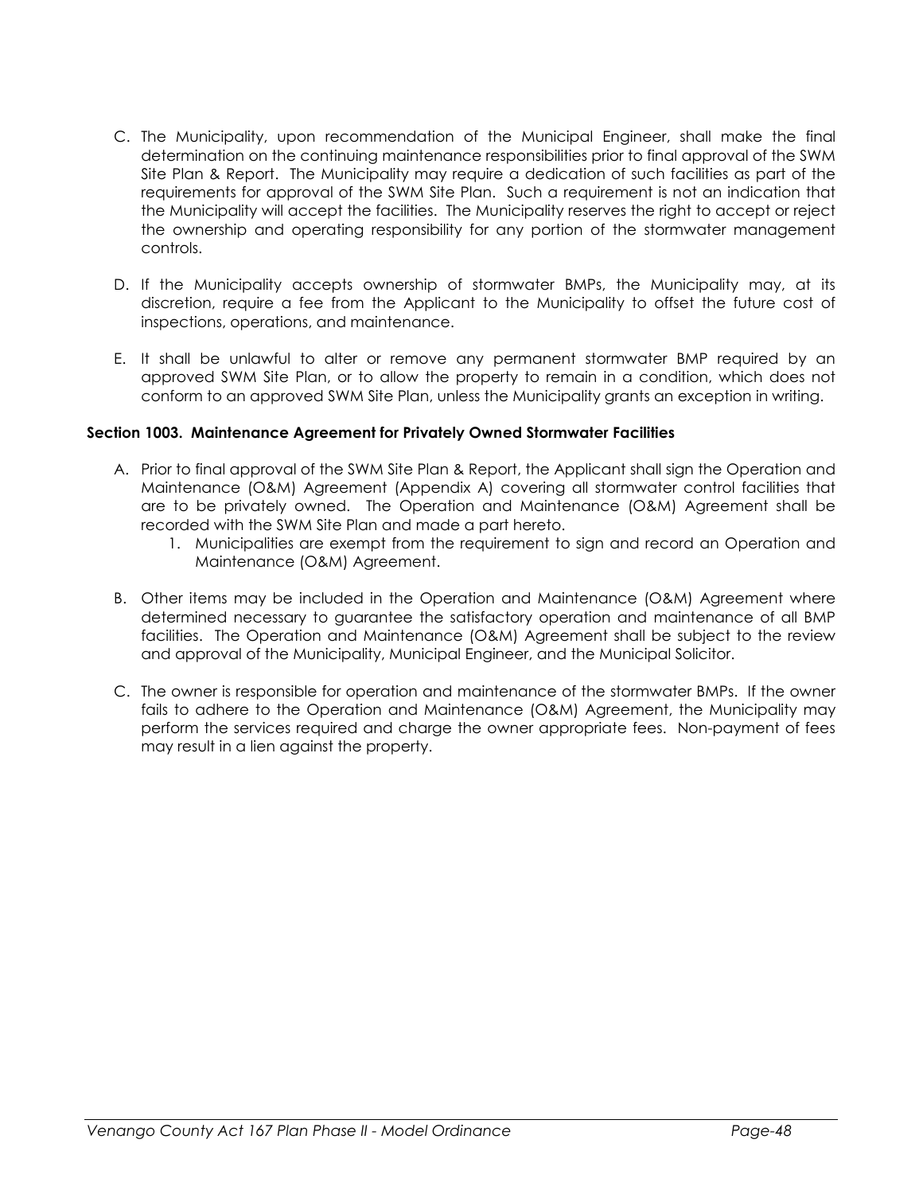C. The Municipality, upon recommendation of the Municipal Engineer, shall make the final determination on the continuing maintenance responsibilities prior to final approval of the SWM Site Plan & Report. The Municipality may require a dedication of such facilities as part of the requirements for approval of the SWM Site Plan. Such a requirement is not an indication that the Municipality will accept the facilities. The Municipality reserves the right to accept or reject the ownership and operating responsibility for any portion of the stormwater management controls.

D. If the Municipality accepts ownership of stormwater BMPs, the Municipality may, at its discretion, require a fee from the Applicant to the Municipality to offset the future cost of inspections, operations, and maintenance.

E. It shall be unlawful to alter or remove any permanent stormwater BMP required by an approved SWM Site Plan, or to allow the property to remain in a condition, which does not conform to an approved SWM Site Plan, unless the Municipality grants an exception in writing.

**Section 1003. Maintenance Agreement for Privately Owned Stormwater Facilities**

A. Prior to final approval of the SWM Site Plan & Report, the Applicant shall sign the Operation and Maintenance (O&M) Agreement (Appendix A) covering all stormwater control facilities that are to be privately owned. The Operation and Maintenance (O&M) Agreement shall be recorded with the SWM Site Plan and made a part hereto.
   1. Municipalities are exempt from the requirement to sign and record an Operation and Maintenance (O&M) Agreement.

B. Other items may be included in the Operation and Maintenance (O&M) Agreement where determined necessary to guarantee the satisfactory operation and maintenance of all BMP facilities. The Operation and Maintenance (O&M) Agreement shall be subject to the review and approval of the Municipality, Municipal Engineer, and the Municipal Solicitor.

C. The owner is responsible for operation and maintenance of the stormwater BMPs. If the owner fails to adhere to the Operation and Maintenance (O&M) Agreement, the Municipality may perform the services required and charge the owner appropriate fees. Non-payment of fees may result in a lien against the property.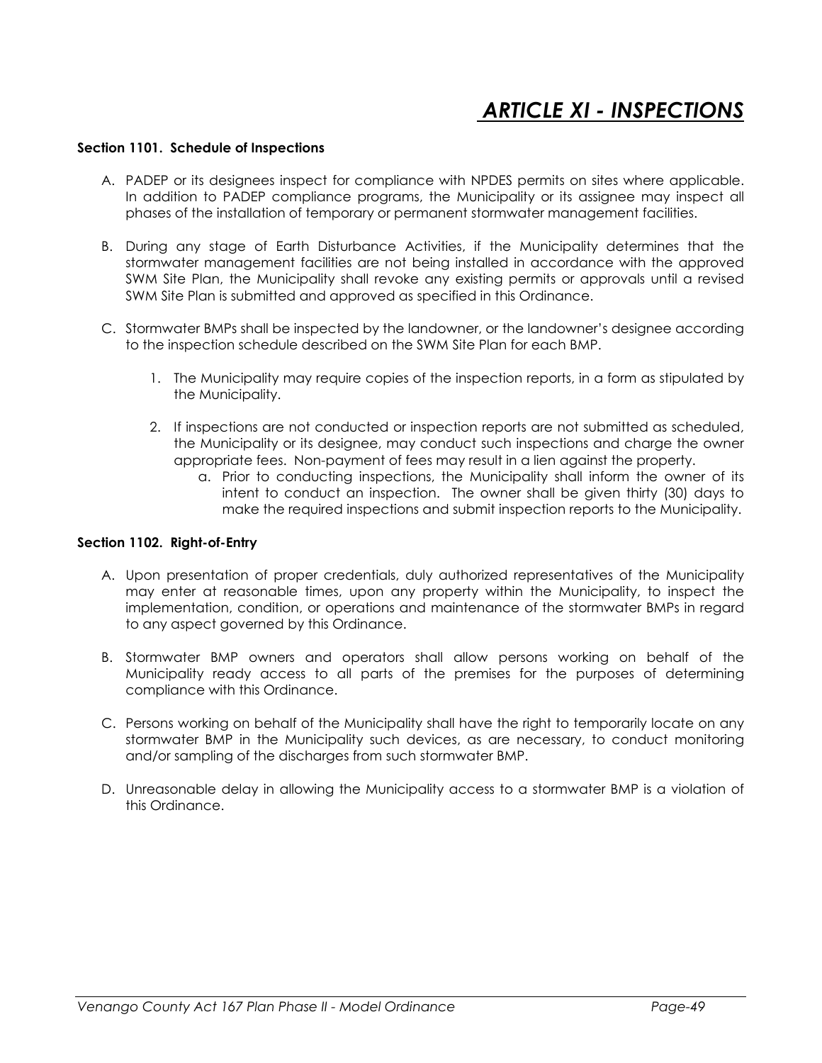# *ARTICLE XI - INSPECTIONS*

**Section 1101. Schedule of Inspections**

A. PADEP or its designees inspect for compliance with NPDES permits on sites where applicable. In addition to PADEP compliance programs, the Municipality or its assignee may inspect all phases of the installation of temporary or permanent stormwater management facilities.

B. During any stage of Earth Disturbance Activities, if the Municipality determines that the stormwater management facilities are not being installed in accordance with the approved SWM Site Plan, the Municipality shall revoke any existing permits or approvals until a revised SWM Site Plan is submitted and approved as specified in this Ordinance.

C. Stormwater BMPs shall be inspected by the landowner, or the landowner's designee according to the inspection schedule described on the SWM Site Plan for each BMP.

   1. The Municipality may require copies of the inspection reports, in a form as stipulated by the Municipality.

   2. If inspections are not conducted or inspection reports are not submitted as scheduled, the Municipality or its designee, may conduct such inspections and charge the owner appropriate fees. Non-payment of fees may result in a lien against the property.
      a. Prior to conducting inspections, the Municipality shall inform the owner of its intent to conduct an inspection. The owner shall be given thirty (30) days to make the required inspections and submit inspection reports to the Municipality.

**Section 1102. Right-of-Entry**

A. Upon presentation of proper credentials, duly authorized representatives of the Municipality may enter at reasonable times, upon any property within the Municipality, to inspect the implementation, condition, or operations and maintenance of the stormwater BMPs in regard to any aspect governed by this Ordinance.

B. Stormwater BMP owners and operators shall allow persons working on behalf of the Municipality ready access to all parts of the premises for the purposes of determining compliance with this Ordinance.

C. Persons working on behalf of the Municipality shall have the right to temporarily locate on any stormwater BMP in the Municipality such devices, as are necessary, to conduct monitoring and/or sampling of the discharges from such stormwater BMP.

D. Unreasonable delay in allowing the Municipality access to a stormwater BMP is a violation of this Ordinance.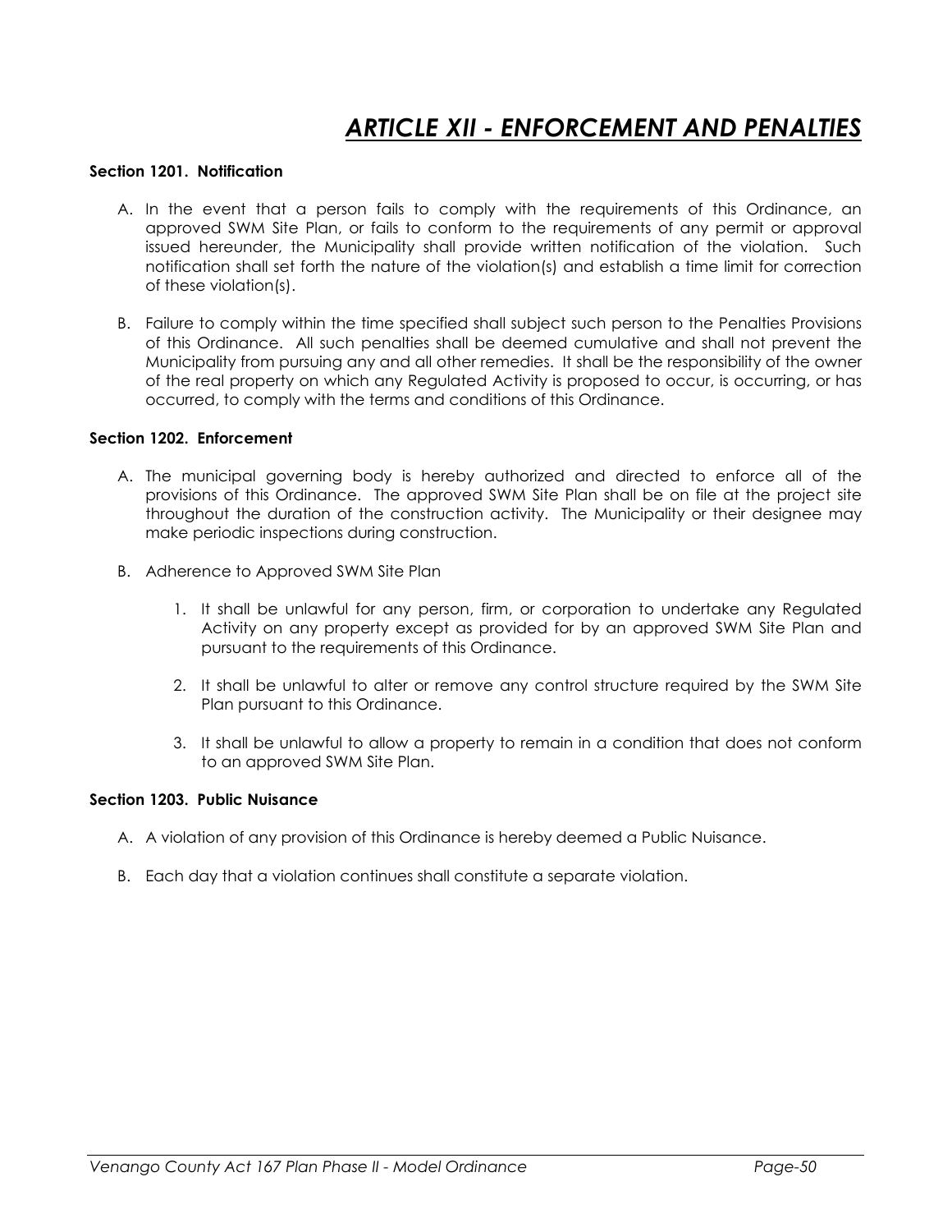# *ARTICLE XII - ENFORCEMENT AND PENALTIES*

**Section 1201. Notification**

A. In the event that a person fails to comply with the requirements of this Ordinance, an approved SWM Site Plan, or fails to conform to the requirements of any permit or approval issued hereunder, the Municipality shall provide written notification of the violation. Such notification shall set forth the nature of the violation(s) and establish a time limit for correction of these violation(s).

B. Failure to comply within the time specified shall subject such person to the Penalties Provisions of this Ordinance. All such penalties shall be deemed cumulative and shall not prevent the Municipality from pursuing any and all other remedies. It shall be the responsibility of the owner of the real property on which any Regulated Activity is proposed to occur, is occurring, or has occurred, to comply with the terms and conditions of this Ordinance.

**Section 1202. Enforcement**

A. The municipal governing body is hereby authorized and directed to enforce all of the provisions of this Ordinance. The approved SWM Site Plan shall be on file at the project site throughout the duration of the construction activity. The Municipality or their designee may make periodic inspections during construction.

B. Adherence to Approved SWM Site Plan

   1. It shall be unlawful for any person, firm, or corporation to undertake any Regulated Activity on any property except as provided for by an approved SWM Site Plan and pursuant to the requirements of this Ordinance.

   2. It shall be unlawful to alter or remove any control structure required by the SWM Site Plan pursuant to this Ordinance.

   3. It shall be unlawful to allow a property to remain in a condition that does not conform to an approved SWM Site Plan.

**Section 1203. Public Nuisance**

A. A violation of any provision of this Ordinance is hereby deemed a Public Nuisance.

B. Each day that a violation continues shall constitute a separate violation.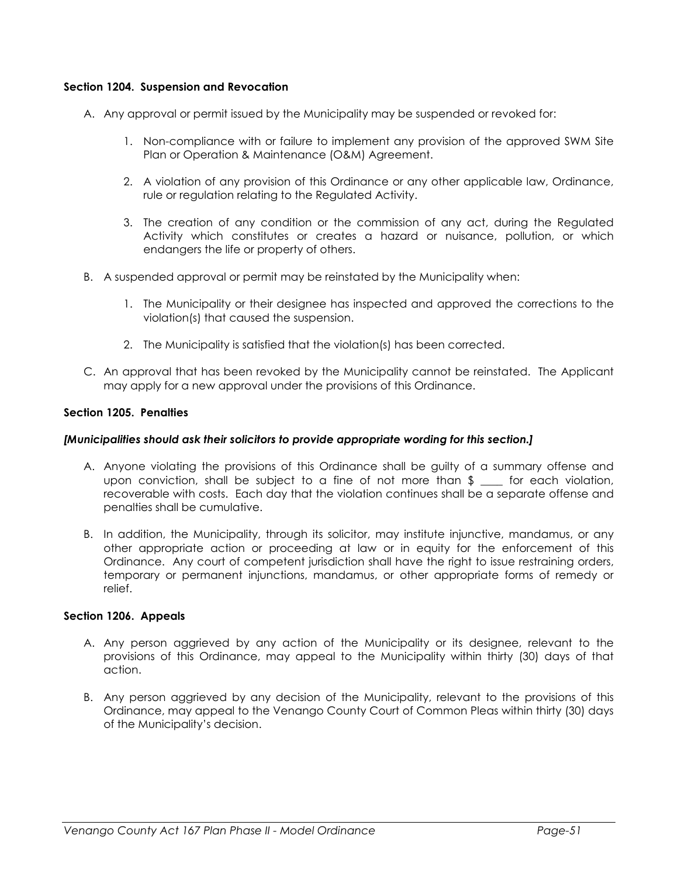### Section 1204. Suspension and Revocation

A. Any approval or permit issued by the Municipality may be suspended or revoked for:

   1. Non-compliance with or failure to implement any provision of the approved SWM Site Plan or Operation & Maintenance (O&M) Agreement.

   2. A violation of any provision of this Ordinance or any other applicable law, Ordinance, rule or regulation relating to the Regulated Activity.

   3. The creation of any condition or the commission of any act, during the Regulated Activity which constitutes or creates a hazard or nuisance, pollution, or which endangers the life or property of others.

B. A suspended approval or permit may be reinstated by the Municipality when:

   1. The Municipality or their designee has inspected and approved the corrections to the violation(s) that caused the suspension.

   2. The Municipality is satisfied that the violation(s) has been corrected.

C. An approval that has been revoked by the Municipality cannot be reinstated. The Applicant may apply for a new approval under the provisions of this Ordinance.

### Section 1205. Penalties

***[Municipalities should ask their solicitors to provide appropriate wording for this section.]***

A. Anyone violating the provisions of this Ordinance shall be guilty of a summary offense and upon conviction, shall be subject to a fine of not more than $ ____ for each violation, recoverable with costs. Each day that the violation continues shall be a separate offense and penalties shall be cumulative.

B. In addition, the Municipality, through its solicitor, may institute injunctive, mandamus, or any other appropriate action or proceeding at law or in equity for the enforcement of this Ordinance. Any court of competent jurisdiction shall have the right to issue restraining orders, temporary or permanent injunctions, mandamus, or other appropriate forms of remedy or relief.

### Section 1206. Appeals

A. Any person aggrieved by any action of the Municipality or its designee, relevant to the provisions of this Ordinance, may appeal to the Municipality within thirty (30) days of that action.

B. Any person aggrieved by any decision of the Municipality, relevant to the provisions of this Ordinance, may appeal to the Venango County Court of Common Pleas within thirty (30) days of the Municipality's decision.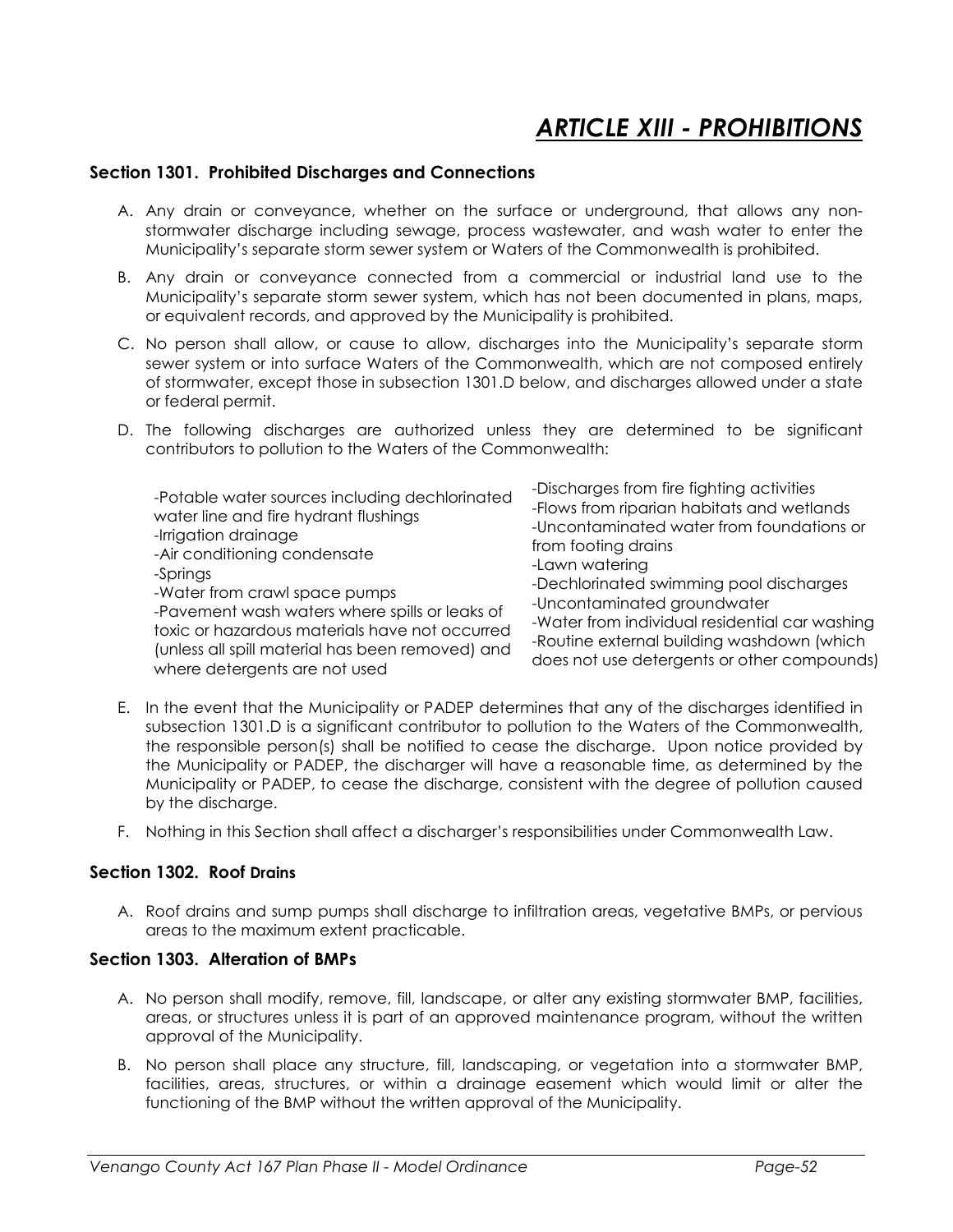# ARTICLE XIII - PROHIBITIONS

### Section 1301. Prohibited Discharges and Connections

A. Any drain or conveyance, whether on the surface or underground, that allows any non-stormwater discharge including sewage, process wastewater, and wash water to enter the Municipality's separate storm sewer system or Waters of the Commonwealth is prohibited.

B. Any drain or conveyance connected from a commercial or industrial land use to the Municipality's separate storm sewer system, which has not been documented in plans, maps, or equivalent records, and approved by the Municipality is prohibited.

C. No person shall allow, or cause to allow, discharges into the Municipality's separate storm sewer system or into surface Waters of the Commonwealth, which are not composed entirely of stormwater, except those in subsection 1301.D below, and discharges allowed under a state or federal permit.

D. The following discharges are authorized unless they are determined to be significant contributors to pollution to the Waters of the Commonwealth:

-Potable water sources including dechlorinated water line and fire hydrant flushings
-Irrigation drainage
-Air conditioning condensate
-Springs
-Water from crawl space pumps
-Pavement wash waters where spills or leaks of toxic or hazardous materials have not occurred (unless all spill material has been removed) and where detergents are not used
-Discharges from fire fighting activities
-Flows from riparian habitats and wetlands
-Uncontaminated water from foundations or from footing drains
-Lawn watering
-Dechlorinated swimming pool discharges
-Uncontaminated groundwater
-Water from individual residential car washing
-Routine external building washdown (which does not use detergents or other compounds)

E. In the event that the Municipality or PADEP determines that any of the discharges identified in subsection 1301.D is a significant contributor to pollution to the Waters of the Commonwealth, the responsible person(s) shall be notified to cease the discharge. Upon notice provided by the Municipality or PADEP, the discharger will have a reasonable time, as determined by the Municipality or PADEP, to cease the discharge, consistent with the degree of pollution caused by the discharge.

F. Nothing in this Section shall affect a discharger's responsibilities under Commonwealth Law.

### Section 1302. Roof Drains

A. Roof drains and sump pumps shall discharge to infiltration areas, vegetative BMPs, or pervious areas to the maximum extent practicable.

### Section 1303. Alteration of BMPs

A. No person shall modify, remove, fill, landscape, or alter any existing stormwater BMP, facilities, areas, or structures unless it is part of an approved maintenance program, without the written approval of the Municipality.

B. No person shall place any structure, fill, landscaping, or vegetation into a stormwater BMP, facilities, areas, structures, or within a drainage easement which would limit or alter the functioning of the BMP without the written approval of the Municipality.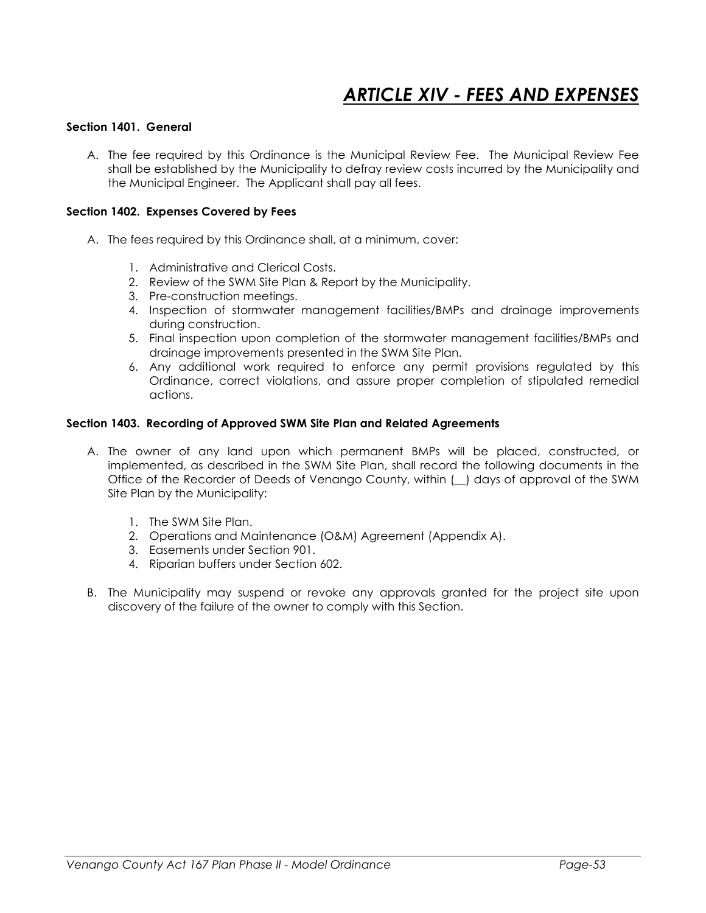# *ARTICLE XIV - FEES AND EXPENSES*

**Section 1401. General**

A. The fee required by this Ordinance is the Municipal Review Fee. The Municipal Review Fee shall be established by the Municipality to defray review costs incurred by the Municipality and the Municipal Engineer. The Applicant shall pay all fees.

**Section 1402. Expenses Covered by Fees**

A. The fees required by this Ordinance shall, at a minimum, cover:

1. Administrative and Clerical Costs.
2. Review of the SWM Site Plan & Report by the Municipality.
3. Pre-construction meetings.
4. Inspection of stormwater management facilities/BMPs and drainage improvements during construction.
5. Final inspection upon completion of the stormwater management facilities/BMPs and drainage improvements presented in the SWM Site Plan.
6. Any additional work required to enforce any permit provisions regulated by this Ordinance, correct violations, and assure proper completion of stipulated remedial actions.

**Section 1403. Recording of Approved SWM Site Plan and Related Agreements**

A. The owner of any land upon which permanent BMPs will be placed, constructed, or implemented, as described in the SWM Site Plan, shall record the following documents in the Office of the Recorder of Deeds of Venango County, within (__) days of approval of the SWM Site Plan by the Municipality:

1. The SWM Site Plan.
2. Operations and Maintenance (O&M) Agreement (Appendix A).
3. Easements under Section 901.
4. Riparian buffers under Section 602.

B. The Municipality may suspend or revoke any approvals granted for the project site upon discovery of the failure of the owner to comply with this Section.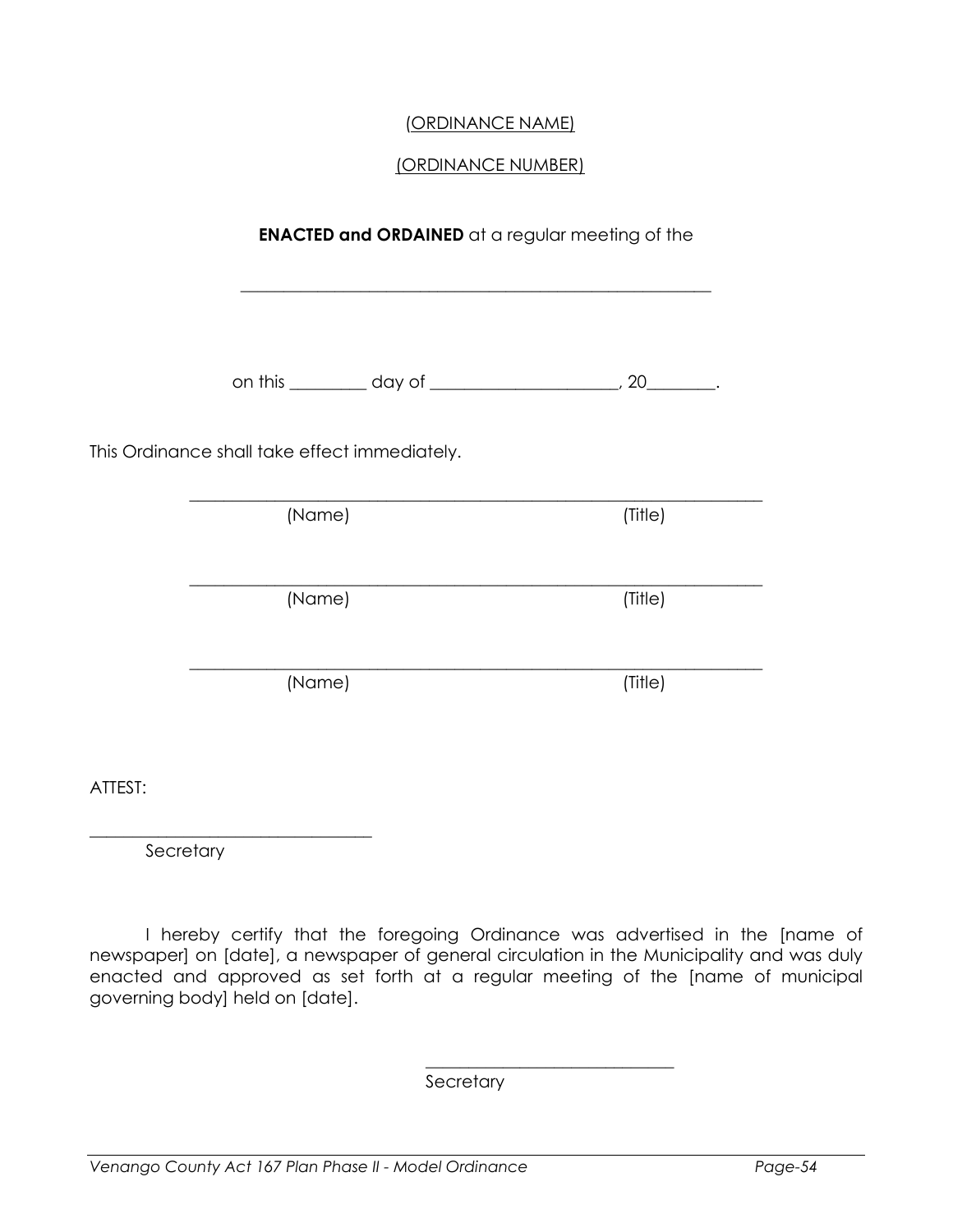<u>(ORDINANCE NAME)</u>

<u>(ORDINANCE NUMBER)</u>

**ENACTED and ORDAINED** at a regular meeting of the

\_\_\_\_\_\_\_\_\_\_\_\_\_\_\_\_\_\_\_\_\_\_\_\_\_\_\_\_\_\_\_\_\_\_\_\_\_\_\_\_\_\_\_\_\_\_\_\_\_\_\_\_\_\_\_

on this \_\_\_\_\_\_\_\_\_ day of \_\_\_\_\_\_\_\_\_\_\_\_\_\_\_\_\_\_\_\_\_\_, 20\_\_\_\_\_\_\_\_.

This Ordinance shall take effect immediately.

\_\_\_\_\_\_\_\_\_\_\_\_\_\_\_\_\_\_\_\_\_\_\_\_\_\_\_\_\_\_\_\_\_\_\_\_\_\_\_\_\_\_\_\_\_\_\_\_\_\_\_\_\_\_\_\_\_\_\_\_\_\_\_\_\_\_
(Name) (Title)

\_\_\_\_\_\_\_\_\_\_\_\_\_\_\_\_\_\_\_\_\_\_\_\_\_\_\_\_\_\_\_\_\_\_\_\_\_\_\_\_\_\_\_\_\_\_\_\_\_\_\_\_\_\_\_\_\_\_\_\_\_\_\_\_\_\_
(Name) (Title)

\_\_\_\_\_\_\_\_\_\_\_\_\_\_\_\_\_\_\_\_\_\_\_\_\_\_\_\_\_\_\_\_\_\_\_\_\_\_\_\_\_\_\_\_\_\_\_\_\_\_\_\_\_\_\_\_\_\_\_\_\_\_\_\_\_\_
(Name) (Title)

ATTEST:

\_\_\_\_\_\_\_\_\_\_\_\_\_\_\_\_\_\_\_\_\_\_\_\_\_\_\_\_\_\_\_\_\_\_
Secretary

I hereby certify that the foregoing Ordinance was advertised in the [name of newspaper] on [date], a newspaper of general circulation in the Municipality and was duly enacted and approved as set forth at a regular meeting of the [name of municipal governing body] held on [date].

\_\_\_\_\_\_\_\_\_\_\_\_\_\_\_\_\_\_\_\_\_\_\_\_\_\_\_\_\_\_
Secretary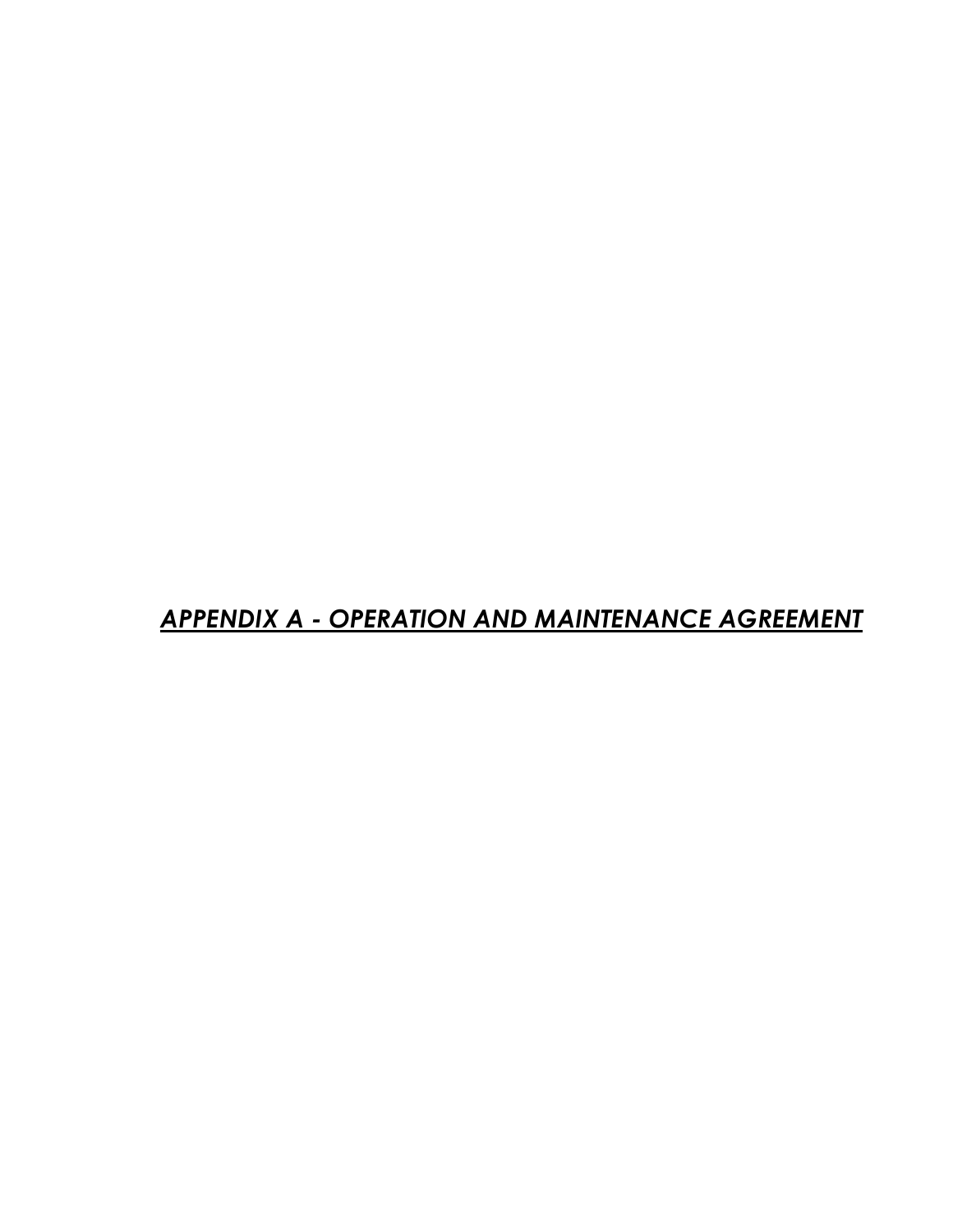# ***APPENDIX A - OPERATION AND MAINTENANCE AGREEMENT***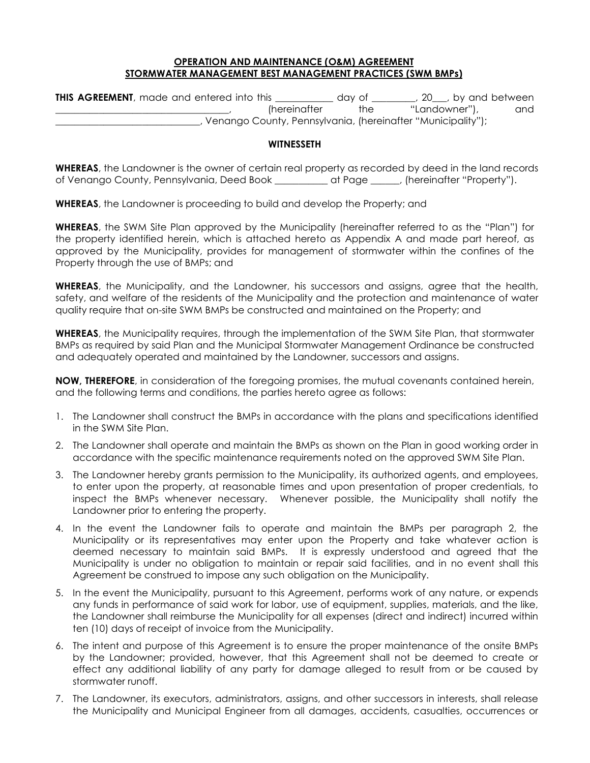**OPERATION AND MAINTENANCE (O&M) AGREEMENT**
**STORMWATER MANAGEMENT BEST MANAGEMENT PRACTICES (SWM BMPs)**

**THIS AGREEMENT**, made and entered into this ___________ day of _________, 20___, by and between ___________________________________, (hereinafter the "Landowner"), and _____________________________, Venango County, Pennsylvania, (hereinafter "Municipality");

**WITNESSETH**

**WHEREAS**, the Landowner is the owner of certain real property as recorded by deed in the land records of Venango County, Pennsylvania, Deed Book ___________ at Page ______, (hereinafter "Property").

**WHEREAS**, the Landowner is proceeding to build and develop the Property; and

**WHEREAS**, the SWM Site Plan approved by the Municipality (hereinafter referred to as the "Plan") for the property identified herein, which is attached hereto as Appendix A and made part hereof, as approved by the Municipality, provides for management of stormwater within the confines of the Property through the use of BMPs; and

**WHEREAS**, the Municipality, and the Landowner, his successors and assigns, agree that the health, safety, and welfare of the residents of the Municipality and the protection and maintenance of water quality require that on-site SWM BMPs be constructed and maintained on the Property; and

**WHEREAS**, the Municipality requires, through the implementation of the SWM Site Plan, that stormwater BMPs as required by said Plan and the Municipal Stormwater Management Ordinance be constructed and adequately operated and maintained by the Landowner, successors and assigns.

**NOW, THEREFORE**, in consideration of the foregoing promises, the mutual covenants contained herein, and the following terms and conditions, the parties hereto agree as follows:

1. The Landowner shall construct the BMPs in accordance with the plans and specifications identified in the SWM Site Plan.
2. The Landowner shall operate and maintain the BMPs as shown on the Plan in good working order in accordance with the specific maintenance requirements noted on the approved SWM Site Plan.
3. The Landowner hereby grants permission to the Municipality, its authorized agents, and employees, to enter upon the property, at reasonable times and upon presentation of proper credentials, to inspect the BMPs whenever necessary. Whenever possible, the Municipality shall notify the Landowner prior to entering the property.
4. In the event the Landowner fails to operate and maintain the BMPs per paragraph 2, the Municipality or its representatives may enter upon the Property and take whatever action is deemed necessary to maintain said BMPs. It is expressly understood and agreed that the Municipality is under no obligation to maintain or repair said facilities, and in no event shall this Agreement be construed to impose any such obligation on the Municipality.
5. In the event the Municipality, pursuant to this Agreement, performs work of any nature, or expends any funds in performance of said work for labor, use of equipment, supplies, materials, and the like, the Landowner shall reimburse the Municipality for all expenses (direct and indirect) incurred within ten (10) days of receipt of invoice from the Municipality.
6. The intent and purpose of this Agreement is to ensure the proper maintenance of the onsite BMPs by the Landowner; provided, however, that this Agreement shall not be deemed to create or effect any additional liability of any party for damage alleged to result from or be caused by stormwater runoff.
7. The Landowner, its executors, administrators, assigns, and other successors in interests, shall release the Municipality and Municipal Engineer from all damages, accidents, casualties, occurrences or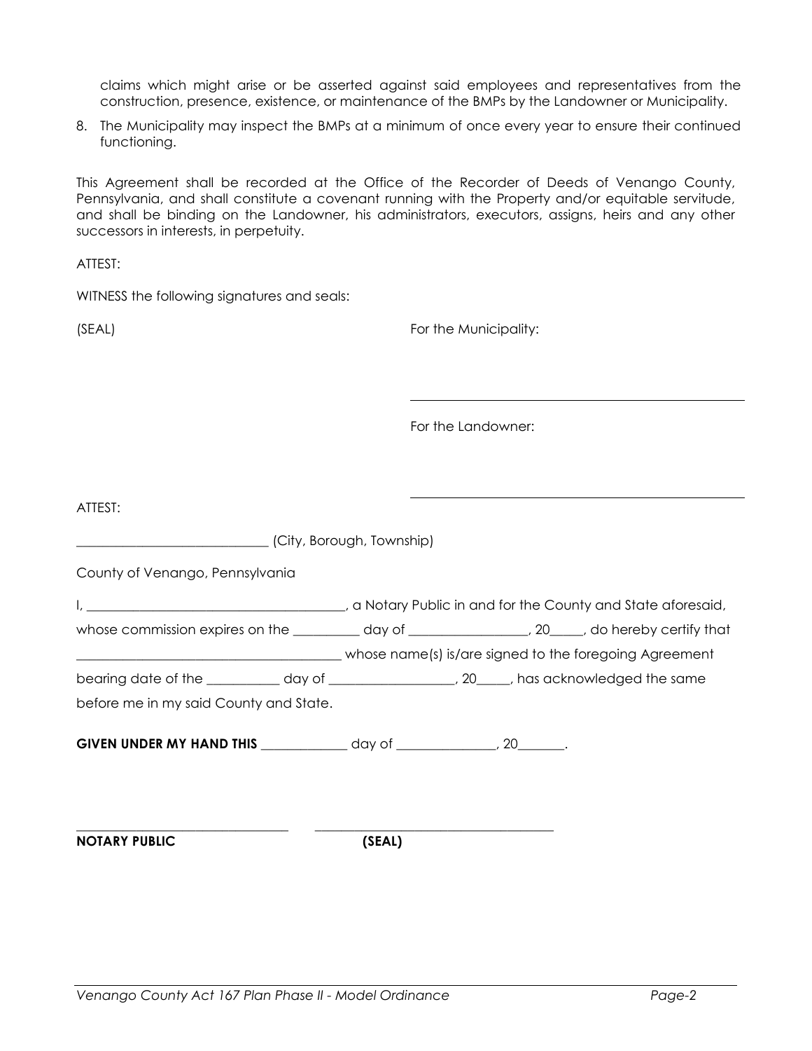claims which might arise or be asserted against said employees and representatives from the construction, presence, existence, or maintenance of the BMPs by the Landowner or Municipality.

8. The Municipality may inspect the BMPs at a minimum of once every year to ensure their continued functioning.

This Agreement shall be recorded at the Office of the Recorder of Deeds of Venango County, Pennsylvania, and shall constitute a covenant running with the Property and/or equitable servitude, and shall be binding on the Landowner, his administrators, executors, assigns, heirs and any other successors in interests, in perpetuity.

ATTEST:

WITNESS the following signatures and seals:

(SEAL)

For the Municipality:

______________________________________________

For the Landowner:

______________________________________________

ATTEST:

____________________________ (City, Borough, Township)

County of Venango, Pennsylvania

I, ______________________________________, a Notary Public in and for the County and State aforesaid, whose commission expires on the __________ day of _________________, 20_____, do hereby certify that _______________________________________ whose name(s) is/are signed to the foregoing Agreement bearing date of the ___________ day of __________________, 20_____, has acknowledged the same before me in my said County and State.

**GIVEN UNDER MY HAND THIS** _____________ day of _______________, 20_______.

______________________________ ____________________________________

**NOTARY PUBLIC** **(SEAL)**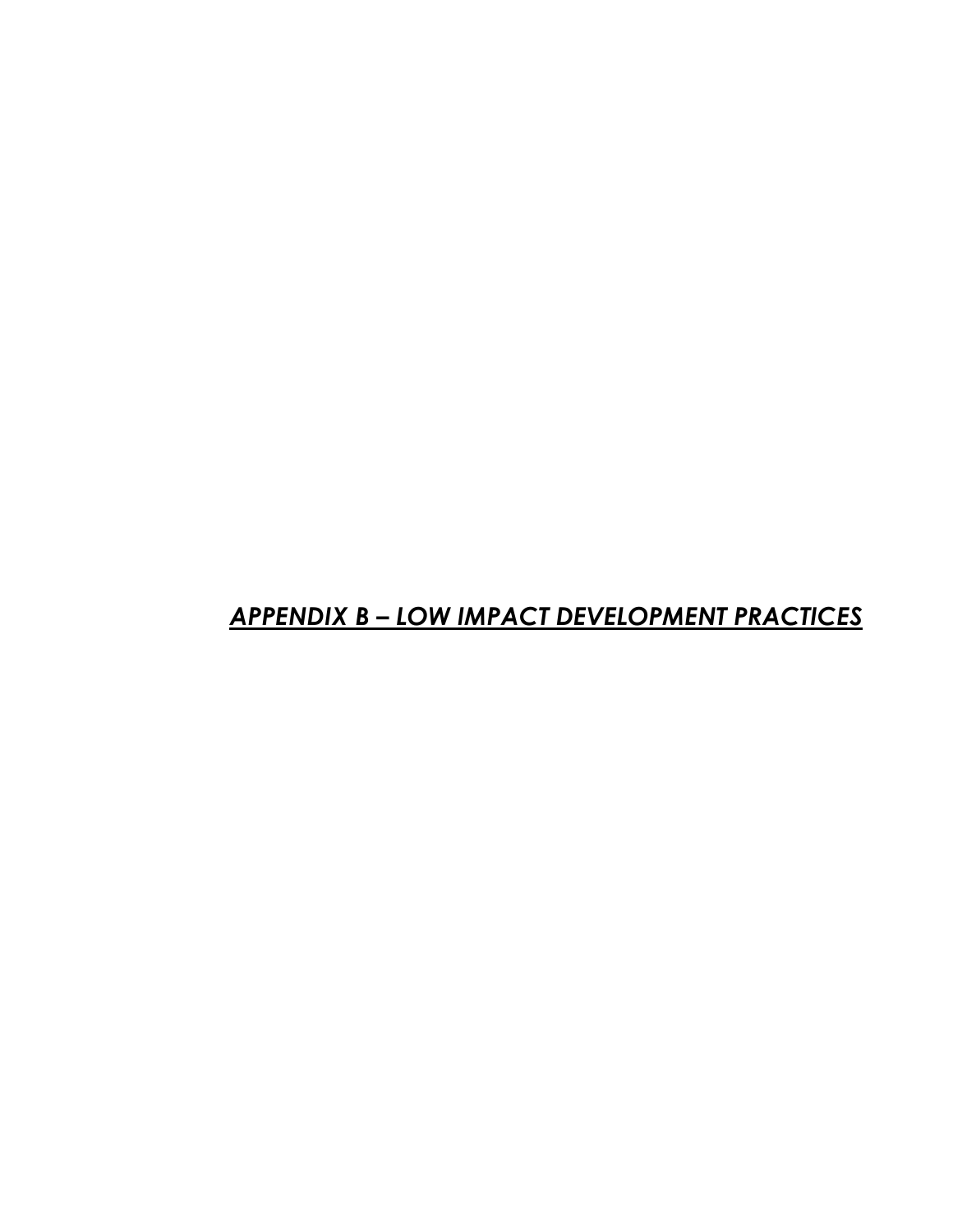# ***APPENDIX B – LOW IMPACT DEVELOPMENT PRACTICES***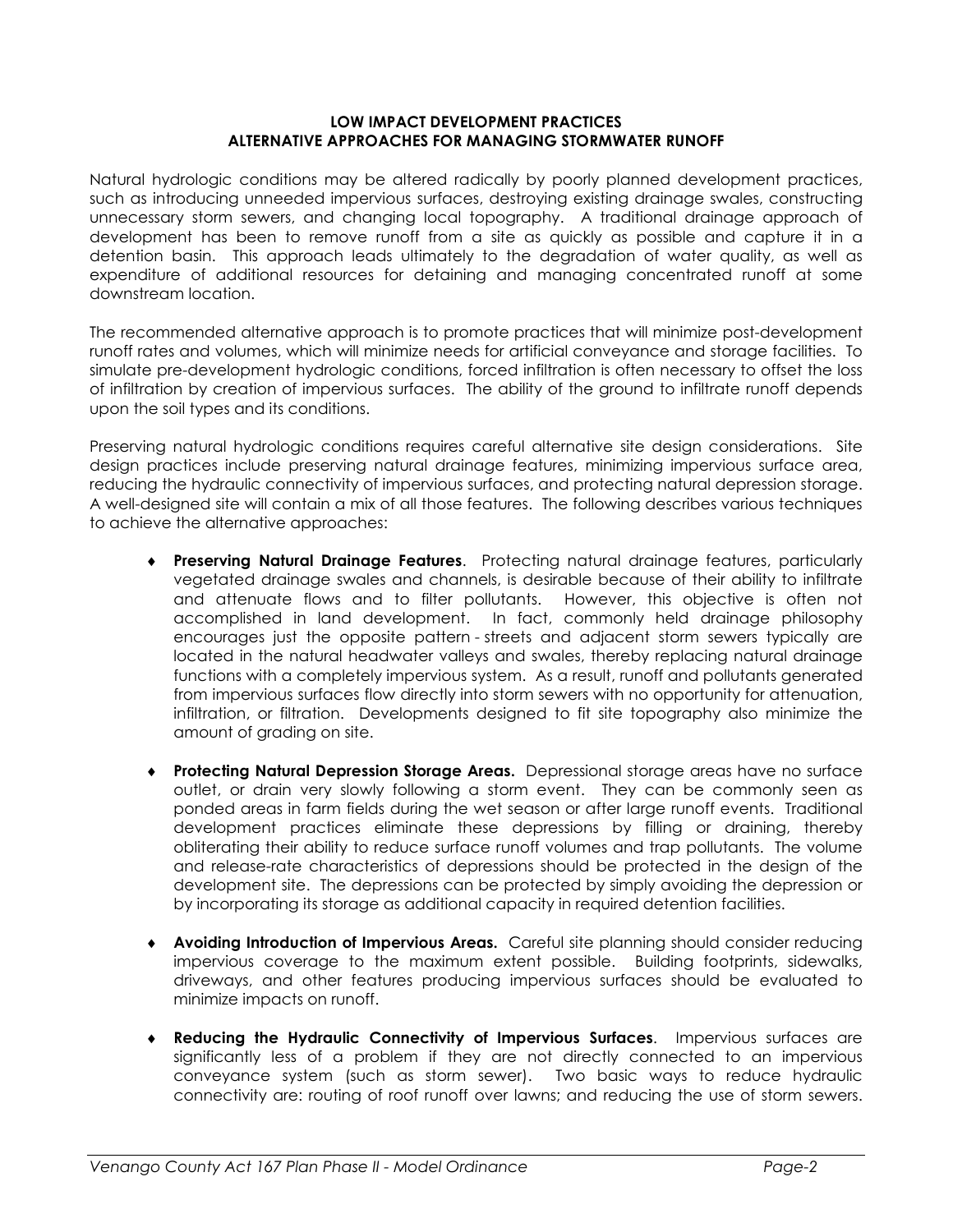**LOW IMPACT DEVELOPMENT PRACTICES**
**ALTERNATIVE APPROACHES FOR MANAGING STORMWATER RUNOFF**

Natural hydrologic conditions may be altered radically by poorly planned development practices, such as introducing unneeded impervious surfaces, destroying existing drainage swales, constructing unnecessary storm sewers, and changing local topography. A traditional drainage approach of development has been to remove runoff from a site as quickly as possible and capture it in a detention basin. This approach leads ultimately to the degradation of water quality, as well as expenditure of additional resources for detaining and managing concentrated runoff at some downstream location.

The recommended alternative approach is to promote practices that will minimize post-development runoff rates and volumes, which will minimize needs for artificial conveyance and storage facilities. To simulate pre-development hydrologic conditions, forced infiltration is often necessary to offset the loss of infiltration by creation of impervious surfaces. The ability of the ground to infiltrate runoff depends upon the soil types and its conditions.

Preserving natural hydrologic conditions requires careful alternative site design considerations. Site design practices include preserving natural drainage features, minimizing impervious surface area, reducing the hydraulic connectivity of impervious surfaces, and protecting natural depression storage. A well-designed site will contain a mix of all those features. The following describes various techniques to achieve the alternative approaches:

- **Preserving Natural Drainage Features**. Protecting natural drainage features, particularly vegetated drainage swales and channels, is desirable because of their ability to infiltrate and attenuate flows and to filter pollutants. However, this objective is often not accomplished in land development. In fact, commonly held drainage philosophy encourages just the opposite pattern - streets and adjacent storm sewers typically are located in the natural headwater valleys and swales, thereby replacing natural drainage functions with a completely impervious system. As a result, runoff and pollutants generated from impervious surfaces flow directly into storm sewers with no opportunity for attenuation, infiltration, or filtration. Developments designed to fit site topography also minimize the amount of grading on site.

- **Protecting Natural Depression Storage Areas.** Depressional storage areas have no surface outlet, or drain very slowly following a storm event. They can be commonly seen as ponded areas in farm fields during the wet season or after large runoff events. Traditional development practices eliminate these depressions by filling or draining, thereby obliterating their ability to reduce surface runoff volumes and trap pollutants. The volume and release-rate characteristics of depressions should be protected in the design of the development site. The depressions can be protected by simply avoiding the depression or by incorporating its storage as additional capacity in required detention facilities.

- **Avoiding Introduction of Impervious Areas.** Careful site planning should consider reducing impervious coverage to the maximum extent possible. Building footprints, sidewalks, driveways, and other features producing impervious surfaces should be evaluated to minimize impacts on runoff.

- **Reducing the Hydraulic Connectivity of Impervious Surfaces**. Impervious surfaces are significantly less of a problem if they are not directly connected to an impervious conveyance system (such as storm sewer). Two basic ways to reduce hydraulic connectivity are: routing of roof runoff over lawns; and reducing the use of storm sewers.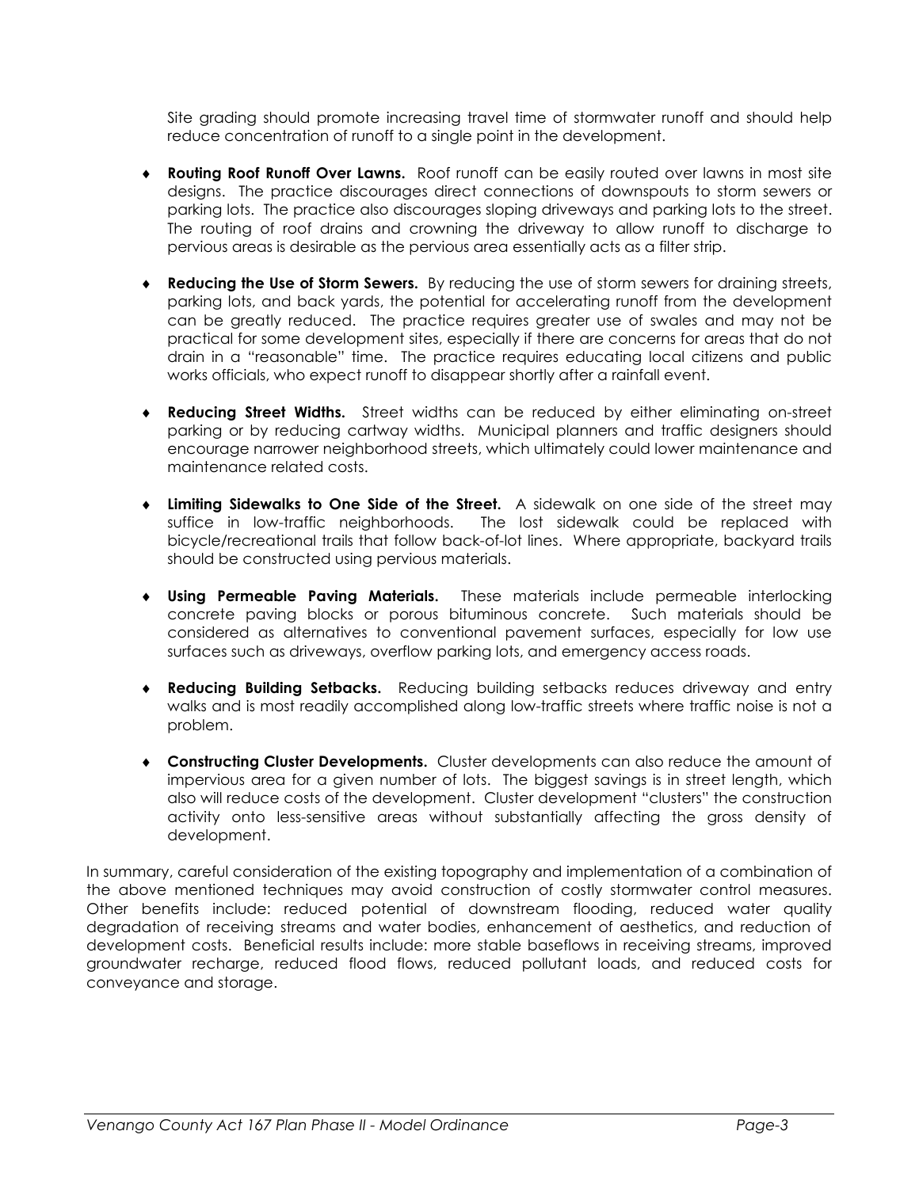Site grading should promote increasing travel time of stormwater runoff and should help reduce concentration of runoff to a single point in the development.

- **Routing Roof Runoff Over Lawns.** Roof runoff can be easily routed over lawns in most site designs. The practice discourages direct connections of downspouts to storm sewers or parking lots. The practice also discourages sloping driveways and parking lots to the street. The routing of roof drains and crowning the driveway to allow runoff to discharge to pervious areas is desirable as the pervious area essentially acts as a filter strip.

- **Reducing the Use of Storm Sewers.** By reducing the use of storm sewers for draining streets, parking lots, and back yards, the potential for accelerating runoff from the development can be greatly reduced. The practice requires greater use of swales and may not be practical for some development sites, especially if there are concerns for areas that do not drain in a "reasonable" time. The practice requires educating local citizens and public works officials, who expect runoff to disappear shortly after a rainfall event.

- **Reducing Street Widths.** Street widths can be reduced by either eliminating on-street parking or by reducing cartway widths. Municipal planners and traffic designers should encourage narrower neighborhood streets, which ultimately could lower maintenance and maintenance related costs.

- **Limiting Sidewalks to One Side of the Street.** A sidewalk on one side of the street may suffice in low-traffic neighborhoods. The lost sidewalk could be replaced with bicycle/recreational trails that follow back-of-lot lines. Where appropriate, backyard trails should be constructed using pervious materials.

- **Using Permeable Paving Materials.** These materials include permeable interlocking concrete paving blocks or porous bituminous concrete. Such materials should be considered as alternatives to conventional pavement surfaces, especially for low use surfaces such as driveways, overflow parking lots, and emergency access roads.

- **Reducing Building Setbacks.** Reducing building setbacks reduces driveway and entry walks and is most readily accomplished along low-traffic streets where traffic noise is not a problem.

- **Constructing Cluster Developments.** Cluster developments can also reduce the amount of impervious area for a given number of lots. The biggest savings is in street length, which also will reduce costs of the development. Cluster development "clusters" the construction activity onto less-sensitive areas without substantially affecting the gross density of development.

In summary, careful consideration of the existing topography and implementation of a combination of the above mentioned techniques may avoid construction of costly stormwater control measures. Other benefits include: reduced potential of downstream flooding, reduced water quality degradation of receiving streams and water bodies, enhancement of aesthetics, and reduction of development costs. Beneficial results include: more stable baseflows in receiving streams, improved groundwater recharge, reduced flood flows, reduced pollutant loads, and reduced costs for conveyance and storage.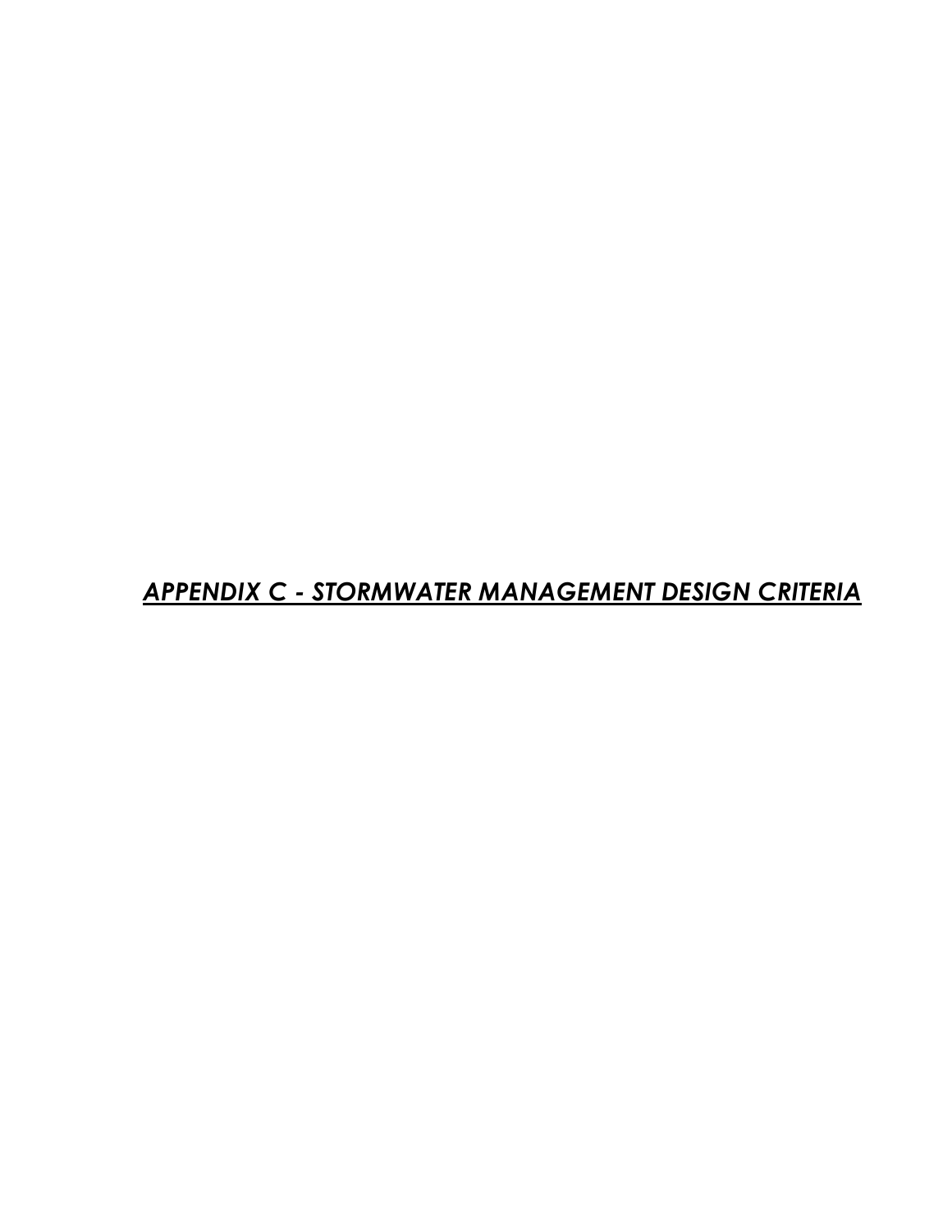# *APPENDIX C - STORMWATER MANAGEMENT DESIGN CRITERIA*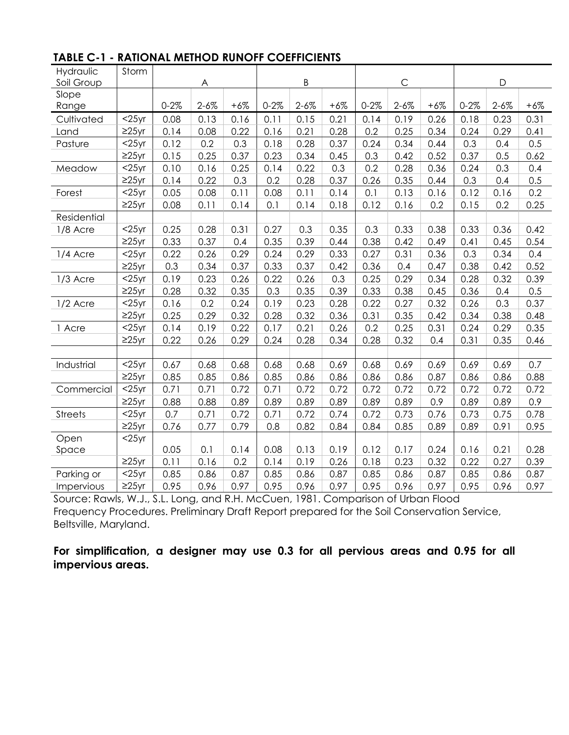**TABLE C-1 - RATIONAL METHOD RUNOFF COEFFICIENTS**

| Hydraulic Soil Group | Storm | A | | | B | | | C | | | D | | |
|---|---|---|---|---|---|---|---|---|---|---|---|---|---|
| Slope Range | | 0-2% | 2-6% | +6% | 0-2% | 2-6% | +6% | 0-2% | 2-6% | +6% | 0-2% | 2-6% | +6% |
| Cultivated | <25yr | 0.08 | 0.13 | 0.16 | 0.11 | 0.15 | 0.21 | 0.14 | 0.19 | 0.26 | 0.18 | 0.23 | 0.31 |
| Land | ≥25yr | 0.14 | 0.08 | 0.22 | 0.16 | 0.21 | 0.28 | 0.2 | 0.25 | 0.34 | 0.24 | 0.29 | 0.41 |
| Pasture | <25yr | 0.12 | 0.2 | 0.3 | 0.18 | 0.28 | 0.37 | 0.24 | 0.34 | 0.44 | 0.3 | 0.4 | 0.5 |
| | ≥25yr | 0.15 | 0.25 | 0.37 | 0.23 | 0.34 | 0.45 | 0.3 | 0.42 | 0.52 | 0.37 | 0.5 | 0.62 |
| Meadow | <25yr | 0.10 | 0.16 | 0.25 | 0.14 | 0.22 | 0.3 | 0.2 | 0.28 | 0.36 | 0.24 | 0.3 | 0.4 |
| | ≥25yr | 0.14 | 0.22 | 0.3 | 0.2 | 0.28 | 0.37 | 0.26 | 0.35 | 0.44 | 0.3 | 0.4 | 0.5 |
| Forest | <25yr | 0.05 | 0.08 | 0.11 | 0.08 | 0.11 | 0.14 | 0.1 | 0.13 | 0.16 | 0.12 | 0.16 | 0.2 |
| | ≥25yr | 0.08 | 0.11 | 0.14 | 0.1 | 0.14 | 0.18 | 0.12 | 0.16 | 0.2 | 0.15 | 0.2 | 0.25 |
| Residential | | | | | | | | | | | | | |
| 1/8 Acre | <25yr | 0.25 | 0.28 | 0.31 | 0.27 | 0.3 | 0.35 | 0.3 | 0.33 | 0.38 | 0.33 | 0.36 | 0.42 |
| | ≥25yr | 0.33 | 0.37 | 0.4 | 0.35 | 0.39 | 0.44 | 0.38 | 0.42 | 0.49 | 0.41 | 0.45 | 0.54 |
| 1/4 Acre | <25yr | 0.22 | 0.26 | 0.29 | 0.24 | 0.29 | 0.33 | 0.27 | 0.31 | 0.36 | 0.3 | 0.34 | 0.4 |
| | ≥25yr | 0.3 | 0.34 | 0.37 | 0.33 | 0.37 | 0.42 | 0.36 | 0.4 | 0.47 | 0.38 | 0.42 | 0.52 |
| 1/3 Acre | <25yr | 0.19 | 0.23 | 0.26 | 0.22 | 0.26 | 0.3 | 0.25 | 0.29 | 0.34 | 0.28 | 0.32 | 0.39 |
| | ≥25yr | 0.28 | 0.32 | 0.35 | 0.3 | 0.35 | 0.39 | 0.33 | 0.38 | 0.45 | 0.36 | 0.4 | 0.5 |
| 1/2 Acre | <25yr | 0.16 | 0.2 | 0.24 | 0.19 | 0.23 | 0.28 | 0.22 | 0.27 | 0.32 | 0.26 | 0.3 | 0.37 |
| | ≥25yr | 0.25 | 0.29 | 0.32 | 0.28 | 0.32 | 0.36 | 0.31 | 0.35 | 0.42 | 0.34 | 0.38 | 0.48 |
| 1 Acre | <25yr | 0.14 | 0.19 | 0.22 | 0.17 | 0.21 | 0.26 | 0.2 | 0.25 | 0.31 | 0.24 | 0.29 | 0.35 |
| | ≥25yr | 0.22 | 0.26 | 0.29 | 0.24 | 0.28 | 0.34 | 0.28 | 0.32 | 0.4 | 0.31 | 0.35 | 0.46 |
| | | | | | | | | | | | | | |
| Industrial | <25yr | 0.67 | 0.68 | 0.68 | 0.68 | 0.68 | 0.69 | 0.68 | 0.69 | 0.69 | 0.69 | 0.69 | 0.7 |
| | ≥25yr | 0.85 | 0.85 | 0.86 | 0.85 | 0.86 | 0.86 | 0.86 | 0.86 | 0.87 | 0.86 | 0.86 | 0.88 |
| Commercial | <25yr | 0.71 | 0.71 | 0.72 | 0.71 | 0.72 | 0.72 | 0.72 | 0.72 | 0.72 | 0.72 | 0.72 | 0.72 |
| | ≥25yr | 0.88 | 0.88 | 0.89 | 0.89 | 0.89 | 0.89 | 0.89 | 0.89 | 0.9 | 0.89 | 0.89 | 0.9 |
| Streets | <25yr | 0.7 | 0.71 | 0.72 | 0.71 | 0.72 | 0.74 | 0.72 | 0.73 | 0.76 | 0.73 | 0.75 | 0.78 |
| | ≥25yr | 0.76 | 0.77 | 0.79 | 0.8 | 0.82 | 0.84 | 0.84 | 0.85 | 0.89 | 0.89 | 0.91 | 0.95 |
| Open Space | <25yr | 0.05 | 0.1 | 0.14 | 0.08 | 0.13 | 0.19 | 0.12 | 0.17 | 0.24 | 0.16 | 0.21 | 0.28 |
| | ≥25yr | 0.11 | 0.16 | 0.2 | 0.14 | 0.19 | 0.26 | 0.18 | 0.23 | 0.32 | 0.22 | 0.27 | 0.39 |
| Parking or | <25yr | 0.85 | 0.86 | 0.87 | 0.85 | 0.86 | 0.87 | 0.85 | 0.86 | 0.87 | 0.85 | 0.86 | 0.87 |
| Impervious | ≥25yr | 0.95 | 0.96 | 0.97 | 0.95 | 0.96 | 0.97 | 0.95 | 0.96 | 0.97 | 0.95 | 0.96 | 0.97 |

Source: Rawls, W.J., S.L. Long, and R.H. McCuen, 1981. Comparison of Urban Flood Frequency Procedures. Preliminary Draft Report prepared for the Soil Conservation Service, Beltsville, Maryland.

**For simplification, a designer may use 0.3 for all pervious areas and 0.95 for all impervious areas.**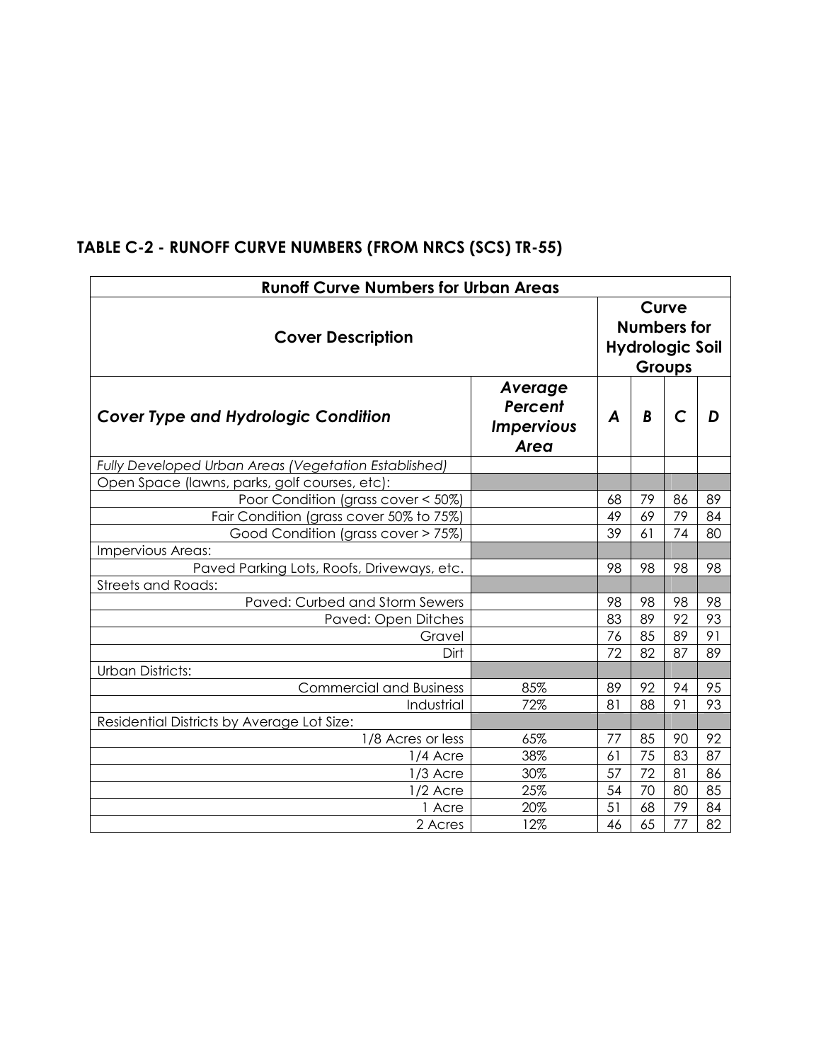## TABLE C-2 - RUNOFF CURVE NUMBERS (FROM NRCS (SCS) TR-55)

| Runoff Curve Numbers for Urban Areas | | | | | |
|---|---|---|---|---|---|
| **Cover Description** | | **Curve Numbers for Hydrologic Soil Groups** | | | |
| ***Cover Type and Hydrologic Condition*** | ***Average Percent Impervious Area*** | ***A*** | ***B*** | ***C*** | ***D*** |
| *Fully Developed Urban Areas (Vegetation Established)* | | | | | |
| Open Space (lawns, parks, golf courses, etc): | | | | | |
| Poor Condition (grass cover < 50%) | | 68 | 79 | 86 | 89 |
| Fair Condition (grass cover 50% to 75%) | | 49 | 69 | 79 | 84 |
| Good Condition (grass cover > 75%) | | 39 | 61 | 74 | 80 |
| Impervious Areas: | | | | | |
| Paved Parking Lots, Roofs, Driveways, etc. | | 98 | 98 | 98 | 98 |
| Streets and Roads: | | | | | |
| Paved: Curbed and Storm Sewers | | 98 | 98 | 98 | 98 |
| Paved: Open Ditches | | 83 | 89 | 92 | 93 |
| Gravel | | 76 | 85 | 89 | 91 |
| Dirt | | 72 | 82 | 87 | 89 |
| Urban Districts: | | | | | |
| Commercial and Business | 85% | 89 | 92 | 94 | 95 |
| Industrial | 72% | 81 | 88 | 91 | 93 |
| Residential Districts by Average Lot Size: | | | | | |
| 1/8 Acres or less | 65% | 77 | 85 | 90 | 92 |
| 1/4 Acre | 38% | 61 | 75 | 83 | 87 |
| 1/3 Acre | 30% | 57 | 72 | 81 | 86 |
| 1/2 Acre | 25% | 54 | 70 | 80 | 85 |
| 1 Acre | 20% | 51 | 68 | 79 | 84 |
| 2 Acres | 12% | 46 | 65 | 77 | 82 |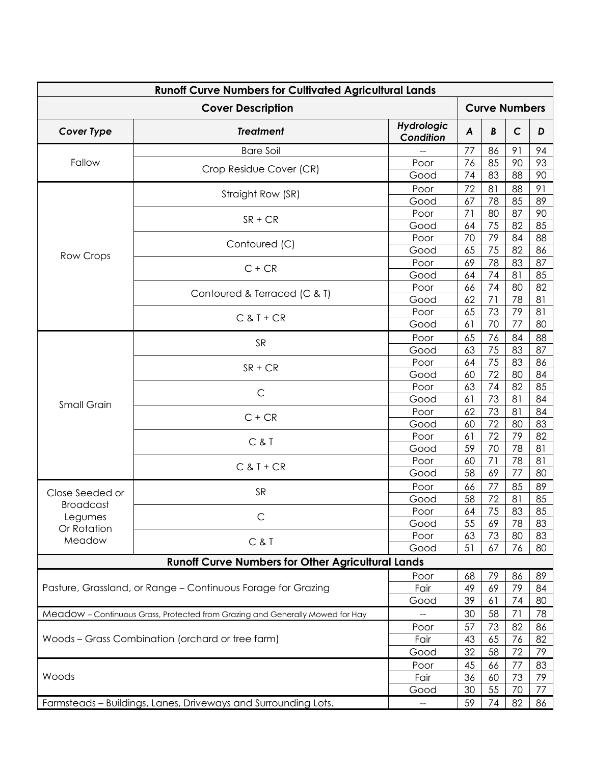| Runoff Curve Numbers for Cultivated Agricultural Lands | | | | | | |
|---|---|---|---|---|---|---|
| **Cover Description** | | | **Curve Numbers** | | | |
| ***Cover Type*** | ***Treatment*** | ***Hydrologic Condition*** | ***A*** | ***B*** | ***C*** | ***D*** |
| Fallow | Bare Soil | -- | 77 | 86 | 91 | 94 |
| | Crop Residue Cover (CR) | Poor | 76 | 85 | 90 | 93 |
| | | Good | 74 | 83 | 88 | 90 |
| Row Crops | Straight Row (SR) | Poor | 72 | 81 | 88 | 91 |
| | | Good | 67 | 78 | 85 | 89 |
| | SR + CR | Poor | 71 | 80 | 87 | 90 |
| | | Good | 64 | 75 | 82 | 85 |
| | Contoured (C) | Poor | 70 | 79 | 84 | 88 |
| | | Good | 65 | 75 | 82 | 86 |
| | C + CR | Poor | 69 | 78 | 83 | 87 |
| | | Good | 64 | 74 | 81 | 85 |
| | Contoured & Terraced (C & T) | Poor | 66 | 74 | 80 | 82 |
| | | Good | 62 | 71 | 78 | 81 |
| | C & T + CR | Poor | 65 | 73 | 79 | 81 |
| | | Good | 61 | 70 | 77 | 80 |
| Small Grain | SR | Poor | 65 | 76 | 84 | 88 |
| | | Good | 63 | 75 | 83 | 87 |
| | SR + CR | Poor | 64 | 75 | 83 | 86 |
| | | Good | 60 | 72 | 80 | 84 |
| | C | Poor | 63 | 74 | 82 | 85 |
| | | Good | 61 | 73 | 81 | 84 |
| | C + CR | Poor | 62 | 73 | 81 | 84 |
| | | Good | 60 | 72 | 80 | 83 |
| | C & T | Poor | 61 | 72 | 79 | 82 |
| | | Good | 59 | 70 | 78 | 81 |
| | C & T + CR | Poor | 60 | 71 | 78 | 81 |
| | | Good | 58 | 69 | 77 | 80 |
| Close Seeded or Broadcast Legumes Or Rotation Meadow | SR | Poor | 66 | 77 | 85 | 89 |
| | | Good | 58 | 72 | 81 | 85 |
| | C | Poor | 64 | 75 | 83 | 85 |
| | | Good | 55 | 69 | 78 | 83 |
| | C & T | Poor | 63 | 73 | 80 | 83 |
| | | Good | 51 | 67 | 76 | 80 |
| **Runoff Curve Numbers for Other Agricultural Lands** | | | | | | |
| Pasture, Grassland, or Range – Continuous Forage for Grazing | | Poor | 68 | 79 | 86 | 89 |
| | | Fair | 49 | 69 | 79 | 84 |
| | | Good | 39 | 61 | 74 | 80 |
| Meadow – Continuous Grass, Protected from Grazing and Generally Mowed for Hay | | -- | 30 | 58 | 71 | 78 |
| Woods – Grass Combination (orchard or tree farm) | | Poor | 57 | 73 | 82 | 86 |
| | | Fair | 43 | 65 | 76 | 82 |
| | | Good | 32 | 58 | 72 | 79 |
| Woods | | Poor | 45 | 66 | 77 | 83 |
| | | Fair | 36 | 60 | 73 | 79 |
| | | Good | 30 | 55 | 70 | 77 |
| Farmsteads – Buildings, Lanes, Driveways and Surrounding Lots. | | -- | 59 | 74 | 82 | 86 |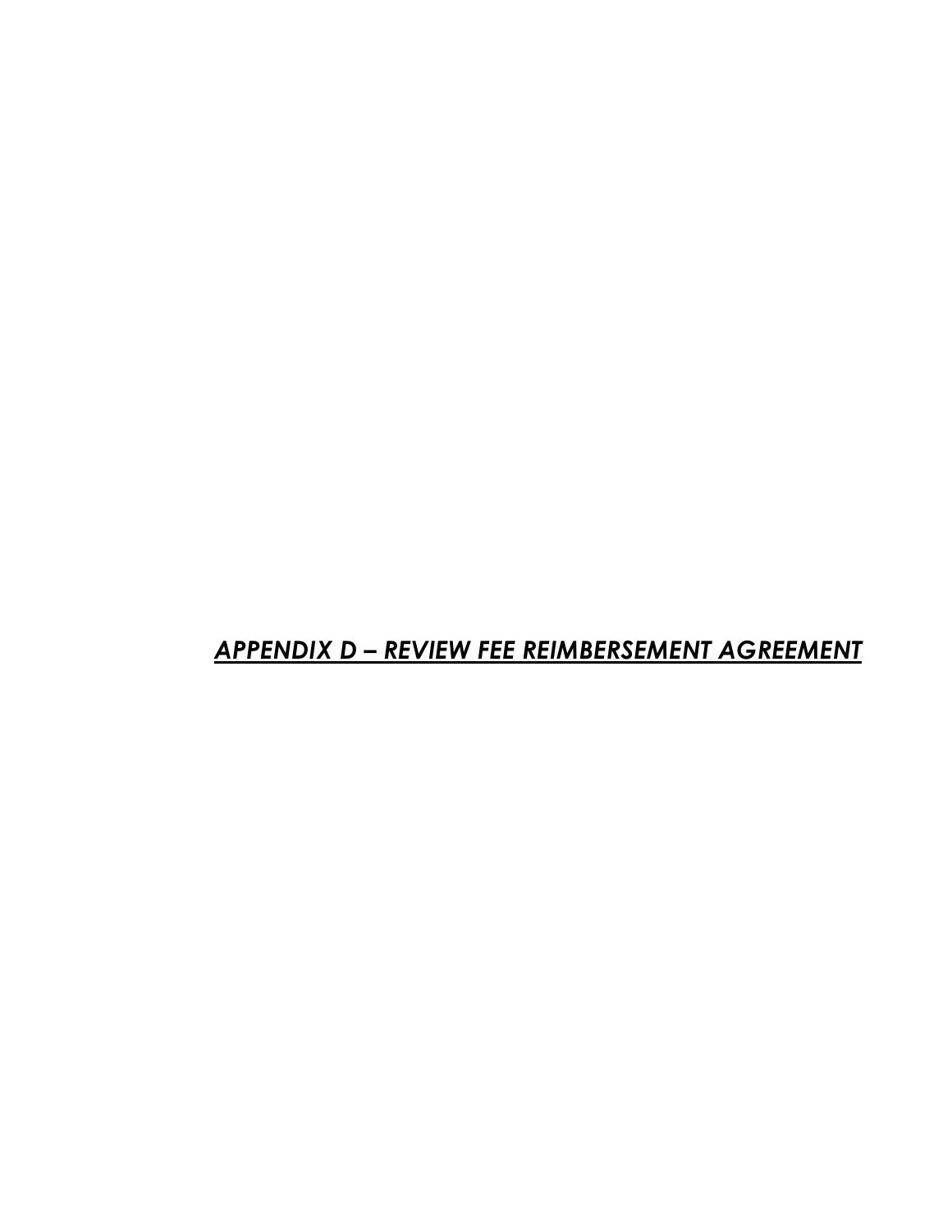# ***APPENDIX D – REVIEW FEE REIMBURSEMENT AGREEMENT***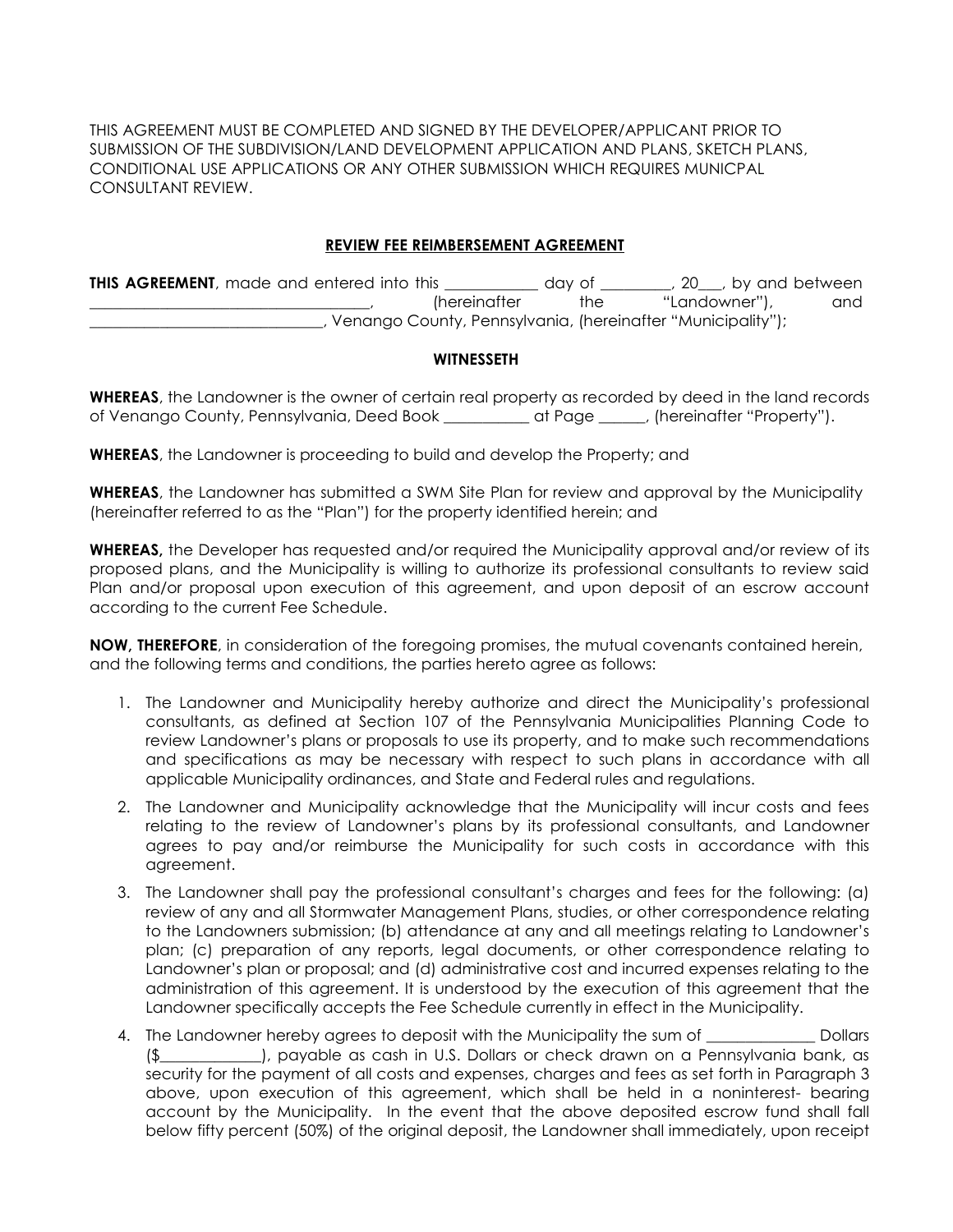THIS AGREEMENT MUST BE COMPLETED AND SIGNED BY THE DEVELOPER/APPLICANT PRIOR TO SUBMISSION OF THE SUBDIVISION/LAND DEVELOPMENT APPLICATION AND PLANS, SKETCH PLANS, CONDITIONAL USE APPLICATIONS OR ANY OTHER SUBMISSION WHICH REQUIRES MUNICPAL CONSULTANT REVIEW.

## REVIEW FEE REIMBERSEMENT AGREEMENT

**THIS AGREEMENT**, made and entered into this ____________ day of _________, 20___, by and between ____________________________________, (hereinafter the "Landowner"), and ______________________________, Venango County, Pennsylvania, (hereinafter "Municipality");

### WITNESSETH

**WHEREAS**, the Landowner is the owner of certain real property as recorded by deed in the land records of Venango County, Pennsylvania, Deed Book ___________ at Page ______, (hereinafter "Property").

**WHEREAS**, the Landowner is proceeding to build and develop the Property; and

**WHEREAS**, the Landowner has submitted a SWM Site Plan for review and approval by the Municipality (hereinafter referred to as the "Plan") for the property identified herein; and

**WHEREAS,** the Developer has requested and/or required the Municipality approval and/or review of its proposed plans, and the Municipality is willing to authorize its professional consultants to review said Plan and/or proposal upon execution of this agreement, and upon deposit of an escrow account according to the current Fee Schedule.

**NOW, THEREFORE**, in consideration of the foregoing promises, the mutual covenants contained herein, and the following terms and conditions, the parties hereto agree as follows:

1. The Landowner and Municipality hereby authorize and direct the Municipality's professional consultants, as defined at Section 107 of the Pennsylvania Municipalities Planning Code to review Landowner's plans or proposals to use its property, and to make such recommendations and specifications as may be necessary with respect to such plans in accordance with all applicable Municipality ordinances, and State and Federal rules and regulations.
2. The Landowner and Municipality acknowledge that the Municipality will incur costs and fees relating to the review of Landowner's plans by its professional consultants, and Landowner agrees to pay and/or reimburse the Municipality for such costs in accordance with this agreement.
3. The Landowner shall pay the professional consultant's charges and fees for the following: (a) review of any and all Stormwater Management Plans, studies, or other correspondence relating to the Landowners submission; (b) attendance at any and all meetings relating to Landowner's plan; (c) preparation of any reports, legal documents, or other correspondence relating to Landowner's plan or proposal; and (d) administrative cost and incurred expenses relating to the administration of this agreement. It is understood by the execution of this agreement that the Landowner specifically accepts the Fee Schedule currently in effect in the Municipality.
4. The Landowner hereby agrees to deposit with the Municipality the sum of ______________ Dollars ($_____________), payable as cash in U.S. Dollars or check drawn on a Pennsylvania bank, as security for the payment of all costs and expenses, charges and fees as set forth in Paragraph 3 above, upon execution of this agreement, which shall be held in a noninterest- bearing account by the Municipality. In the event that the above deposited escrow fund shall fall below fifty percent (50%) of the original deposit, the Landowner shall immediately, upon receipt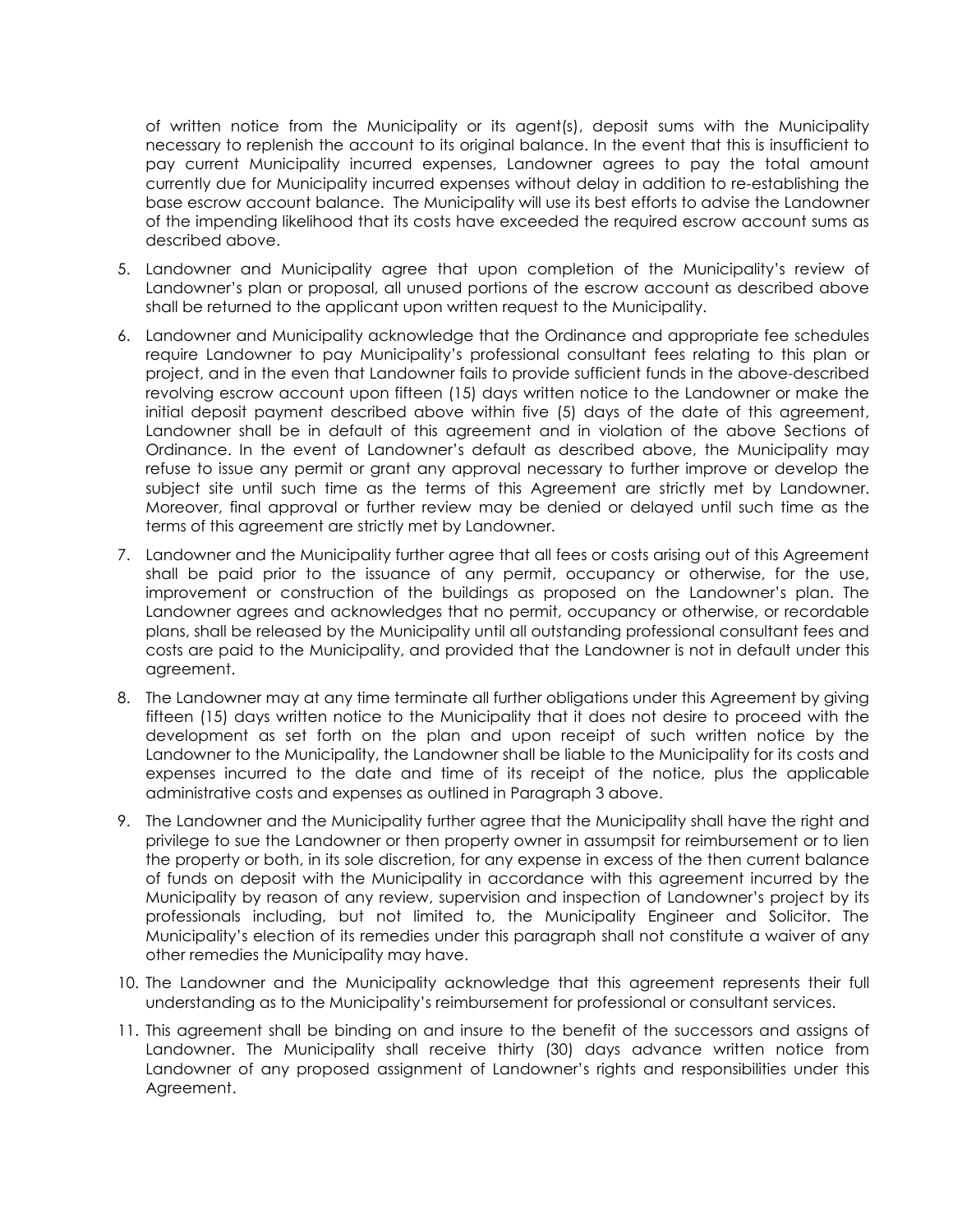of written notice from the Municipality or its agent(s), deposit sums with the Municipality necessary to replenish the account to its original balance. In the event that this is insufficient to pay current Municipality incurred expenses, Landowner agrees to pay the total amount currently due for Municipality incurred expenses without delay in addition to re-establishing the base escrow account balance. The Municipality will use its best efforts to advise the Landowner of the impending likelihood that its costs have exceeded the required escrow account sums as described above.

5. Landowner and Municipality agree that upon completion of the Municipality's review of Landowner's plan or proposal, all unused portions of the escrow account as described above shall be returned to the applicant upon written request to the Municipality.

6. Landowner and Municipality acknowledge that the Ordinance and appropriate fee schedules require Landowner to pay Municipality's professional consultant fees relating to this plan or project, and in the even that Landowner fails to provide sufficient funds in the above-described revolving escrow account upon fifteen (15) days written notice to the Landowner or make the initial deposit payment described above within five (5) days of the date of this agreement, Landowner shall be in default of this agreement and in violation of the above Sections of Ordinance. In the event of Landowner's default as described above, the Municipality may refuse to issue any permit or grant any approval necessary to further improve or develop the subject site until such time as the terms of this Agreement are strictly met by Landowner. Moreover, final approval or further review may be denied or delayed until such time as the terms of this agreement are strictly met by Landowner.

7. Landowner and the Municipality further agree that all fees or costs arising out of this Agreement shall be paid prior to the issuance of any permit, occupancy or otherwise, for the use, improvement or construction of the buildings as proposed on the Landowner's plan. The Landowner agrees and acknowledges that no permit, occupancy or otherwise, or recordable plans, shall be released by the Municipality until all outstanding professional consultant fees and costs are paid to the Municipality, and provided that the Landowner is not in default under this agreement.

8. The Landowner may at any time terminate all further obligations under this Agreement by giving fifteen (15) days written notice to the Municipality that it does not desire to proceed with the development as set forth on the plan and upon receipt of such written notice by the Landowner to the Municipality, the Landowner shall be liable to the Municipality for its costs and expenses incurred to the date and time of its receipt of the notice, plus the applicable administrative costs and expenses as outlined in Paragraph 3 above.

9. The Landowner and the Municipality further agree that the Municipality shall have the right and privilege to sue the Landowner or then property owner in assumpsit for reimbursement or to lien the property or both, in its sole discretion, for any expense in excess of the then current balance of funds on deposit with the Municipality in accordance with this agreement incurred by the Municipality by reason of any review, supervision and inspection of Landowner's project by its professionals including, but not limited to, the Municipality Engineer and Solicitor. The Municipality's election of its remedies under this paragraph shall not constitute a waiver of any other remedies the Municipality may have.

10. The Landowner and the Municipality acknowledge that this agreement represents their full understanding as to the Municipality's reimbursement for professional or consultant services.

11. This agreement shall be binding on and insure to the benefit of the successors and assigns of Landowner. The Municipality shall receive thirty (30) days advance written notice from Landowner of any proposed assignment of Landowner's rights and responsibilities under this Agreement.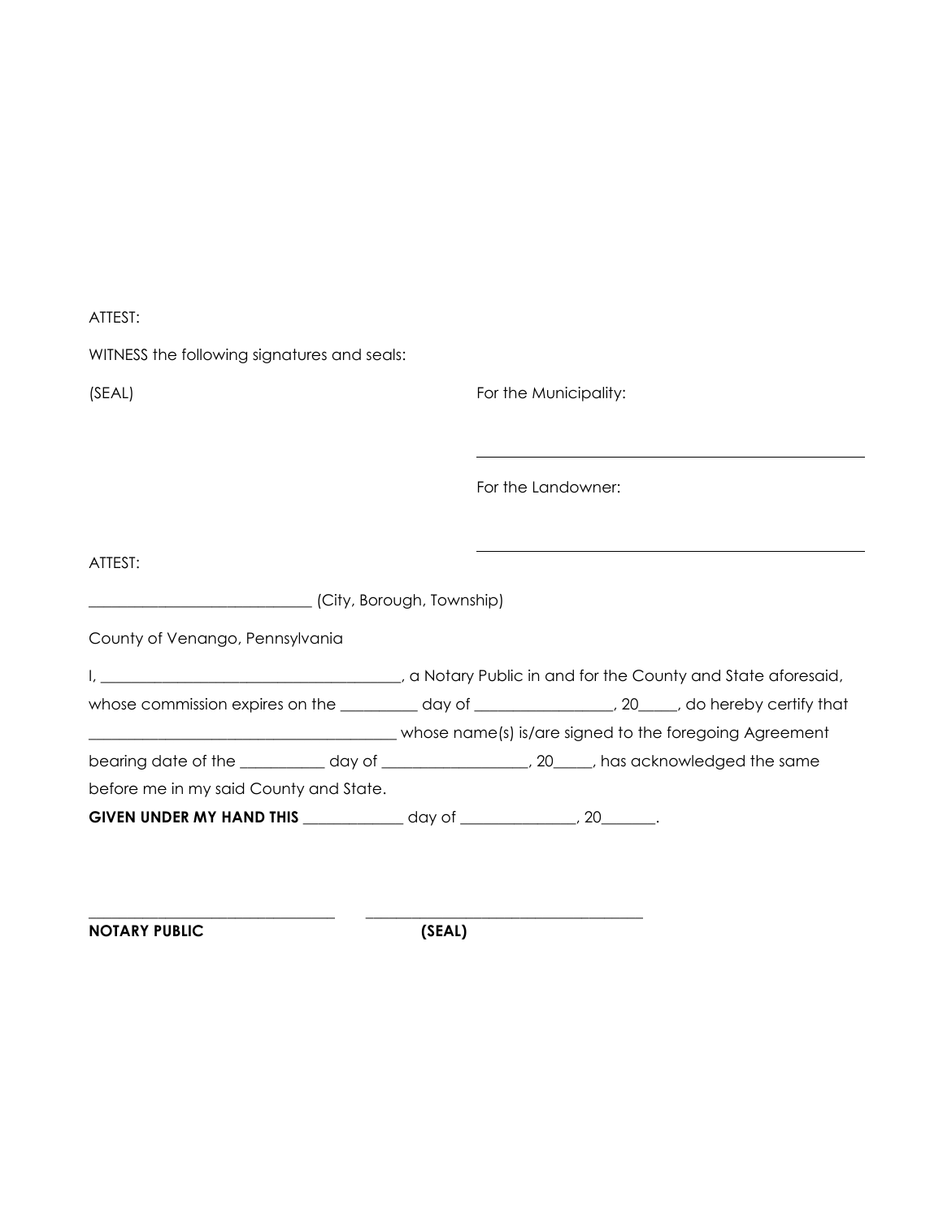ATTEST:

WITNESS the following signatures and seals:

(SEAL)

For the Municipality:

\_\_\_\_\_\_\_\_\_\_\_\_\_\_\_\_\_\_\_\_\_\_\_\_\_\_\_\_\_\_\_\_\_\_\_\_\_\_\_\_\_\_\_\_

For the Landowner:

\_\_\_\_\_\_\_\_\_\_\_\_\_\_\_\_\_\_\_\_\_\_\_\_\_\_\_\_\_\_\_\_\_\_\_\_\_\_\_\_\_\_\_\_

ATTEST:

____________________________ (City, Borough, Township)

County of Venango, Pennsylvania

I, ______________________________________, a Notary Public in and for the County and State aforesaid, whose commission expires on the __________ day of _________________, 20_____, do hereby certify that ______________________________________ whose name(s) is/are signed to the foregoing Agreement bearing date of the ___________ day of __________________, 20_____, has acknowledged the same before me in my said County and State.

**GIVEN UNDER MY HAND THIS** _____________ day of _______________, 20_______.

________________________________ ____________________________________

**NOTARY PUBLIC** **(SEAL)**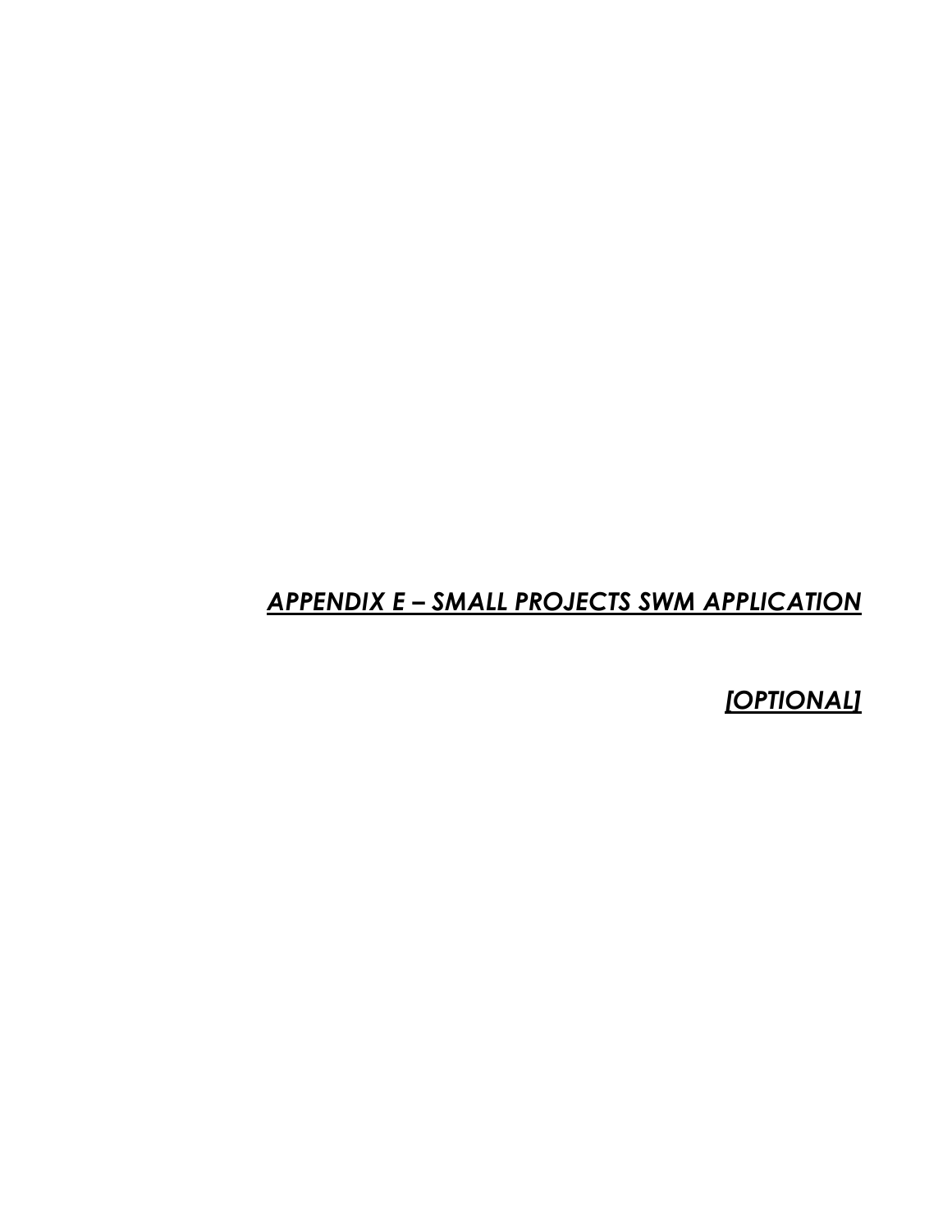# ***APPENDIX E – SMALL PROJECTS SWM APPLICATION***

***[OPTIONAL]***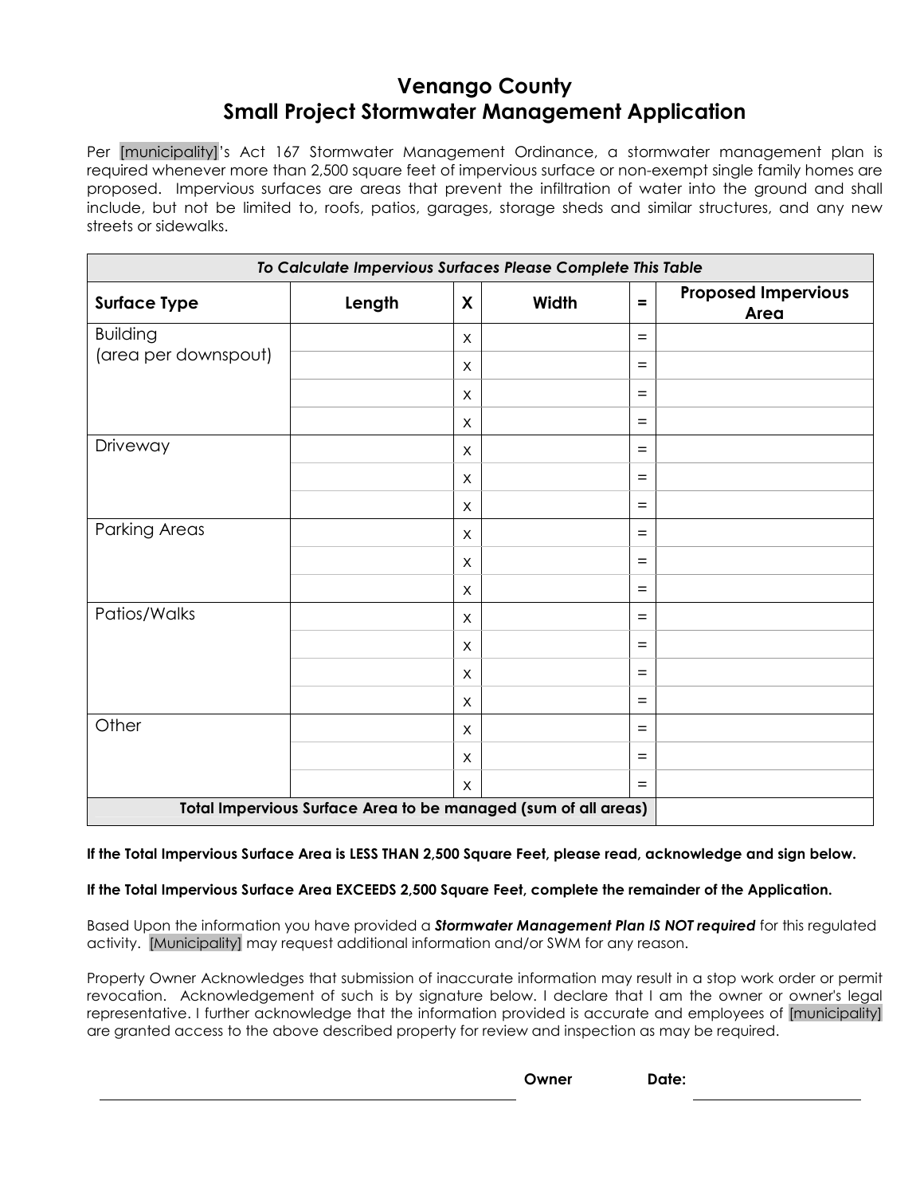# Venango County
# Small Project Stormwater Management Application

Per [municipality]'s Act 167 Stormwater Management Ordinance, a stormwater management plan is required whenever more than 2,500 square feet of impervious surface or non-exempt single family homes are proposed. Impervious surfaces are areas that prevent the infiltration of water into the ground and shall include, but not be limited to, roofs, patios, garages, storage sheds and similar structures, and any new streets or sidewalks.

| *To Calculate Impervious Surfaces Please Complete This Table* | | | | | |
|---|---|---|---|---|---|
| **Surface Type** | **Length** | **X** | **Width** | **=** | **Proposed Impervious Area** |
| Building (area per downspout) | | x | | = | |
| | | x | | = | |
| | | x | | = | |
| | | x | | = | |
| Driveway | | x | | = | |
| | | x | | = | |
| | | x | | = | |
| Parking Areas | | x | | = | |
| | | x | | = | |
| | | x | | = | |
| Patios/Walks | | x | | = | |
| | | x | | = | |
| | | x | | = | |
| | | x | | = | |
| Other | | x | | = | |
| | | x | | = | |
| | | x | | = | |
| **Total Impervious Surface Area to be managed (sum of all areas)** | | | | | |

**If the Total Impervious Surface Area is LESS THAN 2,500 Square Feet, please read, acknowledge and sign below.**

**If the Total Impervious Surface Area EXCEEDS 2,500 Square Feet, complete the remainder of the Application.**

Based Upon the information you have provided a ***Stormwater Management Plan IS NOT required*** for this regulated activity. [Municipality] may request additional information and/or SWM for any reason.

Property Owner Acknowledges that submission of inaccurate information may result in a stop work order or permit revocation. Acknowledgement of such is by signature below. I declare that I am the owner or owner's legal representative. I further acknowledge that the information provided is accurate and employees of [municipality] are granted access to the above described property for review and inspection as may be required.

\_\_\_\_\_\_\_\_\_\_\_\_\_\_\_\_\_\_\_\_\_\_\_\_\_\_\_\_\_\_\_\_\_\_\_\_\_\_\_\_ **Owner** **Date:** \_\_\_\_\_\_\_\_\_\_\_\_\_\_\_\_\_\_\_\_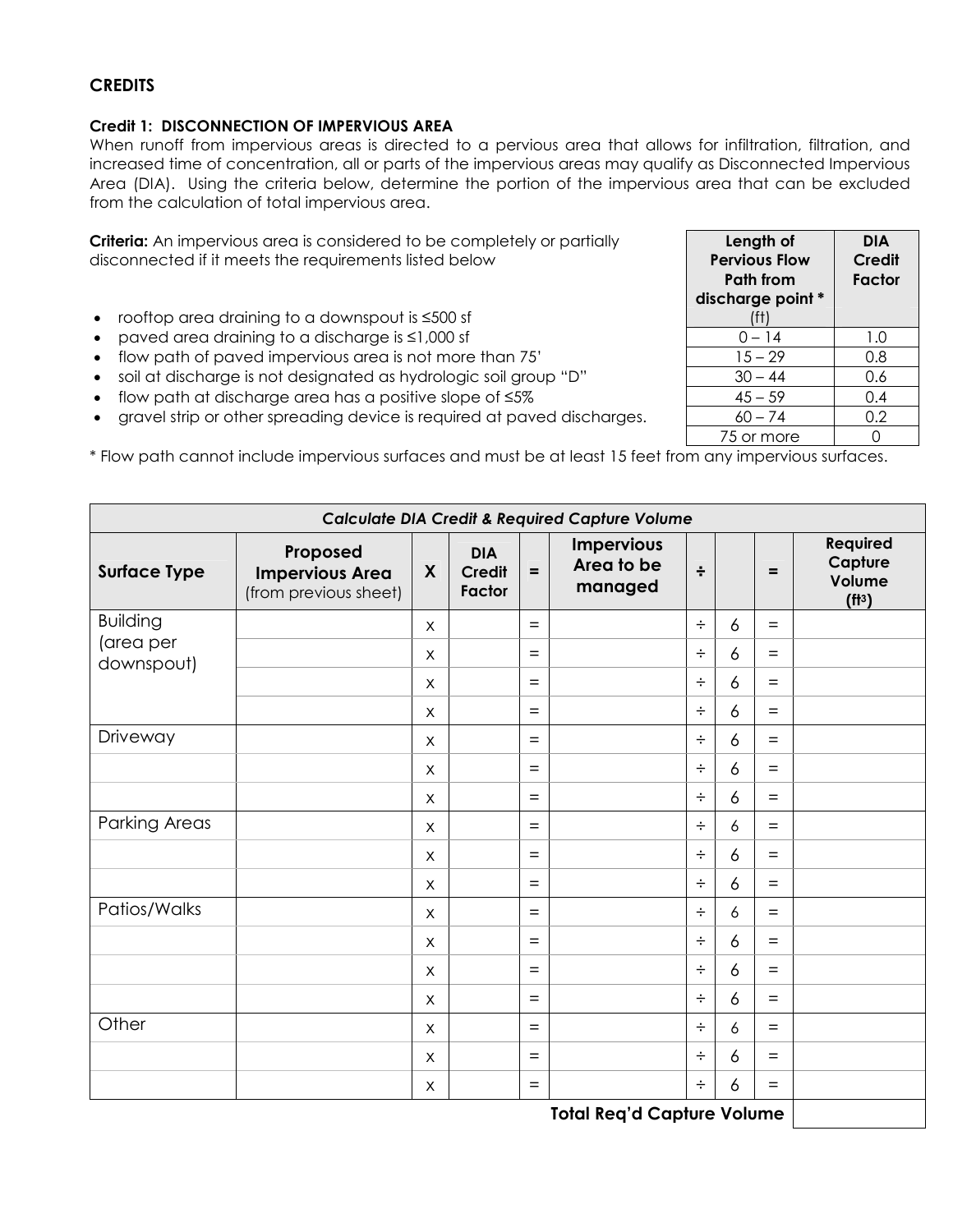## CREDITS

### Credit 1: DISCONNECTION OF IMPERVIOUS AREA

When runoff from impervious areas is directed to a pervious area that allows for infiltration, filtration, and increased time of concentration, all or parts of the impervious areas may qualify as Disconnected Impervious Area (DIA). Using the criteria below, determine the portion of the impervious area that can be excluded from the calculation of total impervious area.

**Criteria:** An impervious area is considered to be completely or partially disconnected if it meets the requirements listed below

- rooftop area draining to a downspout is ≤500 sf
- paved area draining to a discharge is ≤1,000 sf
- flow path of paved impervious area is not more than 75'
- soil at discharge is not designated as hydrologic soil group "D"
- flow path at discharge area has a positive slope of ≤5%
- gravel strip or other spreading device is required at paved discharges.

| Length of Pervious Flow Path from discharge point * (ft) | DIA Credit Factor |
|---|---|
| 0 – 14 | 1.0 |
| 15 – 29 | 0.8 |
| 30 – 44 | 0.6 |
| 45 – 59 | 0.4 |
| 60 – 74 | 0.2 |
| 75 or more | 0 |

* Flow path cannot include impervious surfaces and must be at least 15 feet from any impervious surfaces.

| *Calculate DIA Credit & Required Capture Volume* | | | | | | | | | |
|---|---|---|---|---|---|---|---|---|---|
| **Surface Type** | **Proposed Impervious Area** (from previous sheet) | **X** | **DIA Credit Factor** | **=** | **Impervious Area to be managed** | **÷** | | **=** | **Required Capture Volume ($ft^3$)** |
| Building (area per downspout) | | x | | = | | ÷ | 6 | = | |
| | | x | | = | | ÷ | 6 | = | |
| | | x | | = | | ÷ | 6 | = | |
| | | x | | = | | ÷ | 6 | = | |
| Driveway | | x | | = | | ÷ | 6 | = | |
| | | x | | = | | ÷ | 6 | = | |
| | | x | | = | | ÷ | 6 | = | |
| Parking Areas | | x | | = | | ÷ | 6 | = | |
| | | x | | = | | ÷ | 6 | = | |
| | | x | | = | | ÷ | 6 | = | |
| Patios/Walks | | x | | = | | ÷ | 6 | = | |
| | | x | | = | | ÷ | 6 | = | |
| | | x | | = | | ÷ | 6 | = | |
| | | x | | = | | ÷ | 6 | = | |
| Other | | x | | = | | ÷ | 6 | = | |
| | | x | | = | | ÷ | 6 | = | |
| | | x | | = | | ÷ | 6 | = | |
| | | | | | **Total Req'd Capture Volume** | | | | |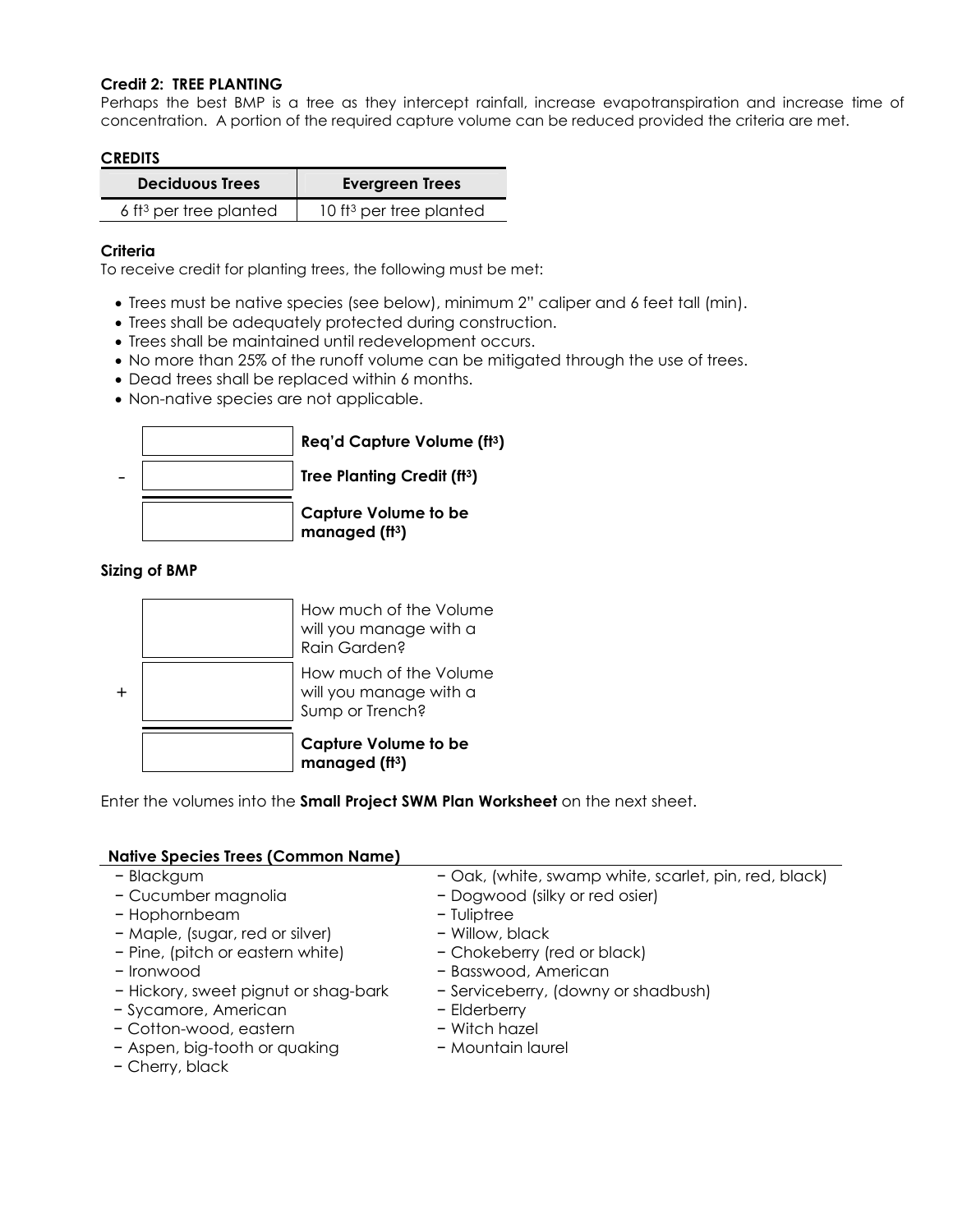**Credit 2: TREE PLANTING**

Perhaps the best BMP is a tree as they intercept rainfall, increase evapotranspiration and increase time of concentration. A portion of the required capture volume can be reduced provided the criteria are met.

**CREDITS**

| Deciduous Trees | Evergreen Trees |
|---|---|
| 6 $ft^3$ per tree planted | 10 $ft^3$ per tree planted |

**Criteria**

To receive credit for planting trees, the following must be met:

- Trees must be native species (see below), minimum 2" caliper and 6 feet tall (min).
- Trees shall be adequately protected during construction.
- Trees shall be maintained until redevelopment occurs.
- No more than 25% of the runoff volume can be mitigated through the use of trees.
- Dead trees shall be replaced within 6 months.
- Non-native species are not applicable.

| | | |
|---|---|---|
| | | **Req'd Capture Volume ($ft^3$)** |
| - | | **Tree Planting Credit ($ft^3$)** |
| | | **Capture Volume to be managed ($ft^3$)** |

**Sizing of BMP**

| | | |
|---|---|---|
| | | How much of the Volume will you manage with a Rain Garden? |
| + | | How much of the Volume will you manage with a Sump or Trench? |
| | | **Capture Volume to be managed ($ft^3$)** |

Enter the volumes into the **Small Project SWM Plan Worksheet** on the next sheet.

**Native Species Trees (Common Name)**

- Blackgum
- Cucumber magnolia
- Hophornbeam
- Maple, (sugar, red or silver)
- Pine, (pitch or eastern white)
- Ironwood
- Hickory, sweet pignut or shag-bark
- Sycamore, American
- Cotton-wood, eastern
- Aspen, big-tooth or quaking
- Cherry, black
- Oak, (white, swamp white, scarlet, pin, red, black)
- Dogwood (silky or red osier)
- Tuliptree
- Willow, black
- Chokeberry (red or black)
- Basswood, American
- Serviceberry, (downy or shadbush)
- Elderberry
- Witch hazel
- Mountain laurel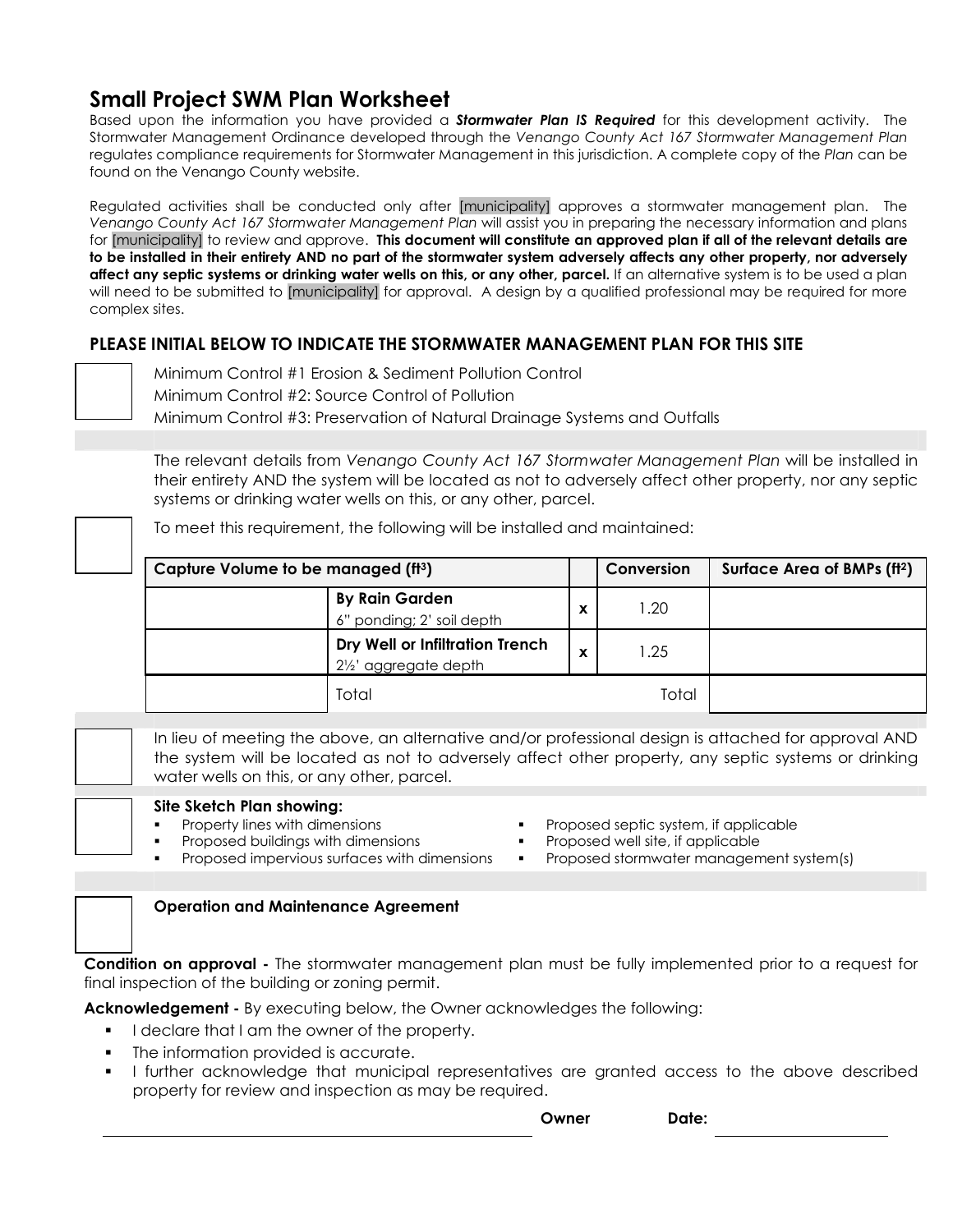## Small Project SWM Plan Worksheet

Based upon the information you have provided a ***Stormwater Plan IS Required*** for this development activity. The Stormwater Management Ordinance developed through the *Venango County Act 167 Stormwater Management Plan* regulates compliance requirements for Stormwater Management in this jurisdiction. A complete copy of the *Plan* can be found on the Venango County website.

Regulated activities shall be conducted only after [municipality] approves a stormwater management plan. The *Venango County Act 167 Stormwater Management Plan* will assist you in preparing the necessary information and plans for [municipality] to review and approve. **This document will constitute an approved plan if all of the relevant details are to be installed in their entirety AND no part of the stormwater system adversely affects any other property, nor adversely affect any septic systems or drinking water wells on this, or any other, parcel.** If an alternative system is to be used a plan will need to be submitted to [municipality] for approval. A design by a qualified professional may be required for more complex sites.

### PLEASE INITIAL BELOW TO INDICATE THE STORMWATER MANAGEMENT PLAN FOR THIS SITE

☐ Minimum Control #1 Erosion & Sediment Pollution Control
Minimum Control #2: Source Control of Pollution
Minimum Control #3: Preservation of Natural Drainage Systems and Outfalls

The relevant details from *Venango County Act 167 Stormwater Management Plan* will be installed in their entirety AND the system will be located as not to adversely affect other property, nor any septic systems or drinking water wells on this, or any other, parcel.

☐ To meet this requirement, the following will be installed and maintained:

| Capture Volume to be managed ($ft^3$) | | | Conversion | Surface Area of BMPs ($ft^2$) |
|---|---|---|---|---|
| | **By Rain Garden** 6" ponding; 2' soil depth | x | 1.20 | |
| | **Dry Well or Infiltration Trench** 2½' aggregate depth | x | 1.25 | |
| | Total | | Total | |

☐ In lieu of meeting the above, an alternative and/or professional design is attached for approval AND the system will be located as not to adversely affect other property, any septic systems or drinking water wells on this, or any other, parcel.

☐ **Site Sketch Plan showing:**

- Property lines with dimensions
- Proposed buildings with dimensions
- Proposed impervious surfaces with dimensions
- Proposed septic system, if applicable
- Proposed well site, if applicable
- Proposed stormwater management system(s)

☐ **Operation and Maintenance Agreement**

**Condition on approval -** The stormwater management plan must be fully implemented prior to a request for final inspection of the building or zoning permit.

**Acknowledgement -** By executing below, the Owner acknowledges the following:

- I declare that I am the owner of the property.
- The information provided is accurate.
- I further acknowledge that municipal representatives are granted access to the above described property for review and inspection as may be required.

______________________________ **Owner** **Date:** ______________